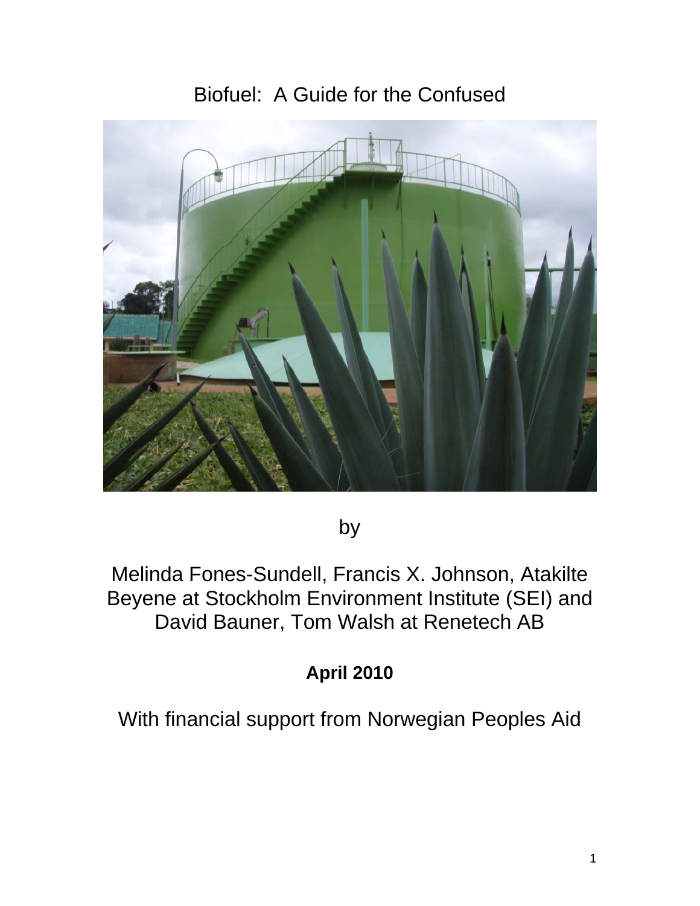# Biofuel: A Guide for the Confused

by

Melinda Fones-Sundell, Francis X. Johnson, Atakilte Beyene at Stockholm Environment Institute (SEI) and David Bauner, Tom Walsh at Renetech AB

**April 2010**

With financial support from Norwegian Peoples Aid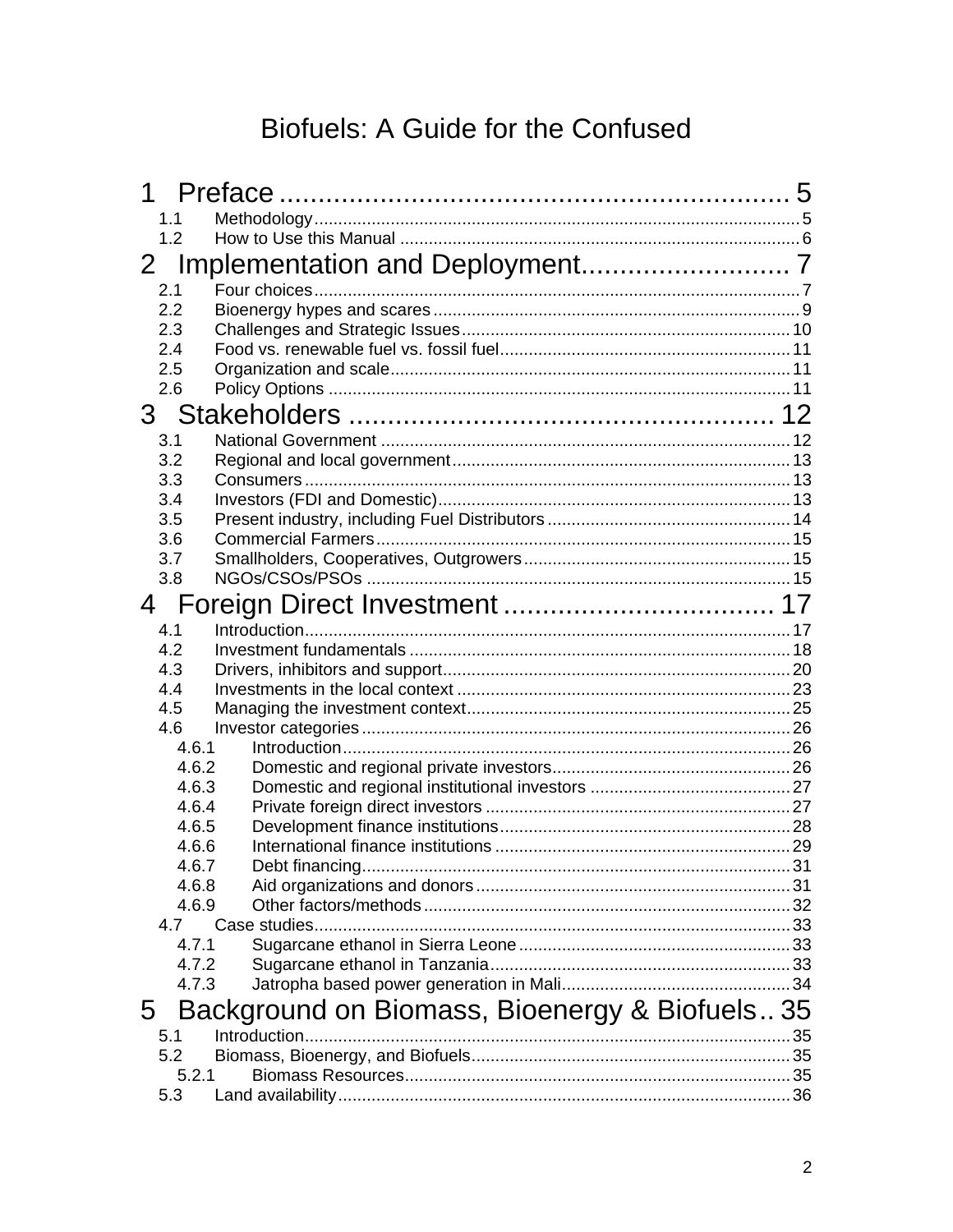# Biofuels: A Guide for the Confused

1 Preface ........................................................................ 5
- 1.1 Methodology ........................................................................ 5
- 1.2 How to Use this Manual ........................................................................ 6

2 Implementation and Deployment ........................................................................ 7
- 2.1 Four choices ........................................................................ 7
- 2.2 Bioenergy hypes and scares ........................................................................ 9
- 2.3 Challenges and Strategic Issues ........................................................................ 10
- 2.4 Food vs. renewable fuel vs. fossil fuel ........................................................................ 11
- 2.5 Organization and scale ........................................................................ 11
- 2.6 Policy Options ........................................................................ 11

3 Stakeholders ........................................................................ 12
- 3.1 National Government ........................................................................ 12
- 3.2 Regional and local government ........................................................................ 13
- 3.3 Consumers ........................................................................ 13
- 3.4 Investors (FDI and Domestic) ........................................................................ 13
- 3.5 Present industry, including Fuel Distributors ........................................................................ 14
- 3.6 Commercial Farmers ........................................................................ 15
- 3.7 Smallholders, Cooperatives, Outgrowers ........................................................................ 15
- 3.8 NGOs/CSOs/PSOs ........................................................................ 15

4 Foreign Direct Investment ........................................................................ 17
- 4.1 Introduction ........................................................................ 17
- 4.2 Investment fundamentals ........................................................................ 18
- 4.3 Drivers, inhibitors and support ........................................................................ 20
- 4.4 Investments in the local context ........................................................................ 23
- 4.5 Managing the investment context ........................................................................ 25
- 4.6 Investor categories ........................................................................ 26
  - 4.6.1 Introduction ........................................................................ 26
  - 4.6.2 Domestic and regional private investors ........................................................................ 26
  - 4.6.3 Domestic and regional institutional investors ........................................................................ 27
  - 4.6.4 Private foreign direct investors ........................................................................ 27
  - 4.6.5 Development finance institutions ........................................................................ 28
  - 4.6.6 International finance institutions ........................................................................ 29
  - 4.6.7 Debt financing ........................................................................ 31
  - 4.6.8 Aid organizations and donors ........................................................................ 31
  - 4.6.9 Other factors/methods ........................................................................ 32
- 4.7 Case studies ........................................................................ 33
  - 4.7.1 Sugarcane ethanol in Sierra Leone ........................................................................ 33
  - 4.7.2 Sugarcane ethanol in Tanzania ........................................................................ 33
  - 4.7.3 Jatropha based power generation in Mali ........................................................................ 34

5 Background on Biomass, Bioenergy & Biofuels ........................................................................ 35
- 5.1 Introduction ........................................................................ 35
- 5.2 Biomass, Bioenergy, and Biofuels ........................................................................ 35
  - 5.2.1 Biomass Resources ........................................................................ 35
- 5.3 Land availability ........................................................................ 36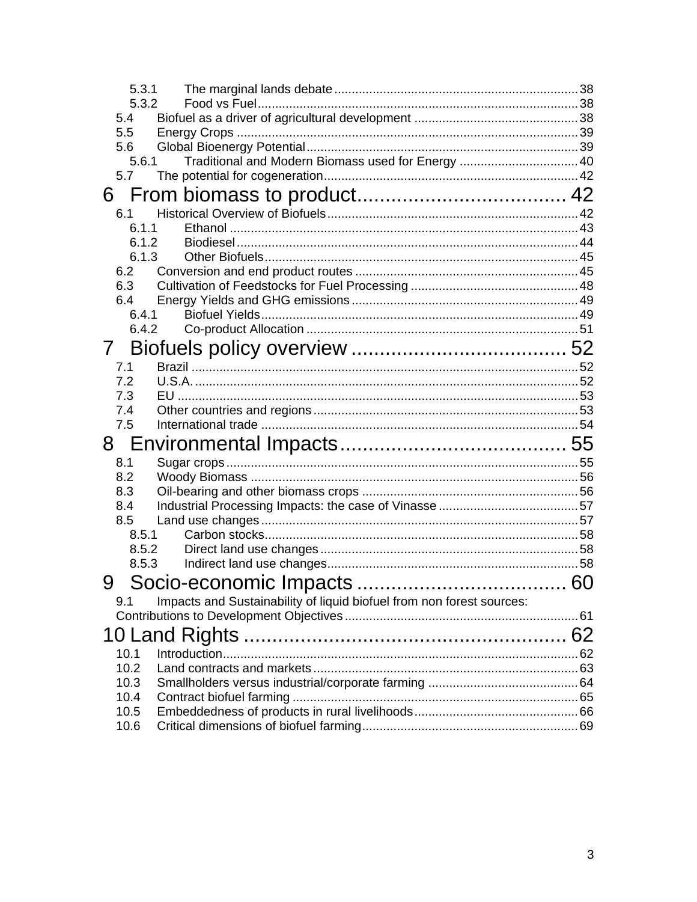5.3.1 The marginal lands debate ..... 38
5.3.2 Food vs Fuel ..... 38
5.4 Biofuel as a driver of agricultural development ..... 38
5.5 Energy Crops ..... 39
5.6 Global Bioenergy Potential ..... 39
5.6.1 Traditional and Modern Biomass used for Energy ..... 40
5.7 The potential for cogeneration ..... 42

6 From biomass to product ..... 42
6.1 Historical Overview of Biofuels ..... 42
6.1.1 Ethanol ..... 43
6.1.2 Biodiesel ..... 44
6.1.3 Other Biofuels ..... 45
6.2 Conversion and end product routes ..... 45
6.3 Cultivation of Feedstocks for Fuel Processing ..... 48
6.4 Energy Yields and GHG emissions ..... 49
6.4.1 Biofuel Yields ..... 49
6.4.2 Co-product Allocation ..... 51

7 Biofuels policy overview ..... 52
7.1 Brazil ..... 52
7.2 U.S.A. ..... 52
7.3 EU ..... 53
7.4 Other countries and regions ..... 53
7.5 International trade ..... 54

8 Environmental Impacts ..... 55
8.1 Sugar crops ..... 55
8.2 Woody Biomass ..... 56
8.3 Oil-bearing and other biomass crops ..... 56
8.4 Industrial Processing Impacts: the case of Vinasse ..... 57
8.5 Land use changes ..... 57
8.5.1 Carbon stocks ..... 58
8.5.2 Direct land use changes ..... 58
8.5.3 Indirect land use changes ..... 58

9 Socio-economic Impacts ..... 60
9.1 Impacts and Sustainability of liquid biofuel from non forest sources: Contributions to Development Objectives ..... 61

10 Land Rights ..... 62
10.1 Introduction ..... 62
10.2 Land contracts and markets ..... 63
10.3 Smallholders versus industrial/corporate farming ..... 64
10.4 Contract biofuel farming ..... 65
10.5 Embeddedness of products in rural livelihoods ..... 66
10.6 Critical dimensions of biofuel farming ..... 69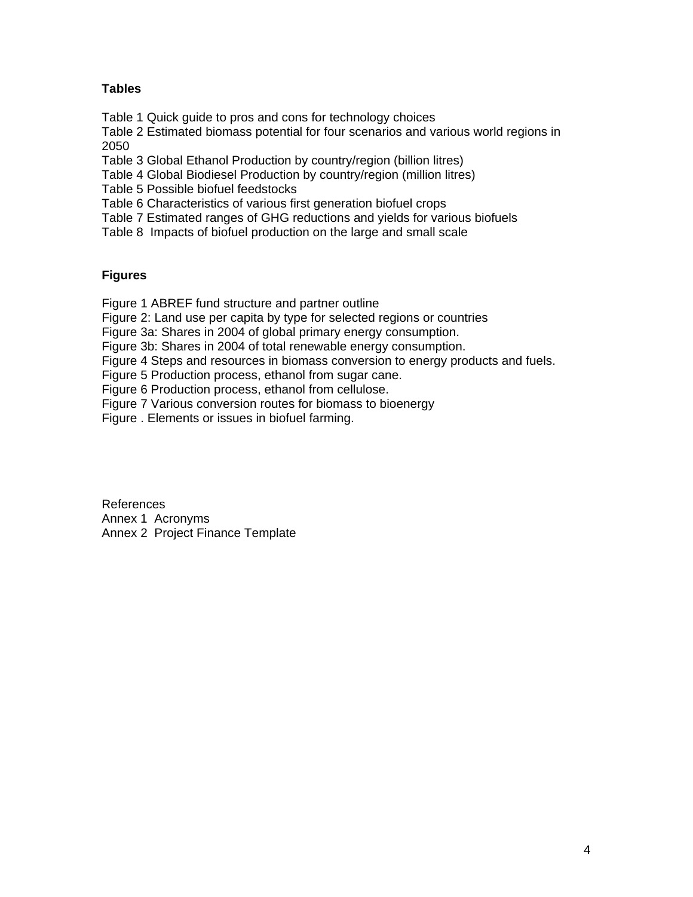**Tables**

Table 1 Quick guide to pros and cons for technology choices
Table 2 Estimated biomass potential for four scenarios and various world regions in 2050
Table 3 Global Ethanol Production by country/region (billion litres)
Table 4 Global Biodiesel Production by country/region (million litres)
Table 5 Possible biofuel feedstocks
Table 6 Characteristics of various first generation biofuel crops
Table 7 Estimated ranges of GHG reductions and yields for various biofuels
Table 8 Impacts of biofuel production on the large and small scale

**Figures**

Figure 1 ABREF fund structure and partner outline
Figure 2: Land use per capita by type for selected regions or countries
Figure 3a: Shares in 2004 of global primary energy consumption.
Figure 3b: Shares in 2004 of total renewable energy consumption.
Figure 4 Steps and resources in biomass conversion to energy products and fuels.
Figure 5 Production process, ethanol from sugar cane.
Figure 6 Production process, ethanol from cellulose.
Figure 7 Various conversion routes for biomass to bioenergy
Figure . Elements or issues in biofuel farming.

References
Annex 1 Acronyms
Annex 2 Project Finance Template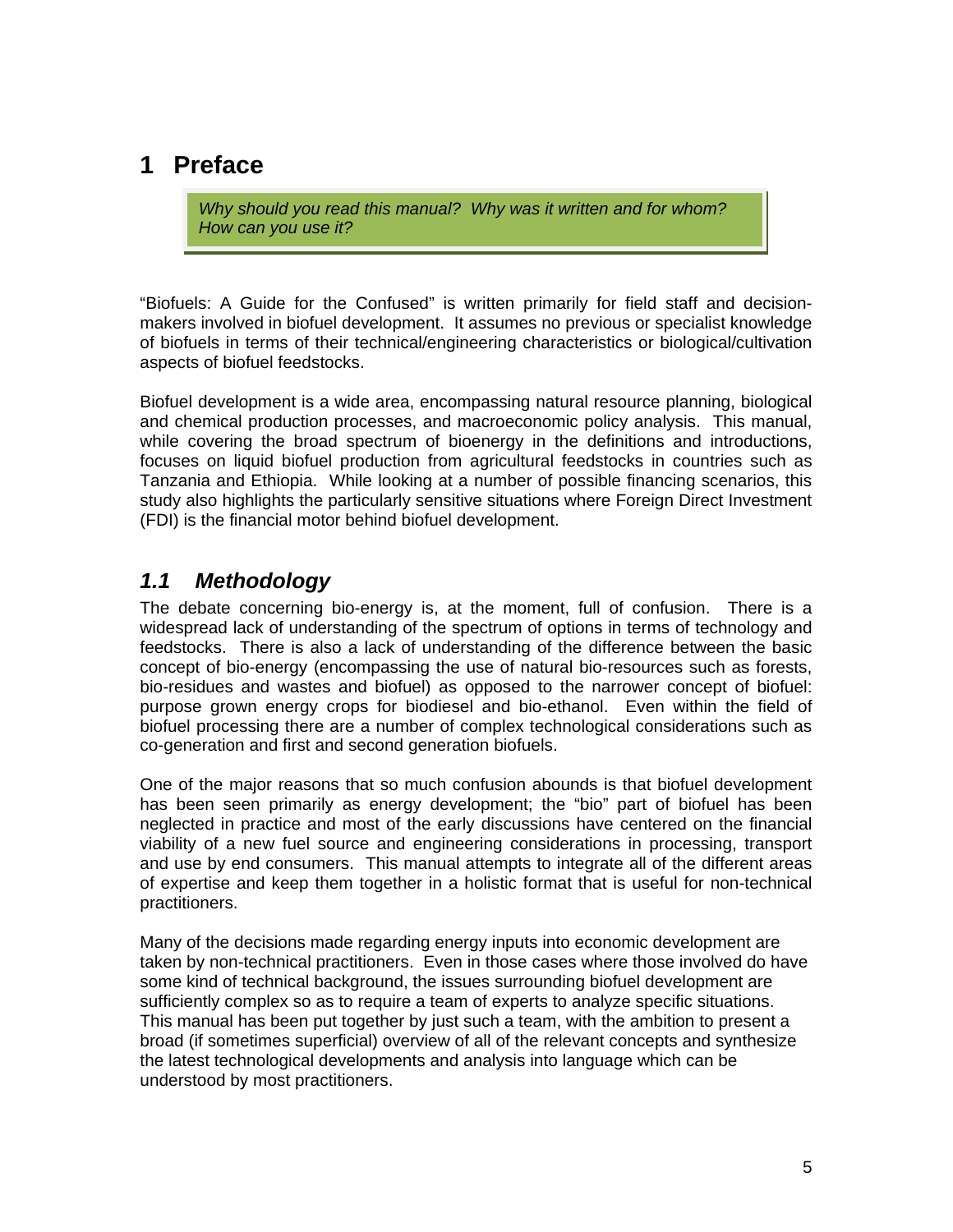# 1 Preface

> *Why should you read this manual? Why was it written and for whom? How can you use it?*

"Biofuels: A Guide for the Confused" is written primarily for field staff and decision-makers involved in biofuel development. It assumes no previous or specialist knowledge of biofuels in terms of their technical/engineering characteristics or biological/cultivation aspects of biofuel feedstocks.

Biofuel development is a wide area, encompassing natural resource planning, biological and chemical production processes, and macroeconomic policy analysis. This manual, while covering the broad spectrum of bioenergy in the definitions and introductions, focuses on liquid biofuel production from agricultural feedstocks in countries such as Tanzania and Ethiopia. While looking at a number of possible financing scenarios, this study also highlights the particularly sensitive situations where Foreign Direct Investment (FDI) is the financial motor behind biofuel development.

## *1.1 Methodology*

The debate concerning bio-energy is, at the moment, full of confusion. There is a widespread lack of understanding of the spectrum of options in terms of technology and feedstocks. There is also a lack of understanding of the difference between the basic concept of bio-energy (encompassing the use of natural bio-resources such as forests, bio-residues and wastes and biofuel) as opposed to the narrower concept of biofuel: purpose grown energy crops for biodiesel and bio-ethanol. Even within the field of biofuel processing there are a number of complex technological considerations such as co-generation and first and second generation biofuels.

One of the major reasons that so much confusion abounds is that biofuel development has been seen primarily as energy development; the "bio" part of biofuel has been neglected in practice and most of the early discussions have centered on the financial viability of a new fuel source and engineering considerations in processing, transport and use by end consumers. This manual attempts to integrate all of the different areas of expertise and keep them together in a holistic format that is useful for non-technical practitioners.

Many of the decisions made regarding energy inputs into economic development are taken by non-technical practitioners. Even in those cases where those involved do have some kind of technical background, the issues surrounding biofuel development are sufficiently complex so as to require a team of experts to analyze specific situations. This manual has been put together by just such a team, with the ambition to present a broad (if sometimes superficial) overview of all of the relevant concepts and synthesize the latest technological developments and analysis into language which can be understood by most practitioners.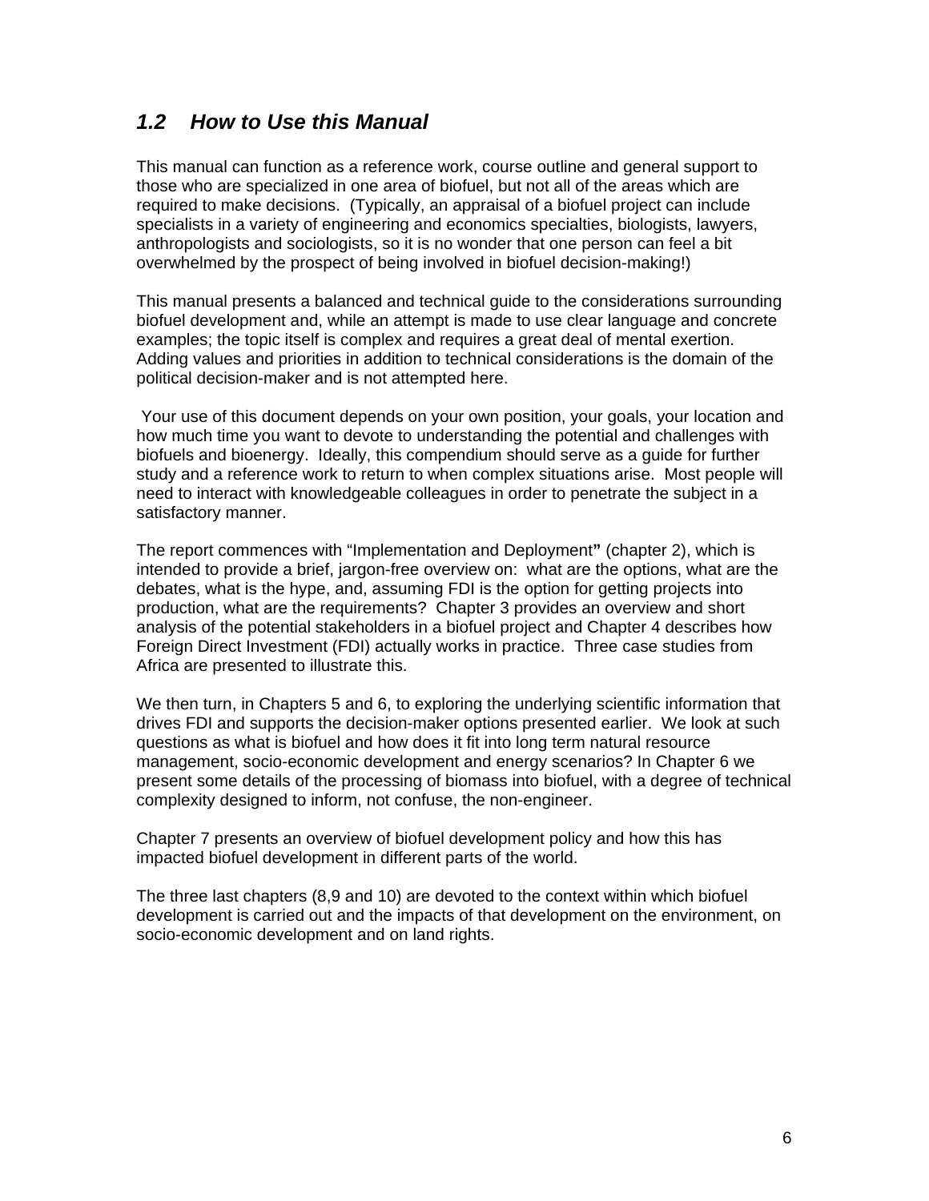## *1.2 How to Use this Manual*

This manual can function as a reference work, course outline and general support to those who are specialized in one area of biofuel, but not all of the areas which are required to make decisions. (Typically, an appraisal of a biofuel project can include specialists in a variety of engineering and economics specialties, biologists, lawyers, anthropologists and sociologists, so it is no wonder that one person can feel a bit overwhelmed by the prospect of being involved in biofuel decision-making!)

This manual presents a balanced and technical guide to the considerations surrounding biofuel development and, while an attempt is made to use clear language and concrete examples; the topic itself is complex and requires a great deal of mental exertion. Adding values and priorities in addition to technical considerations is the domain of the political decision-maker and is not attempted here.

Your use of this document depends on your own position, your goals, your location and how much time you want to devote to understanding the potential and challenges with biofuels and bioenergy. Ideally, this compendium should serve as a guide for further study and a reference work to return to when complex situations arise. Most people will need to interact with knowledgeable colleagues in order to penetrate the subject in a satisfactory manner.

The report commences with "Implementation and Deployment**"** (chapter 2), which is intended to provide a brief, jargon-free overview on: what are the options, what are the debates, what is the hype, and, assuming FDI is the option for getting projects into production, what are the requirements? Chapter 3 provides an overview and short analysis of the potential stakeholders in a biofuel project and Chapter 4 describes how Foreign Direct Investment (FDI) actually works in practice. Three case studies from Africa are presented to illustrate this.

We then turn, in Chapters 5 and 6, to exploring the underlying scientific information that drives FDI and supports the decision-maker options presented earlier. We look at such questions as what is biofuel and how does it fit into long term natural resource management, socio-economic development and energy scenarios? In Chapter 6 we present some details of the processing of biomass into biofuel, with a degree of technical complexity designed to inform, not confuse, the non-engineer.

Chapter 7 presents an overview of biofuel development policy and how this has impacted biofuel development in different parts of the world.

The three last chapters (8,9 and 10) are devoted to the context within which biofuel development is carried out and the impacts of that development on the environment, on socio-economic development and on land rights.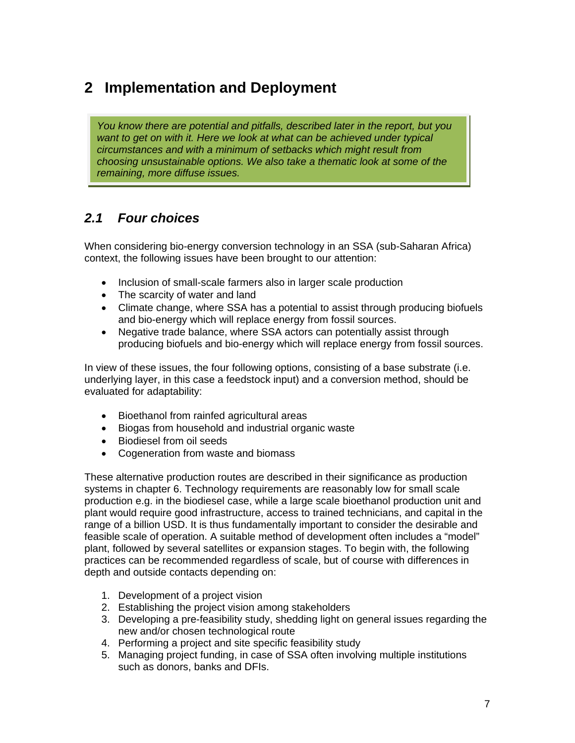# 2 Implementation and Deployment

*You know there are potential and pitfalls, described later in the report, but you want to get on with it. Here we look at what can be achieved under typical circumstances and with a minimum of setbacks which might result from choosing unsustainable options. We also take a thematic look at some of the remaining, more diffuse issues.*

## *2.1 Four choices*

When considering bio-energy conversion technology in an SSA (sub-Saharan Africa) context, the following issues have been brought to our attention:

- Inclusion of small-scale farmers also in larger scale production
- The scarcity of water and land
- Climate change, where SSA has a potential to assist through producing biofuels and bio-energy which will replace energy from fossil sources.
- Negative trade balance, where SSA actors can potentially assist through producing biofuels and bio-energy which will replace energy from fossil sources.

In view of these issues, the four following options, consisting of a base substrate (i.e. underlying layer, in this case a feedstock input) and a conversion method, should be evaluated for adaptability:

- Bioethanol from rainfed agricultural areas
- Biogas from household and industrial organic waste
- Biodiesel from oil seeds
- Cogeneration from waste and biomass

These alternative production routes are described in their significance as production systems in chapter 6. Technology requirements are reasonably low for small scale production e.g. in the biodiesel case, while a large scale bioethanol production unit and plant would require good infrastructure, access to trained technicians, and capital in the range of a billion USD. It is thus fundamentally important to consider the desirable and feasible scale of operation. A suitable method of development often includes a "model" plant, followed by several satellites or expansion stages. To begin with, the following practices can be recommended regardless of scale, but of course with differences in depth and outside contacts depending on:

1. Development of a project vision
2. Establishing the project vision among stakeholders
3. Developing a pre-feasibility study, shedding light on general issues regarding the new and/or chosen technological route
4. Performing a project and site specific feasibility study
5. Managing project funding, in case of SSA often involving multiple institutions such as donors, banks and DFIs.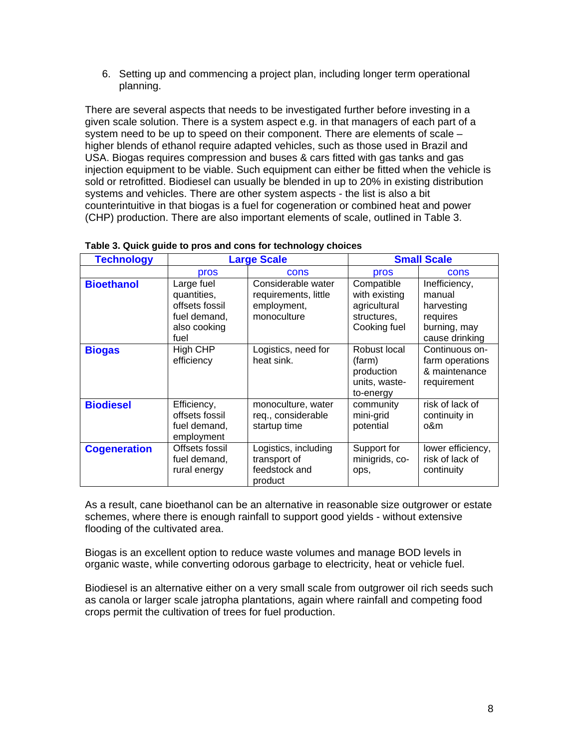6. Setting up and commencing a project plan, including longer term operational planning.

There are several aspects that needs to be investigated further before investing in a given scale solution. There is a system aspect e.g. in that managers of each part of a system need to be up to speed on their component. There are elements of scale – higher blends of ethanol require adapted vehicles, such as those used in Brazil and USA. Biogas requires compression and buses & cars fitted with gas tanks and gas injection equipment to be viable. Such equipment can either be fitted when the vehicle is sold or retrofitted. Biodiesel can usually be blended in up to 20% in existing distribution systems and vehicles. There are other system aspects - the list is also a bit counterintuitive in that biogas is a fuel for cogeneration or combined heat and power (CHP) production. There are also important elements of scale, outlined in Table 3.

**Table 3. Quick guide to pros and cons for technology choices**

| Technology | Large Scale | | Small Scale | |
|---|---|---|---|---|
| | pros | cons | pros | cons |
| **Bioethanol** | Large fuel quantities, offsets fossil fuel demand, also cooking fuel | Considerable water requirements, little employment, monoculture | Compatible with existing agricultural structures, Cooking fuel | Inefficiency, manual harvesting requires burning, may cause drinking |
| **Biogas** | High CHP efficiency | Logistics, need for heat sink. | Robust local (farm) production units, waste-to-energy | Continuous on-farm operations & maintenance requirement |
| **Biodiesel** | Efficiency, offsets fossil fuel demand, employment | monoculture, water req., considerable startup time | community mini-grid potential | risk of lack of continuity in o&m |
| **Cogeneration** | Offsets fossil fuel demand, rural energy | Logistics, including transport of feedstock and product | Support for minigrids, co-ops, | lower efficiency, risk of lack of continuity |

As a result, cane bioethanol can be an alternative in reasonable size outgrower or estate schemes, where there is enough rainfall to support good yields - without extensive flooding of the cultivated area.

Biogas is an excellent option to reduce waste volumes and manage BOD levels in organic waste, while converting odorous garbage to electricity, heat or vehicle fuel.

Biodiesel is an alternative either on a very small scale from outgrower oil rich seeds such as canola or larger scale jatropha plantations, again where rainfall and competing food crops permit the cultivation of trees for fuel production.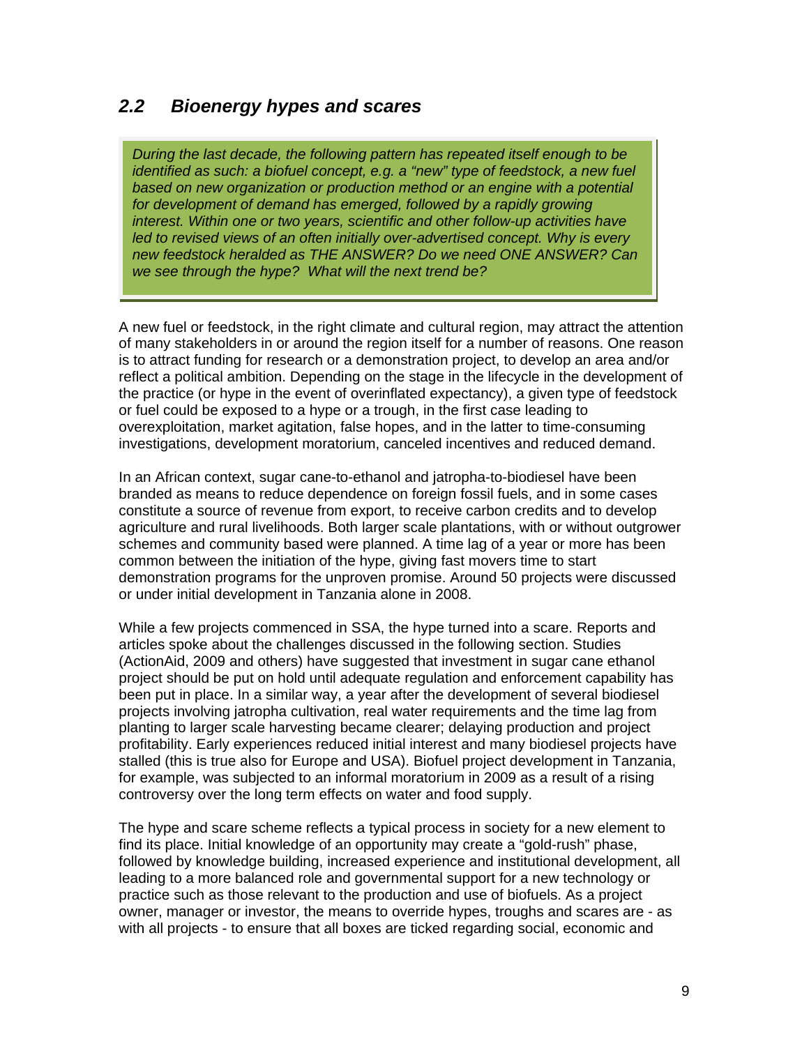## *2.2 Bioenergy hypes and scares*

> *During the last decade, the following pattern has repeated itself enough to be identified as such: a biofuel concept, e.g. a "new" type of feedstock, a new fuel based on new organization or production method or an engine with a potential for development of demand has emerged, followed by a rapidly growing interest. Within one or two years, scientific and other follow-up activities have led to revised views of an often initially over-advertised concept. Why is every new feedstock heralded as THE ANSWER? Do we need ONE ANSWER? Can we see through the hype? What will the next trend be?*

A new fuel or feedstock, in the right climate and cultural region, may attract the attention of many stakeholders in or around the region itself for a number of reasons. One reason is to attract funding for research or a demonstration project, to develop an area and/or reflect a political ambition. Depending on the stage in the lifecycle in the development of the practice (or hype in the event of overinflated expectancy), a given type of feedstock or fuel could be exposed to a hype or a trough, in the first case leading to overexploitation, market agitation, false hopes, and in the latter to time-consuming investigations, development moratorium, canceled incentives and reduced demand.

In an African context, sugar cane-to-ethanol and jatropha-to-biodiesel have been branded as means to reduce dependence on foreign fossil fuels, and in some cases constitute a source of revenue from export, to receive carbon credits and to develop agriculture and rural livelihoods. Both larger scale plantations, with or without outgrower schemes and community based were planned. A time lag of a year or more has been common between the initiation of the hype, giving fast movers time to start demonstration programs for the unproven promise. Around 50 projects were discussed or under initial development in Tanzania alone in 2008.

While a few projects commenced in SSA, the hype turned into a scare. Reports and articles spoke about the challenges discussed in the following section. Studies (ActionAid, 2009 and others) have suggested that investment in sugar cane ethanol project should be put on hold until adequate regulation and enforcement capability has been put in place. In a similar way, a year after the development of several biodiesel projects involving jatropha cultivation, real water requirements and the time lag from planting to larger scale harvesting became clearer; delaying production and project profitability. Early experiences reduced initial interest and many biodiesel projects have stalled (this is true also for Europe and USA). Biofuel project development in Tanzania, for example, was subjected to an informal moratorium in 2009 as a result of a rising controversy over the long term effects on water and food supply.

The hype and scare scheme reflects a typical process in society for a new element to find its place. Initial knowledge of an opportunity may create a "gold-rush" phase, followed by knowledge building, increased experience and institutional development, all leading to a more balanced role and governmental support for a new technology or practice such as those relevant to the production and use of biofuels. As a project owner, manager or investor, the means to override hypes, troughs and scares are - as with all projects - to ensure that all boxes are ticked regarding social, economic and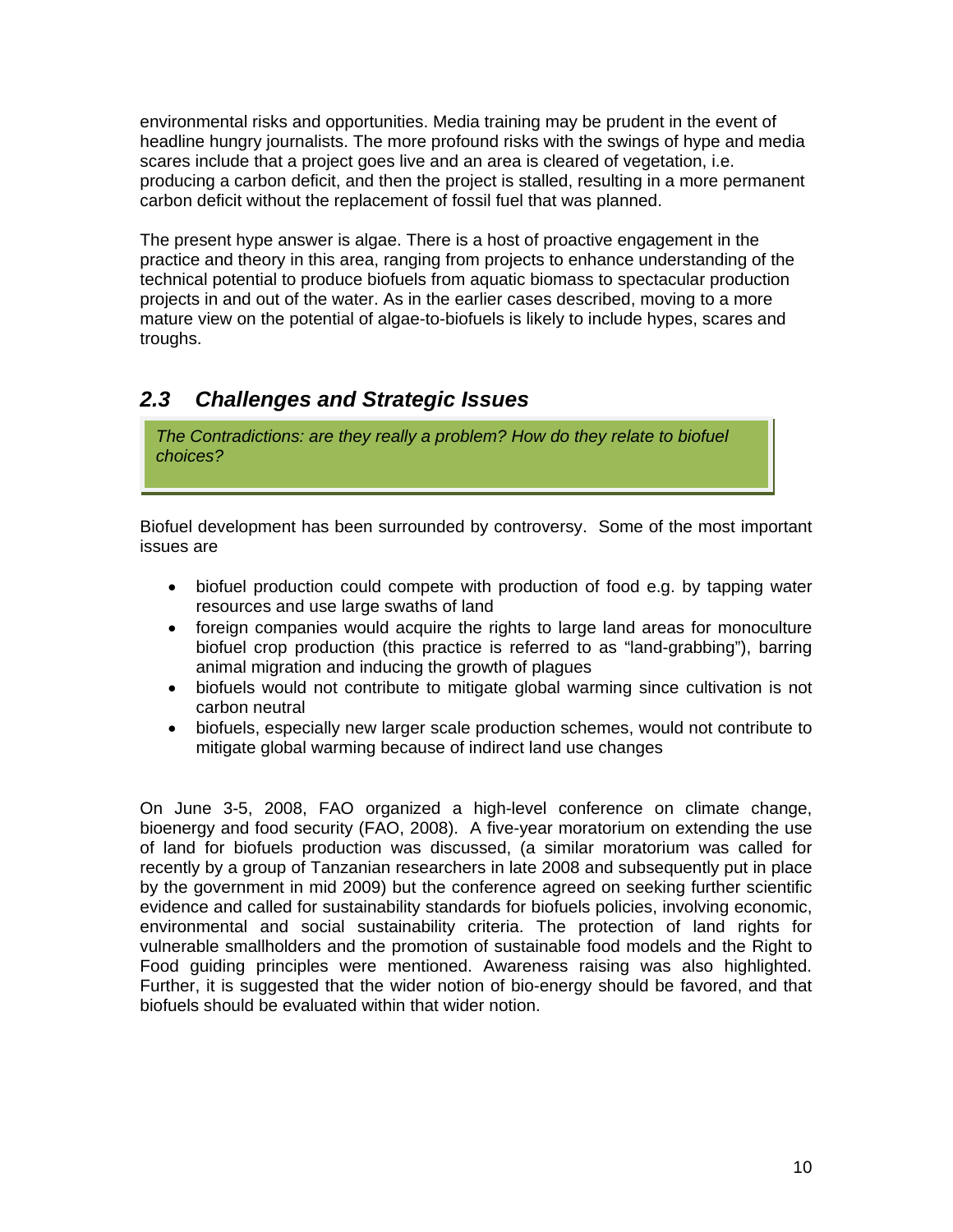environmental risks and opportunities. Media training may be prudent in the event of headline hungry journalists. The more profound risks with the swings of hype and media scares include that a project goes live and an area is cleared of vegetation, i.e. producing a carbon deficit, and then the project is stalled, resulting in a more permanent carbon deficit without the replacement of fossil fuel that was planned.

The present hype answer is algae. There is a host of proactive engagement in the practice and theory in this area, ranging from projects to enhance understanding of the technical potential to produce biofuels from aquatic biomass to spectacular production projects in and out of the water. As in the earlier cases described, moving to a more mature view on the potential of algae-to-biofuels is likely to include hypes, scares and troughs.

## *2.3 Challenges and Strategic Issues*

> *The Contradictions: are they really a problem? How do they relate to biofuel choices?*

Biofuel development has been surrounded by controversy. Some of the most important issues are

- biofuel production could compete with production of food e.g. by tapping water resources and use large swaths of land
- foreign companies would acquire the rights to large land areas for monoculture biofuel crop production (this practice is referred to as "land-grabbing"), barring animal migration and inducing the growth of plagues
- biofuels would not contribute to mitigate global warming since cultivation is not carbon neutral
- biofuels, especially new larger scale production schemes, would not contribute to mitigate global warming because of indirect land use changes

On June 3-5, 2008, FAO organized a high-level conference on climate change, bioenergy and food security (FAO, 2008). A five-year moratorium on extending the use of land for biofuels production was discussed, (a similar moratorium was called for recently by a group of Tanzanian researchers in late 2008 and subsequently put in place by the government in mid 2009) but the conference agreed on seeking further scientific evidence and called for sustainability standards for biofuels policies, involving economic, environmental and social sustainability criteria. The protection of land rights for vulnerable smallholders and the promotion of sustainable food models and the Right to Food guiding principles were mentioned. Awareness raising was also highlighted. Further, it is suggested that the wider notion of bio-energy should be favored, and that biofuels should be evaluated within that wider notion.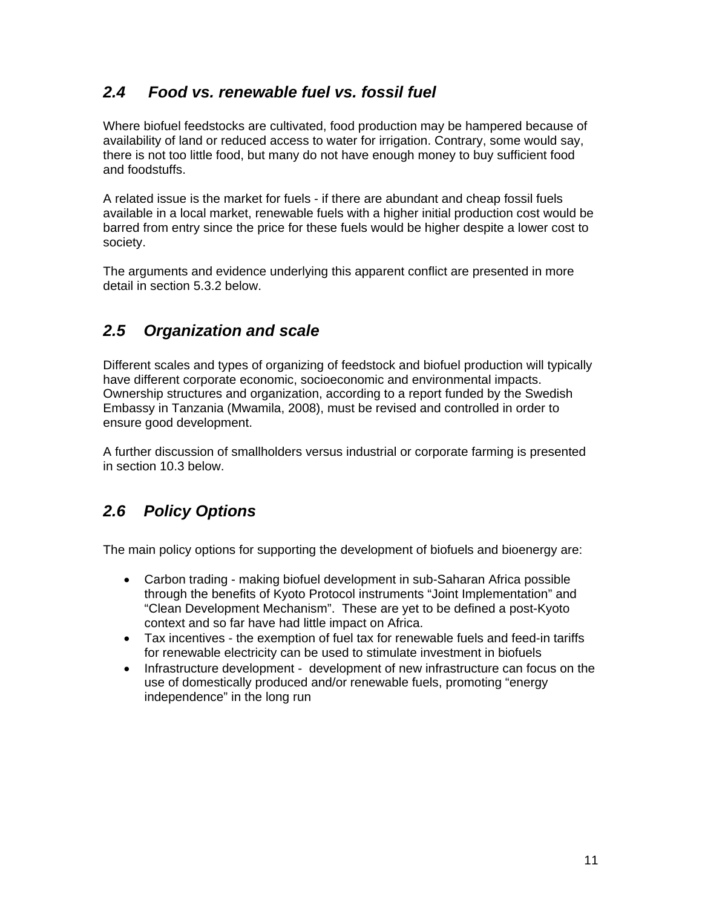## *2.4 Food vs. renewable fuel vs. fossil fuel*

Where biofuel feedstocks are cultivated, food production may be hampered because of availability of land or reduced access to water for irrigation. Contrary, some would say, there is not too little food, but many do not have enough money to buy sufficient food and foodstuffs.

A related issue is the market for fuels - if there are abundant and cheap fossil fuels available in a local market, renewable fuels with a higher initial production cost would be barred from entry since the price for these fuels would be higher despite a lower cost to society.

The arguments and evidence underlying this apparent conflict are presented in more detail in section 5.3.2 below.

## *2.5 Organization and scale*

Different scales and types of organizing of feedstock and biofuel production will typically have different corporate economic, socioeconomic and environmental impacts. Ownership structures and organization, according to a report funded by the Swedish Embassy in Tanzania (Mwamila, 2008), must be revised and controlled in order to ensure good development.

A further discussion of smallholders versus industrial or corporate farming is presented in section 10.3 below.

## *2.6 Policy Options*

The main policy options for supporting the development of biofuels and bioenergy are:

- Carbon trading - making biofuel development in sub-Saharan Africa possible through the benefits of Kyoto Protocol instruments “Joint Implementation” and “Clean Development Mechanism”. These are yet to be defined a post-Kyoto context and so far have had little impact on Africa.
- Tax incentives - the exemption of fuel tax for renewable fuels and feed-in tariffs for renewable electricity can be used to stimulate investment in biofuels
- Infrastructure development - development of new infrastructure can focus on the use of domestically produced and/or renewable fuels, promoting “energy independence” in the long run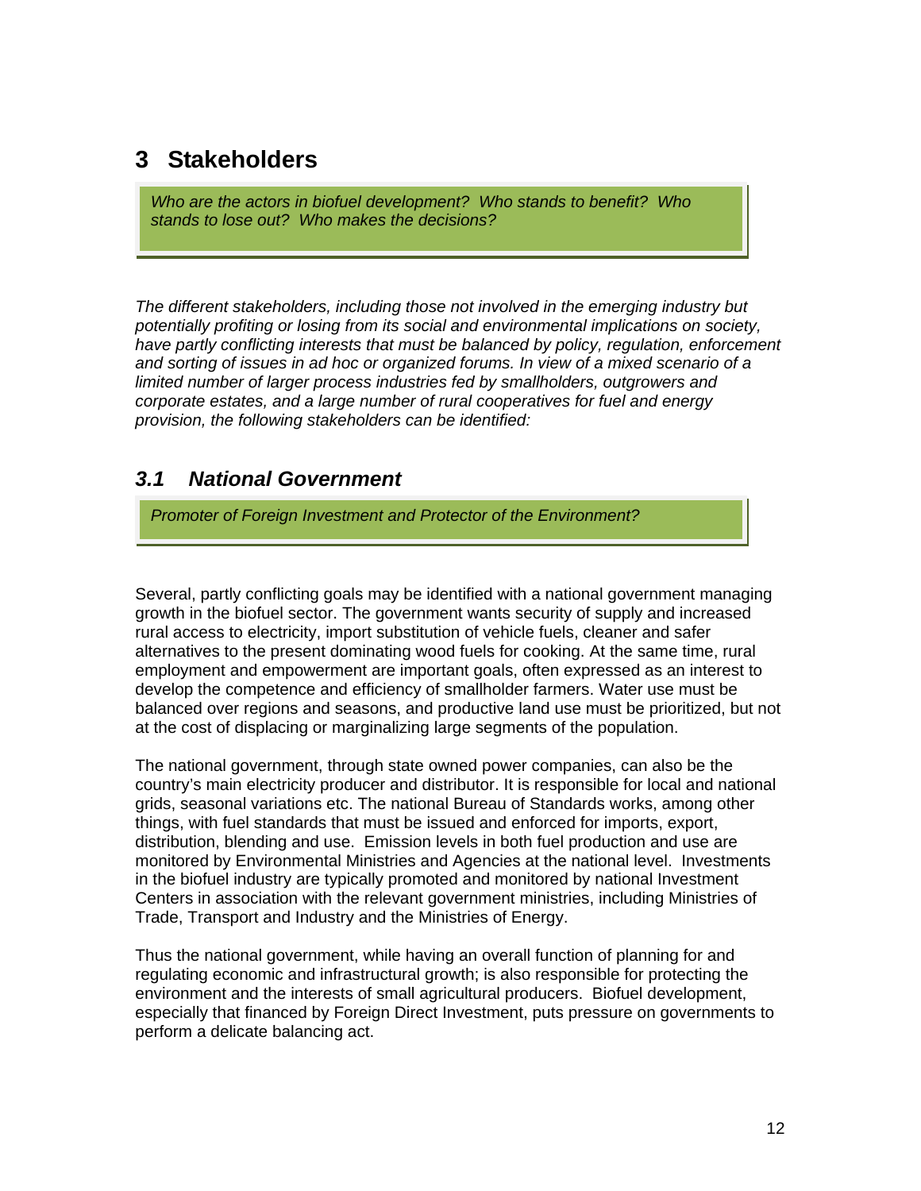# 3 Stakeholders

*Who are the actors in biofuel development? Who stands to benefit? Who stands to lose out? Who makes the decisions?*

*The different stakeholders, including those not involved in the emerging industry but potentially profiting or losing from its social and environmental implications on society, have partly conflicting interests that must be balanced by policy, regulation, enforcement and sorting of issues in ad hoc or organized forums. In view of a mixed scenario of a limited number of larger process industries fed by smallholders, outgrowers and corporate estates, and a large number of rural cooperatives for fuel and energy provision, the following stakeholders can be identified:*

## *3.1 National Government*

*Promoter of Foreign Investment and Protector of the Environment?*

Several, partly conflicting goals may be identified with a national government managing growth in the biofuel sector. The government wants security of supply and increased rural access to electricity, import substitution of vehicle fuels, cleaner and safer alternatives to the present dominating wood fuels for cooking. At the same time, rural employment and empowerment are important goals, often expressed as an interest to develop the competence and efficiency of smallholder farmers. Water use must be balanced over regions and seasons, and productive land use must be prioritized, but not at the cost of displacing or marginalizing large segments of the population.

The national government, through state owned power companies, can also be the country's main electricity producer and distributor. It is responsible for local and national grids, seasonal variations etc. The national Bureau of Standards works, among other things, with fuel standards that must be issued and enforced for imports, export, distribution, blending and use. Emission levels in both fuel production and use are monitored by Environmental Ministries and Agencies at the national level. Investments in the biofuel industry are typically promoted and monitored by national Investment Centers in association with the relevant government ministries, including Ministries of Trade, Transport and Industry and the Ministries of Energy.

Thus the national government, while having an overall function of planning for and regulating economic and infrastructural growth; is also responsible for protecting the environment and the interests of small agricultural producers. Biofuel development, especially that financed by Foreign Direct Investment, puts pressure on governments to perform a delicate balancing act.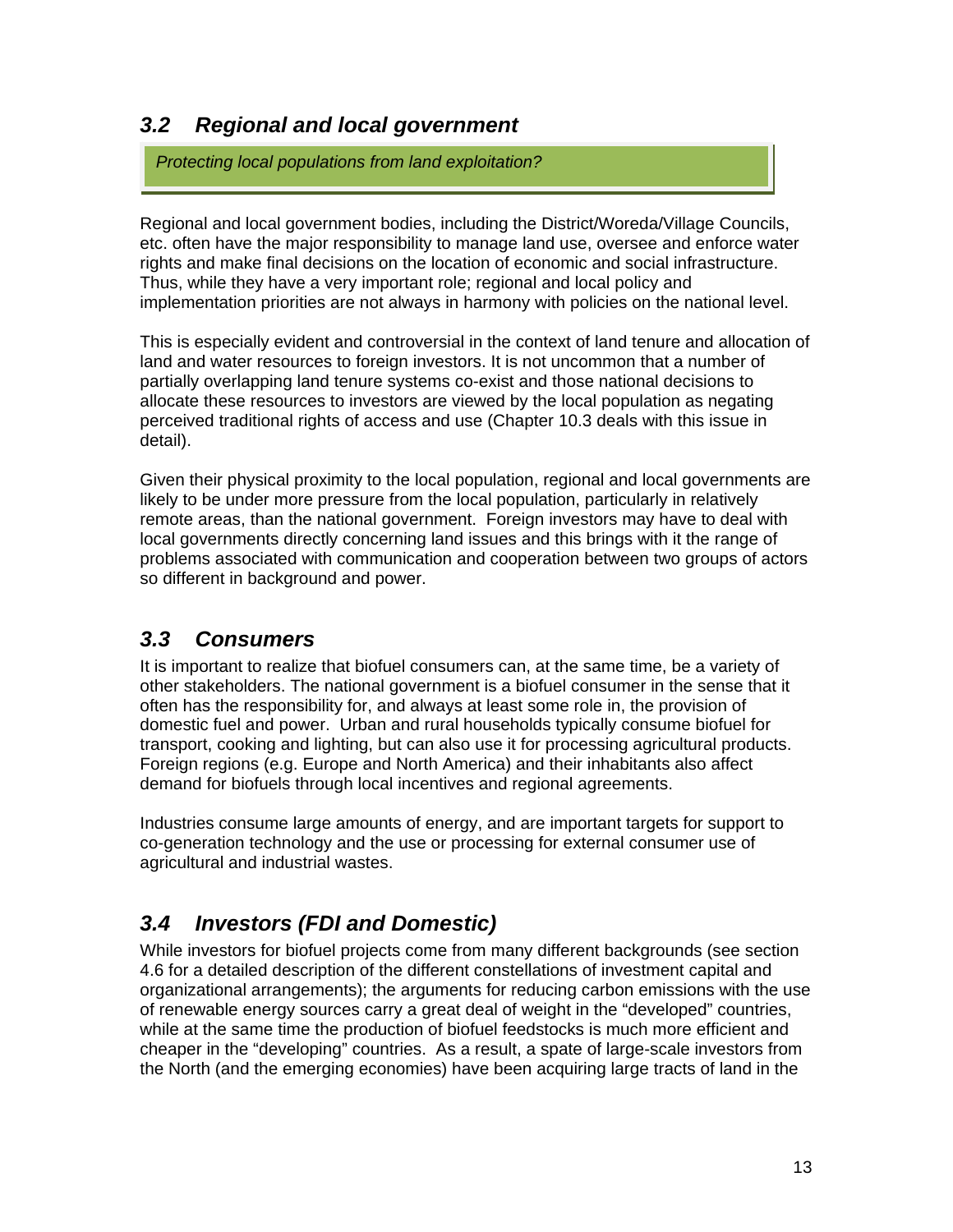## *3.2 Regional and local government*

*Protecting local populations from land exploitation?*

Regional and local government bodies, including the District/Woreda/Village Councils, etc. often have the major responsibility to manage land use, oversee and enforce water rights and make final decisions on the location of economic and social infrastructure. Thus, while they have a very important role; regional and local policy and implementation priorities are not always in harmony with policies on the national level.

This is especially evident and controversial in the context of land tenure and allocation of land and water resources to foreign investors. It is not uncommon that a number of partially overlapping land tenure systems co-exist and those national decisions to allocate these resources to investors are viewed by the local population as negating perceived traditional rights of access and use (Chapter 10.3 deals with this issue in detail).

Given their physical proximity to the local population, regional and local governments are likely to be under more pressure from the local population, particularly in relatively remote areas, than the national government. Foreign investors may have to deal with local governments directly concerning land issues and this brings with it the range of problems associated with communication and cooperation between two groups of actors so different in background and power.

## *3.3 Consumers*

It is important to realize that biofuel consumers can, at the same time, be a variety of other stakeholders. The national government is a biofuel consumer in the sense that it often has the responsibility for, and always at least some role in, the provision of domestic fuel and power. Urban and rural households typically consume biofuel for transport, cooking and lighting, but can also use it for processing agricultural products. Foreign regions (e.g. Europe and North America) and their inhabitants also affect demand for biofuels through local incentives and regional agreements.

Industries consume large amounts of energy, and are important targets for support to co-generation technology and the use or processing for external consumer use of agricultural and industrial wastes.

## *3.4 Investors (FDI and Domestic)*

While investors for biofuel projects come from many different backgrounds (see section 4.6 for a detailed description of the different constellations of investment capital and organizational arrangements); the arguments for reducing carbon emissions with the use of renewable energy sources carry a great deal of weight in the "developed" countries, while at the same time the production of biofuel feedstocks is much more efficient and cheaper in the "developing" countries. As a result, a spate of large-scale investors from the North (and the emerging economies) have been acquiring large tracts of land in the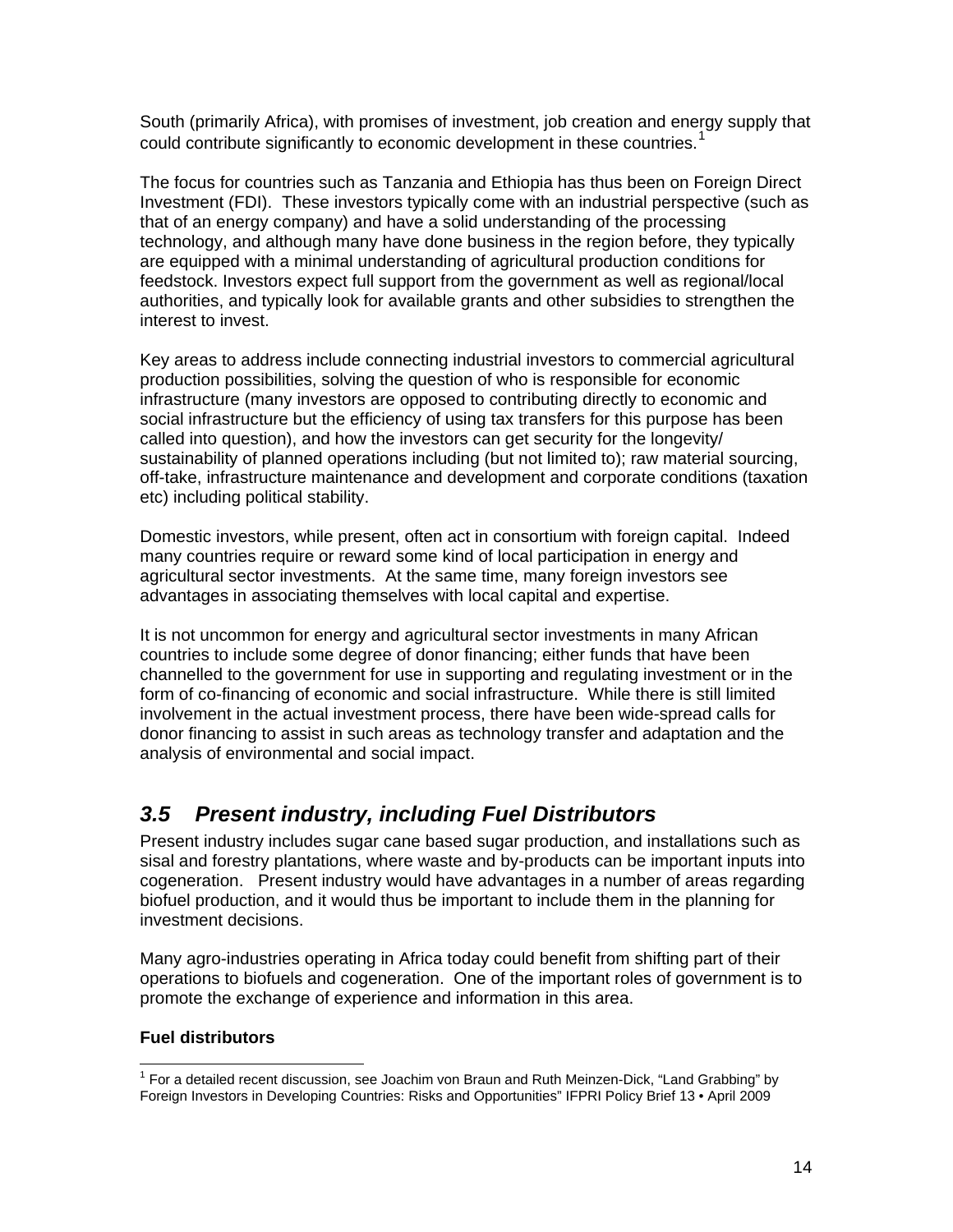South (primarily Africa), with promises of investment, job creation and energy supply that could contribute significantly to economic development in these countries.[1]

The focus for countries such as Tanzania and Ethiopia has thus been on Foreign Direct Investment (FDI). These investors typically come with an industrial perspective (such as that of an energy company) and have a solid understanding of the processing technology, and although many have done business in the region before, they typically are equipped with a minimal understanding of agricultural production conditions for feedstock. Investors expect full support from the government as well as regional/local authorities, and typically look for available grants and other subsidies to strengthen the interest to invest.

Key areas to address include connecting industrial investors to commercial agricultural production possibilities, solving the question of who is responsible for economic infrastructure (many investors are opposed to contributing directly to economic and social infrastructure but the efficiency of using tax transfers for this purpose has been called into question), and how the investors can get security for the longevity/ sustainability of planned operations including (but not limited to); raw material sourcing, off-take, infrastructure maintenance and development and corporate conditions (taxation etc) including political stability.

Domestic investors, while present, often act in consortium with foreign capital. Indeed many countries require or reward some kind of local participation in energy and agricultural sector investments. At the same time, many foreign investors see advantages in associating themselves with local capital and expertise.

It is not uncommon for energy and agricultural sector investments in many African countries to include some degree of donor financing; either funds that have been channelled to the government for use in supporting and regulating investment or in the form of co-financing of economic and social infrastructure. While there is still limited involvement in the actual investment process, there have been wide-spread calls for donor financing to assist in such areas as technology transfer and adaptation and the analysis of environmental and social impact.

## *3.5 Present industry, including Fuel Distributors*

Present industry includes sugar cane based sugar production, and installations such as sisal and forestry plantations, where waste and by-products can be important inputs into cogeneration. Present industry would have advantages in a number of areas regarding biofuel production, and it would thus be important to include them in the planning for investment decisions.

Many agro-industries operating in Africa today could benefit from shifting part of their operations to biofuels and cogeneration. One of the important roles of government is to promote the exchange of experience and information in this area.

**Fuel distributors**

[1] For a detailed recent discussion, see Joachim von Braun and Ruth Meinzen-Dick, "Land Grabbing" by Foreign Investors in Developing Countries: Risks and Opportunities" IFPRI Policy Brief 13 • April 2009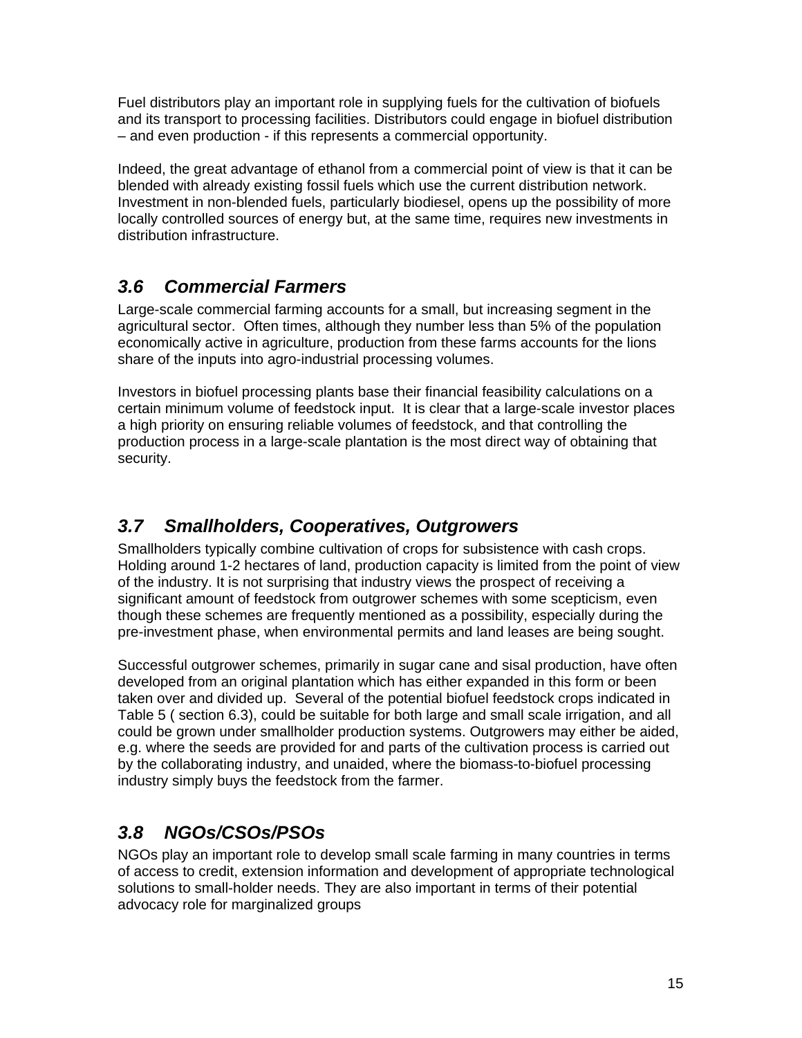Fuel distributors play an important role in supplying fuels for the cultivation of biofuels and its transport to processing facilities. Distributors could engage in biofuel distribution – and even production - if this represents a commercial opportunity.

Indeed, the great advantage of ethanol from a commercial point of view is that it can be blended with already existing fossil fuels which use the current distribution network. Investment in non-blended fuels, particularly biodiesel, opens up the possibility of more locally controlled sources of energy but, at the same time, requires new investments in distribution infrastructure.

## *3.6 Commercial Farmers*

Large-scale commercial farming accounts for a small, but increasing segment in the agricultural sector. Often times, although they number less than 5% of the population economically active in agriculture, production from these farms accounts for the lions share of the inputs into agro-industrial processing volumes.

Investors in biofuel processing plants base their financial feasibility calculations on a certain minimum volume of feedstock input. It is clear that a large-scale investor places a high priority on ensuring reliable volumes of feedstock, and that controlling the production process in a large-scale plantation is the most direct way of obtaining that security.

## *3.7 Smallholders, Cooperatives, Outgrowers*

Smallholders typically combine cultivation of crops for subsistence with cash crops. Holding around 1-2 hectares of land, production capacity is limited from the point of view of the industry. It is not surprising that industry views the prospect of receiving a significant amount of feedstock from outgrower schemes with some scepticism, even though these schemes are frequently mentioned as a possibility, especially during the pre-investment phase, when environmental permits and land leases are being sought.

Successful outgrower schemes, primarily in sugar cane and sisal production, have often developed from an original plantation which has either expanded in this form or been taken over and divided up. Several of the potential biofuel feedstock crops indicated in Table 5 ( section 6.3), could be suitable for both large and small scale irrigation, and all could be grown under smallholder production systems. Outgrowers may either be aided, e.g. where the seeds are provided for and parts of the cultivation process is carried out by the collaborating industry, and unaided, where the biomass-to-biofuel processing industry simply buys the feedstock from the farmer.

## *3.8 NGOs/CSOs/PSOs*

NGOs play an important role to develop small scale farming in many countries in terms of access to credit, extension information and development of appropriate technological solutions to small-holder needs. They are also important in terms of their potential advocacy role for marginalized groups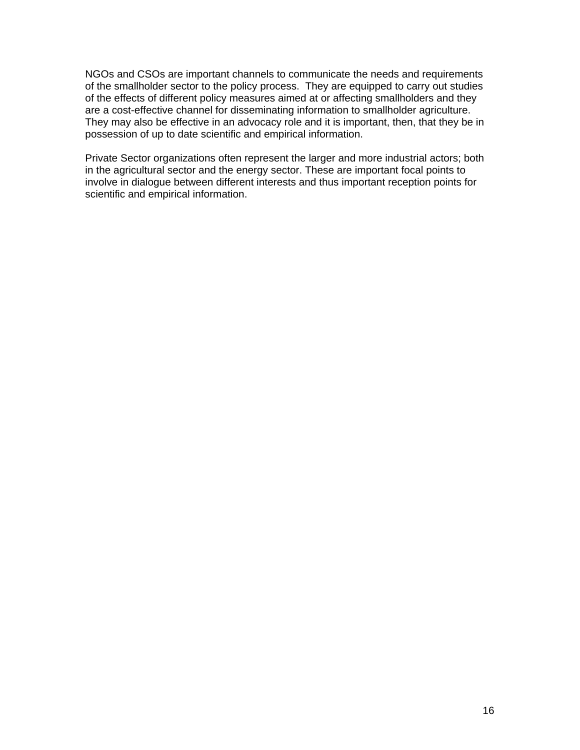NGOs and CSOs are important channels to communicate the needs and requirements of the smallholder sector to the policy process. They are equipped to carry out studies of the effects of different policy measures aimed at or affecting smallholders and they are a cost-effective channel for disseminating information to smallholder agriculture. They may also be effective in an advocacy role and it is important, then, that they be in possession of up to date scientific and empirical information.

Private Sector organizations often represent the larger and more industrial actors; both in the agricultural sector and the energy sector. These are important focal points to involve in dialogue between different interests and thus important reception points for scientific and empirical information.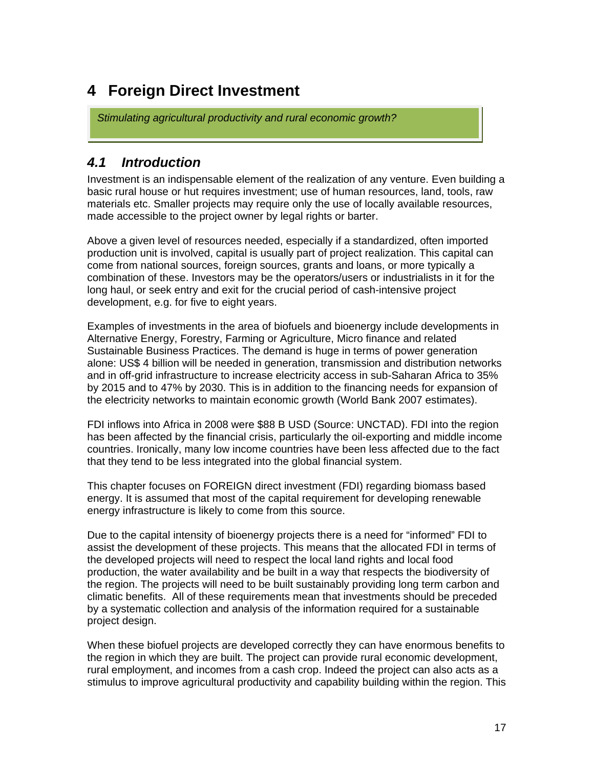# 4 Foreign Direct Investment

*Stimulating agricultural productivity and rural economic growth?*

## *4.1 Introduction*

Investment is an indispensable element of the realization of any venture. Even building a basic rural house or hut requires investment; use of human resources, land, tools, raw materials etc. Smaller projects may require only the use of locally available resources, made accessible to the project owner by legal rights or barter.

Above a given level of resources needed, especially if a standardized, often imported production unit is involved, capital is usually part of project realization. This capital can come from national sources, foreign sources, grants and loans, or more typically a combination of these. Investors may be the operators/users or industrialists in it for the long haul, or seek entry and exit for the crucial period of cash-intensive project development, e.g. for five to eight years.

Examples of investments in the area of biofuels and bioenergy include developments in Alternative Energy, Forestry, Farming or Agriculture, Micro finance and related Sustainable Business Practices. The demand is huge in terms of power generation alone: US$ 4 billion will be needed in generation, transmission and distribution networks and in off-grid infrastructure to increase electricity access in sub-Saharan Africa to 35% by 2015 and to 47% by 2030. This is in addition to the financing needs for expansion of the electricity networks to maintain economic growth (World Bank 2007 estimates).

FDI inflows into Africa in 2008 were $88 B USD (Source: UNCTAD). FDI into the region has been affected by the financial crisis, particularly the oil-exporting and middle income countries. Ironically, many low income countries have been less affected due to the fact that they tend to be less integrated into the global financial system.

This chapter focuses on FOREIGN direct investment (FDI) regarding biomass based energy. It is assumed that most of the capital requirement for developing renewable energy infrastructure is likely to come from this source.

Due to the capital intensity of bioenergy projects there is a need for "informed" FDI to assist the development of these projects. This means that the allocated FDI in terms of the developed projects will need to respect the local land rights and local food production, the water availability and be built in a way that respects the biodiversity of the region. The projects will need to be built sustainably providing long term carbon and climatic benefits. All of these requirements mean that investments should be preceded by a systematic collection and analysis of the information required for a sustainable project design.

When these biofuel projects are developed correctly they can have enormous benefits to the region in which they are built. The project can provide rural economic development, rural employment, and incomes from a cash crop. Indeed the project can also acts as a stimulus to improve agricultural productivity and capability building within the region. This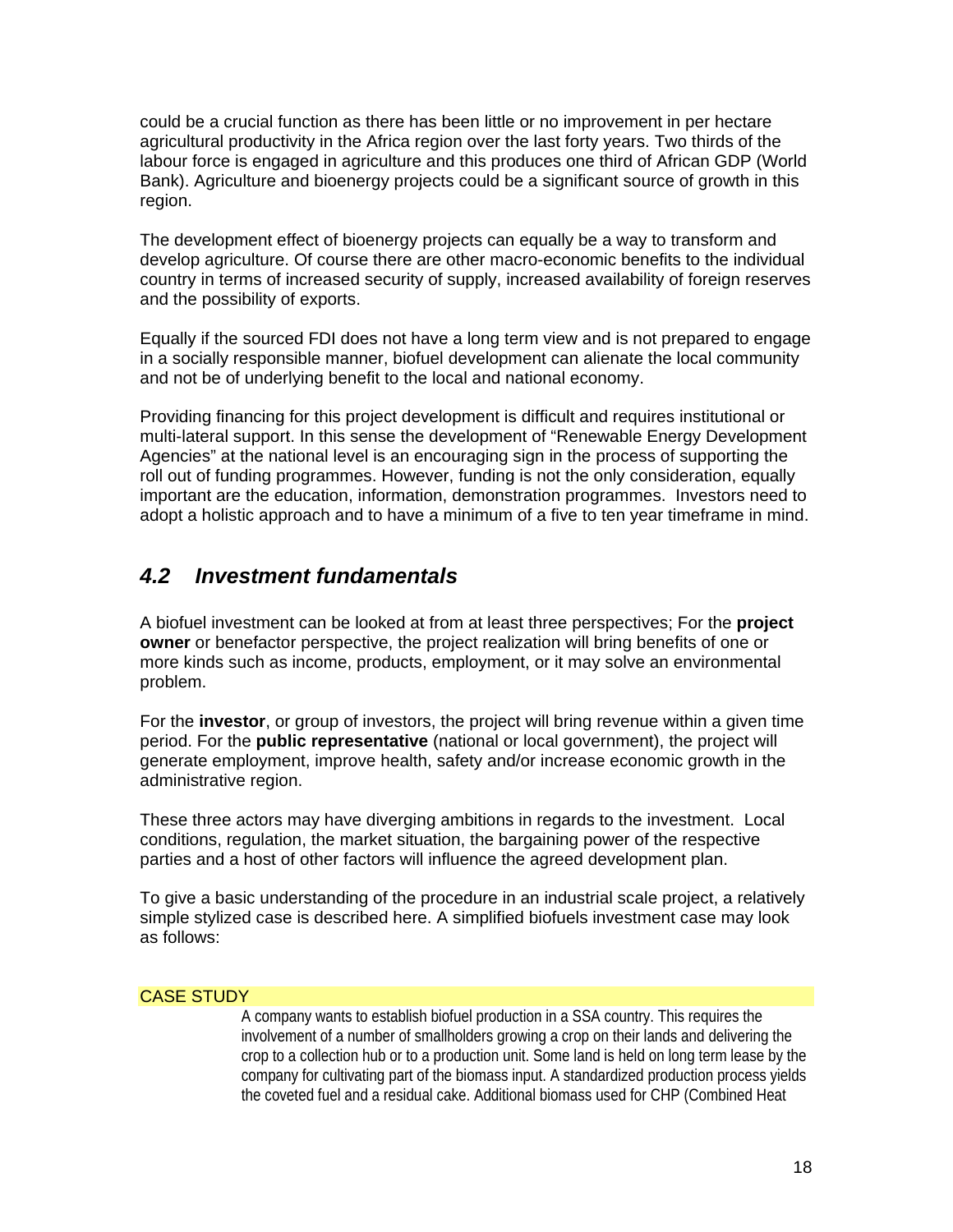could be a crucial function as there has been little or no improvement in per hectare agricultural productivity in the Africa region over the last forty years. Two thirds of the labour force is engaged in agriculture and this produces one third of African GDP (World Bank). Agriculture and bioenergy projects could be a significant source of growth in this region.

The development effect of bioenergy projects can equally be a way to transform and develop agriculture. Of course there are other macro-economic benefits to the individual country in terms of increased security of supply, increased availability of foreign reserves and the possibility of exports.

Equally if the sourced FDI does not have a long term view and is not prepared to engage in a socially responsible manner, biofuel development can alienate the local community and not be of underlying benefit to the local and national economy.

Providing financing for this project development is difficult and requires institutional or multi-lateral support. In this sense the development of "Renewable Energy Development Agencies" at the national level is an encouraging sign in the process of supporting the roll out of funding programmes. However, funding is not the only consideration, equally important are the education, information, demonstration programmes. Investors need to adopt a holistic approach and to have a minimum of a five to ten year timeframe in mind.

## *4.2 Investment fundamentals*

A biofuel investment can be looked at from at least three perspectives; For the **project owner** or benefactor perspective, the project realization will bring benefits of one or more kinds such as income, products, employment, or it may solve an environmental problem.

For the **investor**, or group of investors, the project will bring revenue within a given time period. For the **public representative** (national or local government), the project will generate employment, improve health, safety and/or increase economic growth in the administrative region.

These three actors may have diverging ambitions in regards to the investment. Local conditions, regulation, the market situation, the bargaining power of the respective parties and a host of other factors will influence the agreed development plan.

To give a basic understanding of the procedure in an industrial scale project, a relatively simple stylized case is described here. A simplified biofuels investment case may look as follows:

CASE STUDY

> A company wants to establish biofuel production in a SSA country. This requires the involvement of a number of smallholders growing a crop on their lands and delivering the crop to a collection hub or to a production unit. Some land is held on long term lease by the company for cultivating part of the biomass input. A standardized production process yields the coveted fuel and a residual cake. Additional biomass used for CHP (Combined Heat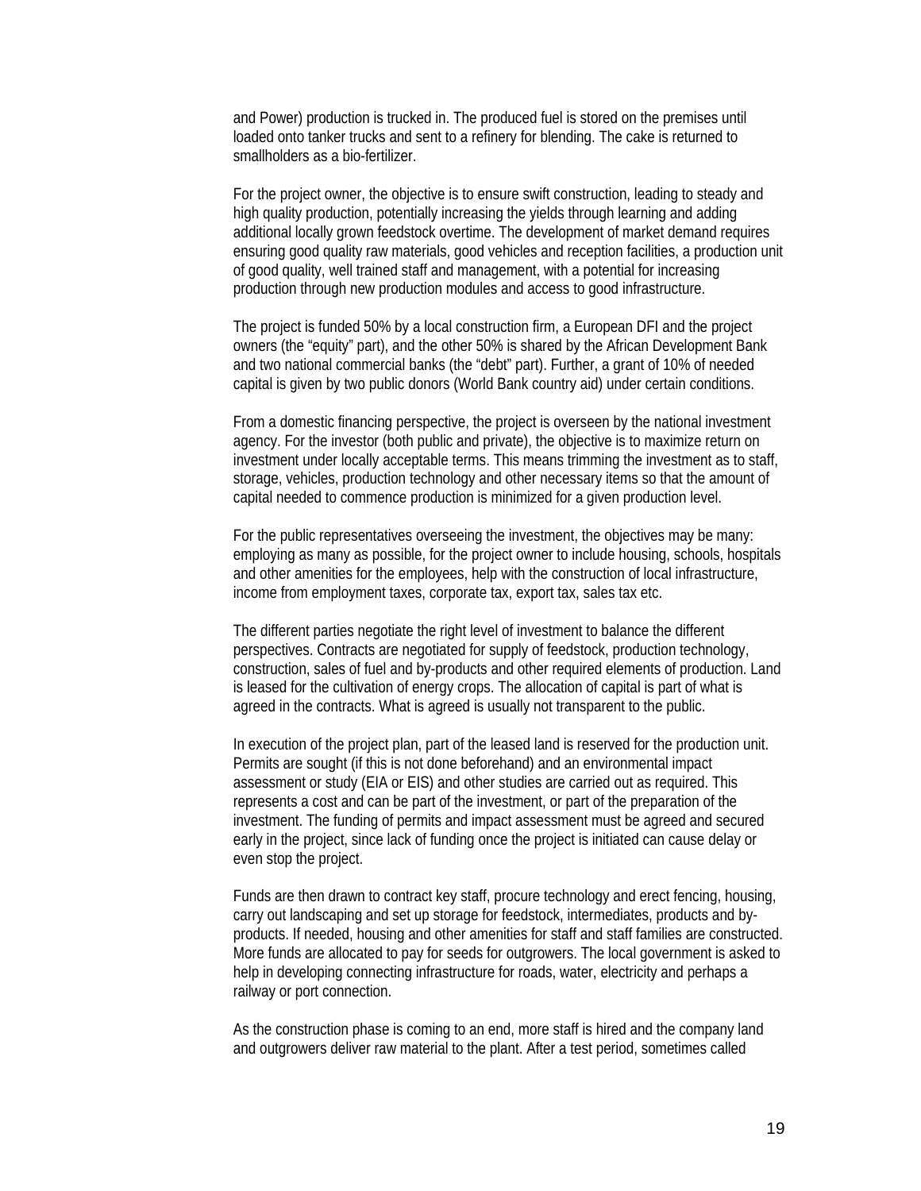and Power) production is trucked in. The produced fuel is stored on the premises until loaded onto tanker trucks and sent to a refinery for blending. The cake is returned to smallholders as a bio-fertilizer.

For the project owner, the objective is to ensure swift construction, leading to steady and high quality production, potentially increasing the yields through learning and adding additional locally grown feedstock overtime. The development of market demand requires ensuring good quality raw materials, good vehicles and reception facilities, a production unit of good quality, well trained staff and management, with a potential for increasing production through new production modules and access to good infrastructure.

The project is funded 50% by a local construction firm, a European DFI and the project owners (the "equity" part), and the other 50% is shared by the African Development Bank and two national commercial banks (the "debt" part). Further, a grant of 10% of needed capital is given by two public donors (World Bank country aid) under certain conditions.

From a domestic financing perspective, the project is overseen by the national investment agency. For the investor (both public and private), the objective is to maximize return on investment under locally acceptable terms. This means trimming the investment as to staff, storage, vehicles, production technology and other necessary items so that the amount of capital needed to commence production is minimized for a given production level.

For the public representatives overseeing the investment, the objectives may be many: employing as many as possible, for the project owner to include housing, schools, hospitals and other amenities for the employees, help with the construction of local infrastructure, income from employment taxes, corporate tax, export tax, sales tax etc.

The different parties negotiate the right level of investment to balance the different perspectives. Contracts are negotiated for supply of feedstock, production technology, construction, sales of fuel and by-products and other required elements of production. Land is leased for the cultivation of energy crops. The allocation of capital is part of what is agreed in the contracts. What is agreed is usually not transparent to the public.

In execution of the project plan, part of the leased land is reserved for the production unit. Permits are sought (if this is not done beforehand) and an environmental impact assessment or study (EIA or EIS) and other studies are carried out as required. This represents a cost and can be part of the investment, or part of the preparation of the investment. The funding of permits and impact assessment must be agreed and secured early in the project, since lack of funding once the project is initiated can cause delay or even stop the project.

Funds are then drawn to contract key staff, procure technology and erect fencing, housing, carry out landscaping and set up storage for feedstock, intermediates, products and by-products. If needed, housing and other amenities for staff and staff families are constructed. More funds are allocated to pay for seeds for outgrowers. The local government is asked to help in developing connecting infrastructure for roads, water, electricity and perhaps a railway or port connection.

As the construction phase is coming to an end, more staff is hired and the company land and outgrowers deliver raw material to the plant. After a test period, sometimes called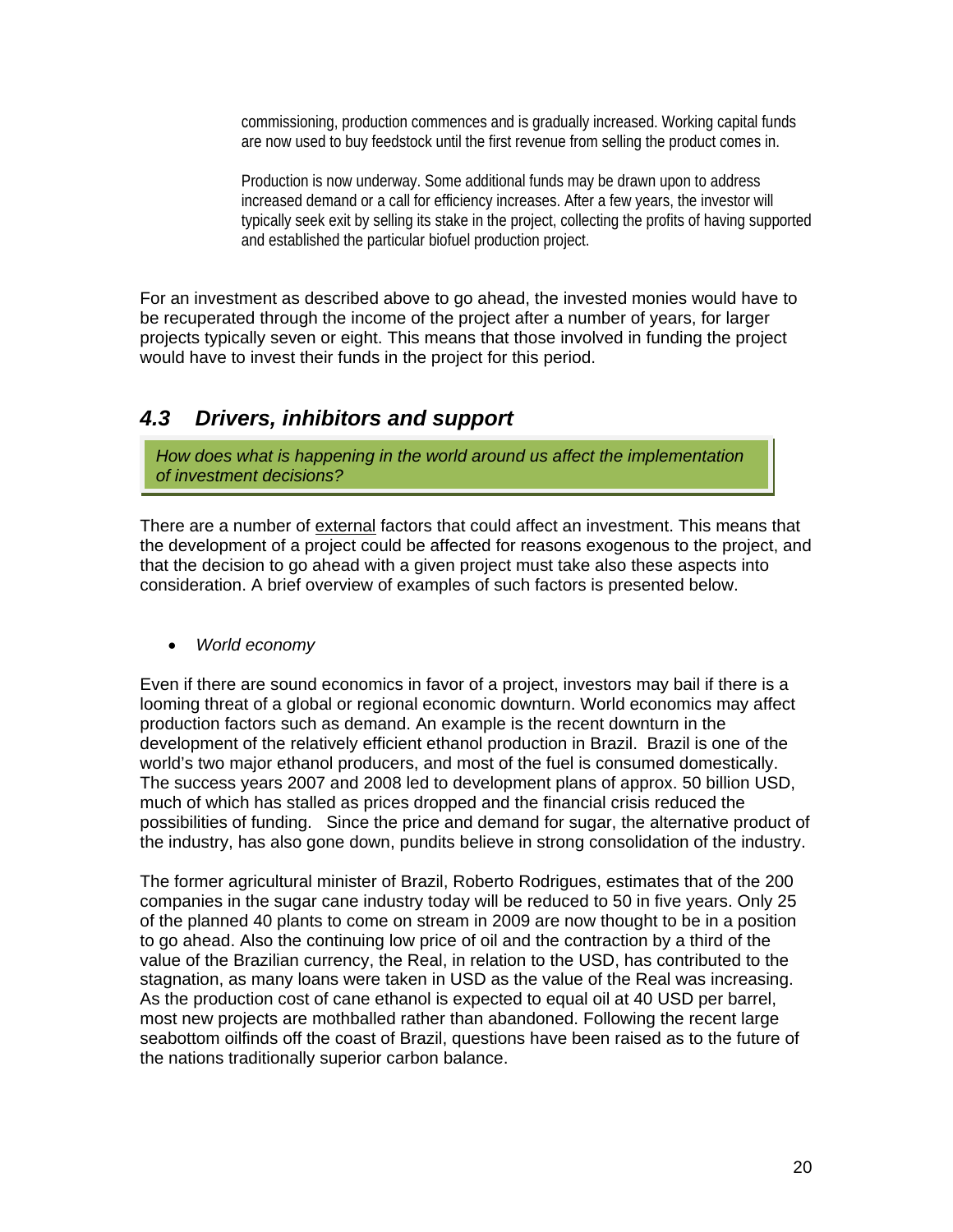commissioning, production commences and is gradually increased. Working capital funds are now used to buy feedstock until the first revenue from selling the product comes in.

Production is now underway. Some additional funds may be drawn upon to address increased demand or a call for efficiency increases. After a few years, the investor will typically seek exit by selling its stake in the project, collecting the profits of having supported and established the particular biofuel production project.

For an investment as described above to go ahead, the invested monies would have to be recuperated through the income of the project after a number of years, for larger projects typically seven or eight. This means that those involved in funding the project would have to invest their funds in the project for this period.

## *4.3 Drivers, inhibitors and support*

*How does what is happening in the world around us affect the implementation of investment decisions?*

There are a number of external factors that could affect an investment. This means that the development of a project could be affected for reasons exogenous to the project, and that the decision to go ahead with a given project must take also these aspects into consideration. A brief overview of examples of such factors is presented below.

- *World economy*

Even if there are sound economics in favor of a project, investors may bail if there is a looming threat of a global or regional economic downturn. World economics may affect production factors such as demand. An example is the recent downturn in the development of the relatively efficient ethanol production in Brazil. Brazil is one of the world's two major ethanol producers, and most of the fuel is consumed domestically. The success years 2007 and 2008 led to development plans of approx. 50 billion USD, much of which has stalled as prices dropped and the financial crisis reduced the possibilities of funding. Since the price and demand for sugar, the alternative product of the industry, has also gone down, pundits believe in strong consolidation of the industry.

The former agricultural minister of Brazil, Roberto Rodrigues, estimates that of the 200 companies in the sugar cane industry today will be reduced to 50 in five years. Only 25 of the planned 40 plants to come on stream in 2009 are now thought to be in a position to go ahead. Also the continuing low price of oil and the contraction by a third of the value of the Brazilian currency, the Real, in relation to the USD, has contributed to the stagnation, as many loans were taken in USD as the value of the Real was increasing. As the production cost of cane ethanol is expected to equal oil at 40 USD per barrel, most new projects are mothballed rather than abandoned. Following the recent large seabottom oilfinds off the coast of Brazil, questions have been raised as to the future of the nations traditionally superior carbon balance.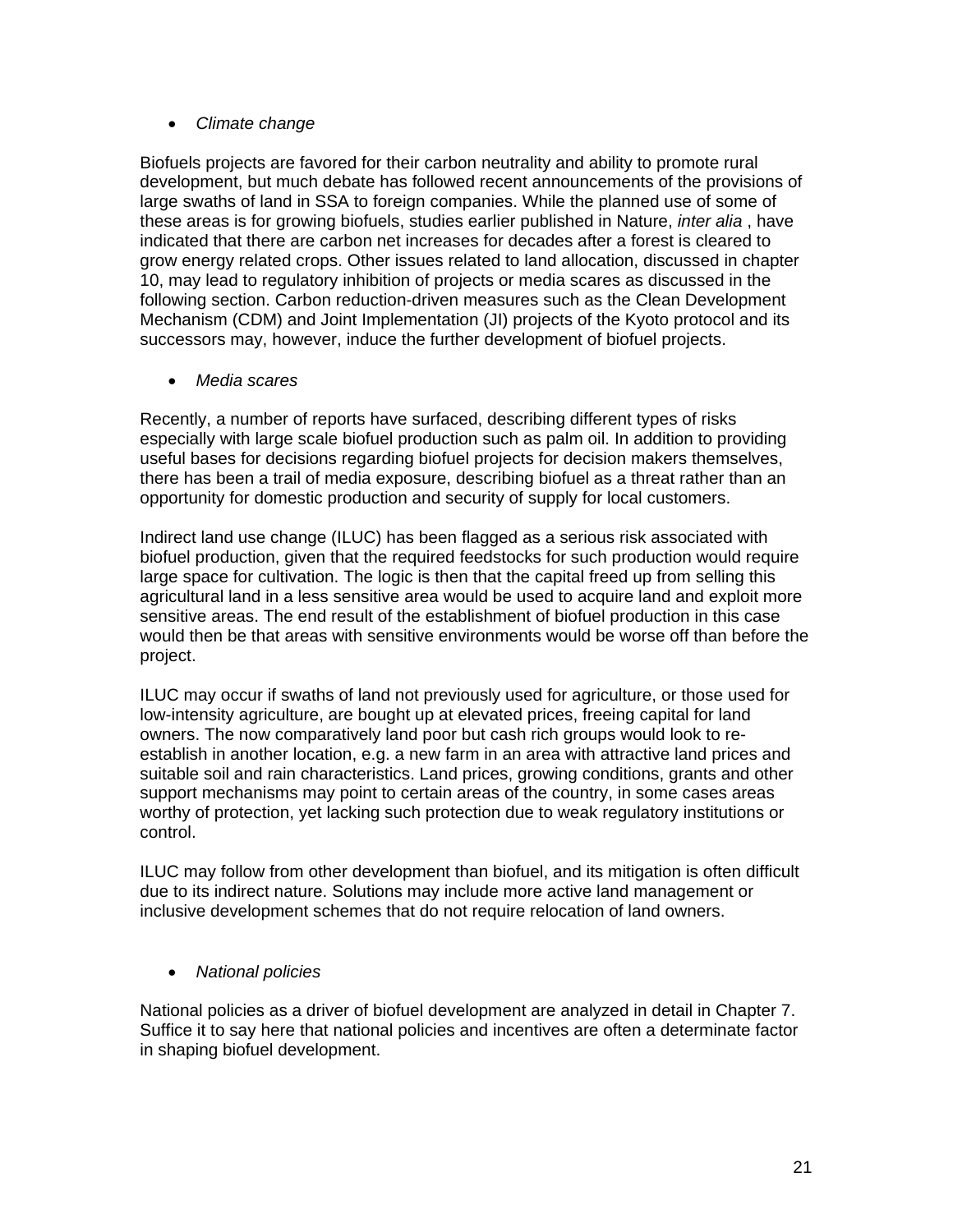- *Climate change*

Biofuels projects are favored for their carbon neutrality and ability to promote rural development, but much debate has followed recent announcements of the provisions of large swaths of land in SSA to foreign companies. While the planned use of some of these areas is for growing biofuels, studies earlier published in Nature, *inter alia* , have indicated that there are carbon net increases for decades after a forest is cleared to grow energy related crops. Other issues related to land allocation, discussed in chapter 10, may lead to regulatory inhibition of projects or media scares as discussed in the following section. Carbon reduction-driven measures such as the Clean Development Mechanism (CDM) and Joint Implementation (JI) projects of the Kyoto protocol and its successors may, however, induce the further development of biofuel projects.

- *Media scares*

Recently, a number of reports have surfaced, describing different types of risks especially with large scale biofuel production such as palm oil. In addition to providing useful bases for decisions regarding biofuel projects for decision makers themselves, there has been a trail of media exposure, describing biofuel as a threat rather than an opportunity for domestic production and security of supply for local customers.

Indirect land use change (ILUC) has been flagged as a serious risk associated with biofuel production, given that the required feedstocks for such production would require large space for cultivation. The logic is then that the capital freed up from selling this agricultural land in a less sensitive area would be used to acquire land and exploit more sensitive areas. The end result of the establishment of biofuel production in this case would then be that areas with sensitive environments would be worse off than before the project.

ILUC may occur if swaths of land not previously used for agriculture, or those used for low-intensity agriculture, are bought up at elevated prices, freeing capital for land owners. The now comparatively land poor but cash rich groups would look to re-establish in another location, e.g. a new farm in an area with attractive land prices and suitable soil and rain characteristics. Land prices, growing conditions, grants and other support mechanisms may point to certain areas of the country, in some cases areas worthy of protection, yet lacking such protection due to weak regulatory institutions or control.

ILUC may follow from other development than biofuel, and its mitigation is often difficult due to its indirect nature. Solutions may include more active land management or inclusive development schemes that do not require relocation of land owners.

- *National policies*

National policies as a driver of biofuel development are analyzed in detail in Chapter 7. Suffice it to say here that national policies and incentives are often a determinate factor in shaping biofuel development.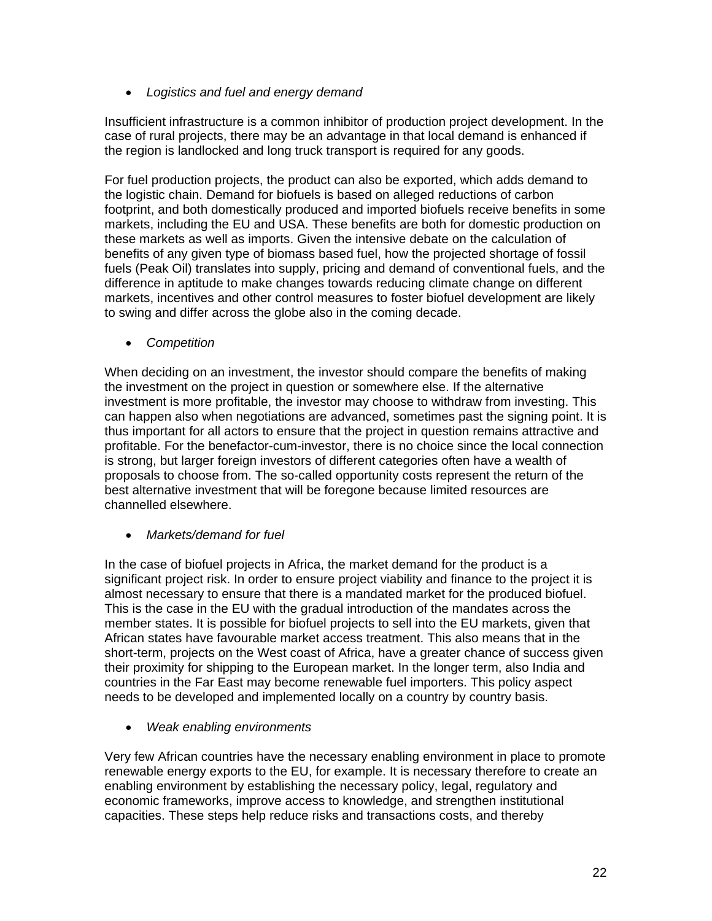- *Logistics and fuel and energy demand*

Insufficient infrastructure is a common inhibitor of production project development. In the case of rural projects, there may be an advantage in that local demand is enhanced if the region is landlocked and long truck transport is required for any goods.

For fuel production projects, the product can also be exported, which adds demand to the logistic chain. Demand for biofuels is based on alleged reductions of carbon footprint, and both domestically produced and imported biofuels receive benefits in some markets, including the EU and USA. These benefits are both for domestic production on these markets as well as imports. Given the intensive debate on the calculation of benefits of any given type of biomass based fuel, how the projected shortage of fossil fuels (Peak Oil) translates into supply, pricing and demand of conventional fuels, and the difference in aptitude to make changes towards reducing climate change on different markets, incentives and other control measures to foster biofuel development are likely to swing and differ across the globe also in the coming decade.

- *Competition*

When deciding on an investment, the investor should compare the benefits of making the investment on the project in question or somewhere else. If the alternative investment is more profitable, the investor may choose to withdraw from investing. This can happen also when negotiations are advanced, sometimes past the signing point. It is thus important for all actors to ensure that the project in question remains attractive and profitable. For the benefactor-cum-investor, there is no choice since the local connection is strong, but larger foreign investors of different categories often have a wealth of proposals to choose from. The so-called opportunity costs represent the return of the best alternative investment that will be foregone because limited resources are channelled elsewhere.

- *Markets/demand for fuel*

In the case of biofuel projects in Africa, the market demand for the product is a significant project risk. In order to ensure project viability and finance to the project it is almost necessary to ensure that there is a mandated market for the produced biofuel. This is the case in the EU with the gradual introduction of the mandates across the member states. It is possible for biofuel projects to sell into the EU markets, given that African states have favourable market access treatment. This also means that in the short-term, projects on the West coast of Africa, have a greater chance of success given their proximity for shipping to the European market. In the longer term, also India and countries in the Far East may become renewable fuel importers. This policy aspect needs to be developed and implemented locally on a country by country basis.

- *Weak enabling environments*

Very few African countries have the necessary enabling environment in place to promote renewable energy exports to the EU, for example. It is necessary therefore to create an enabling environment by establishing the necessary policy, legal, regulatory and economic frameworks, improve access to knowledge, and strengthen institutional capacities. These steps help reduce risks and transactions costs, and thereby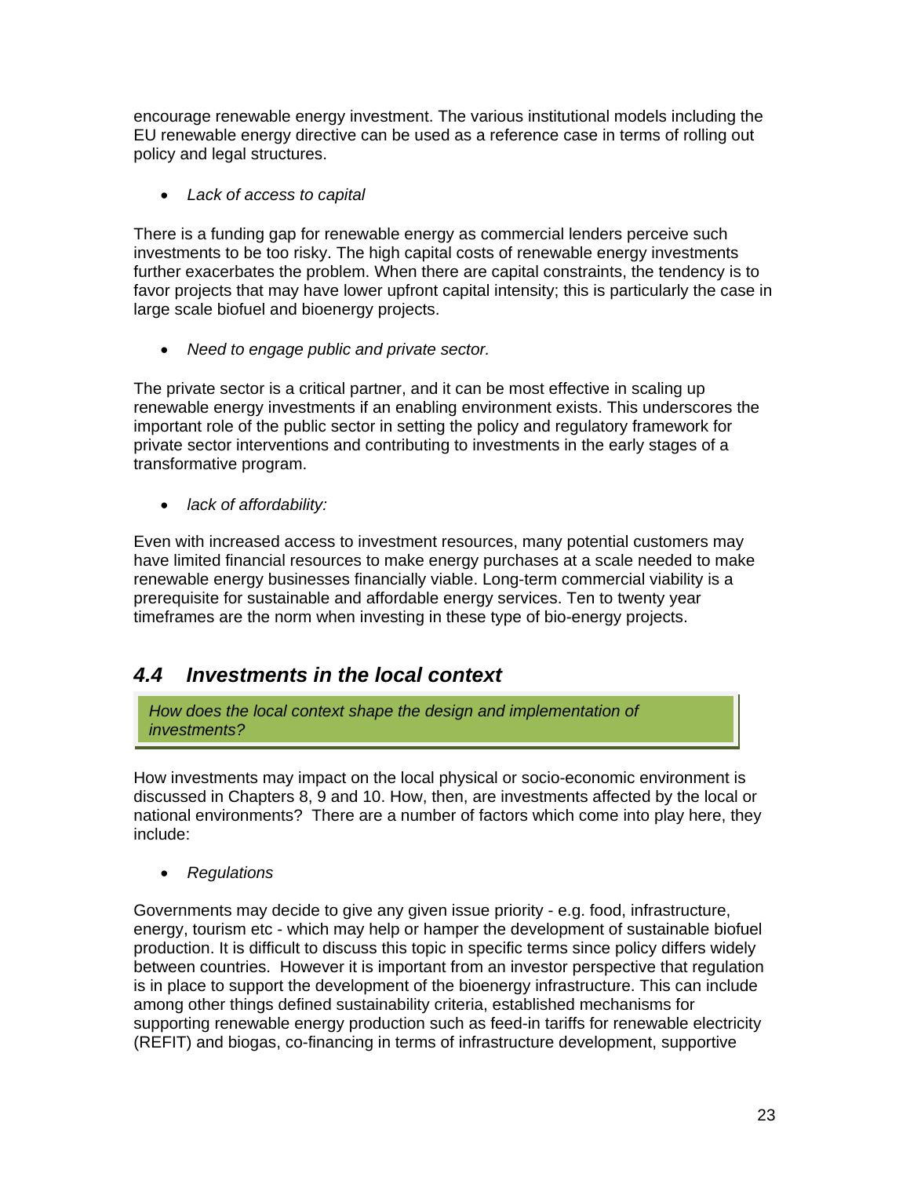encourage renewable energy investment. The various institutional models including the EU renewable energy directive can be used as a reference case in terms of rolling out policy and legal structures.

- *Lack of access to capital*

There is a funding gap for renewable energy as commercial lenders perceive such investments to be too risky. The high capital costs of renewable energy investments further exacerbates the problem. When there are capital constraints, the tendency is to favor projects that may have lower upfront capital intensity; this is particularly the case in large scale biofuel and bioenergy projects.

- *Need to engage public and private sector.*

The private sector is a critical partner, and it can be most effective in scaling up renewable energy investments if an enabling environment exists. This underscores the important role of the public sector in setting the policy and regulatory framework for private sector interventions and contributing to investments in the early stages of a transformative program.

- *lack of affordability:*

Even with increased access to investment resources, many potential customers may have limited financial resources to make energy purchases at a scale needed to make renewable energy businesses financially viable. Long-term commercial viability is a prerequisite for sustainable and affordable energy services. Ten to twenty year timeframes are the norm when investing in these type of bio-energy projects.

## 4.4 Investments in the local context

*How does the local context shape the design and implementation of investments?*

How investments may impact on the local physical or socio-economic environment is discussed in Chapters 8, 9 and 10. How, then, are investments affected by the local or national environments? There are a number of factors which come into play here, they include:

- *Regulations*

Governments may decide to give any given issue priority - e.g. food, infrastructure, energy, tourism etc - which may help or hamper the development of sustainable biofuel production. It is difficult to discuss this topic in specific terms since policy differs widely between countries. However it is important from an investor perspective that regulation is in place to support the development of the bioenergy infrastructure. This can include among other things defined sustainability criteria, established mechanisms for supporting renewable energy production such as feed-in tariffs for renewable electricity (REFIT) and biogas, co-financing in terms of infrastructure development, supportive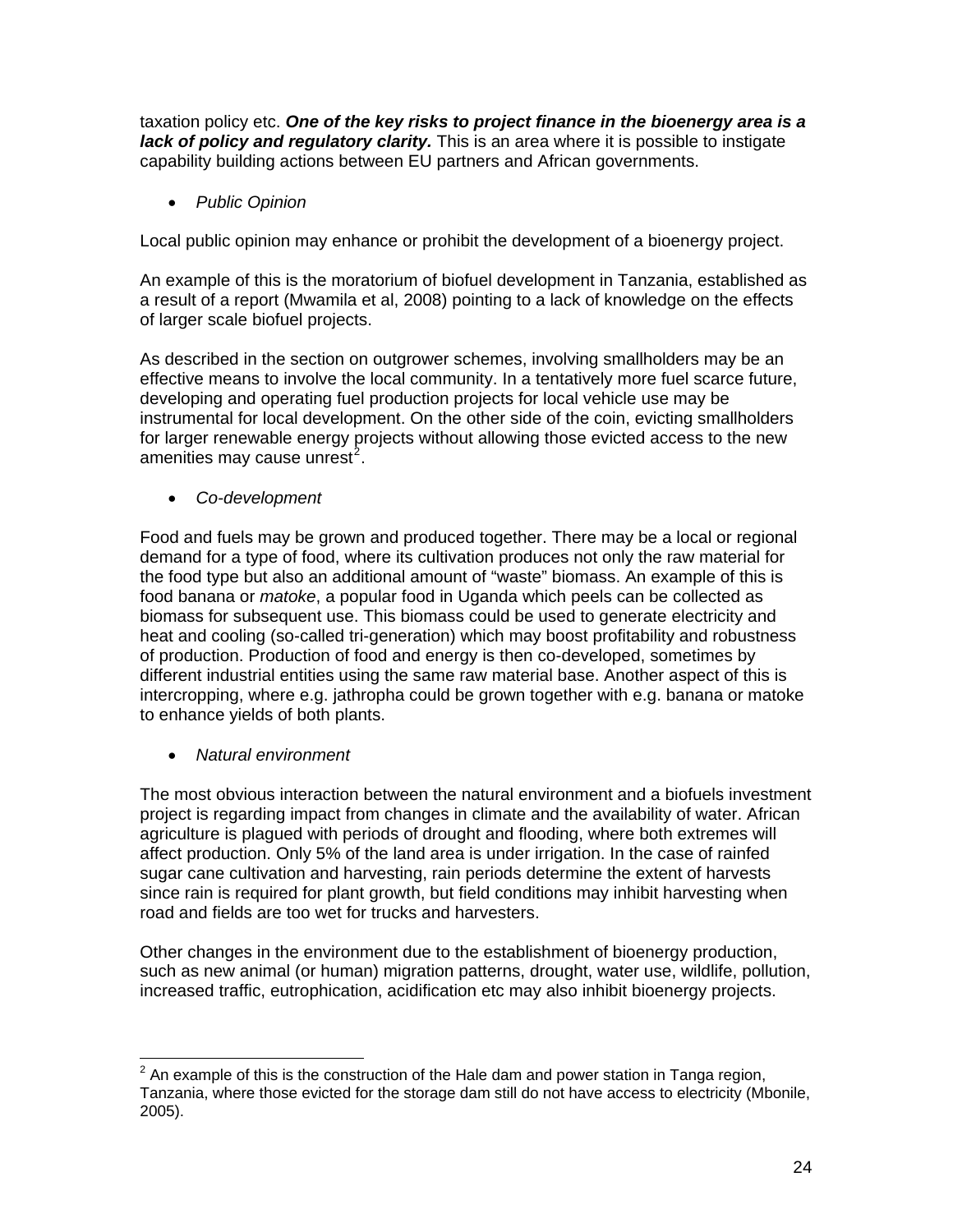taxation policy etc. ***One of the key risks to project finance in the bioenergy area is a lack of policy and regulatory clarity.*** This is an area where it is possible to instigate capability building actions between EU partners and African governments.

- *Public Opinion*

Local public opinion may enhance or prohibit the development of a bioenergy project.

An example of this is the moratorium of biofuel development in Tanzania, established as a result of a report (Mwamila et al, 2008) pointing to a lack of knowledge on the effects of larger scale biofuel projects.

As described in the section on outgrower schemes, involving smallholders may be an effective means to involve the local community. In a tentatively more fuel scarce future, developing and operating fuel production projects for local vehicle use may be instrumental for local development. On the other side of the coin, evicting smallholders for larger renewable energy projects without allowing those evicted access to the new amenities may cause unrest[2].

- *Co-development*

Food and fuels may be grown and produced together. There may be a local or regional demand for a type of food, where its cultivation produces not only the raw material for the food type but also an additional amount of "waste" biomass. An example of this is food banana or *matoke*, a popular food in Uganda which peels can be collected as biomass for subsequent use. This biomass could be used to generate electricity and heat and cooling (so-called tri-generation) which may boost profitability and robustness of production. Production of food and energy is then co-developed, sometimes by different industrial entities using the same raw material base. Another aspect of this is intercropping, where e.g. jathropha could be grown together with e.g. banana or matoke to enhance yields of both plants.

- *Natural environment*

The most obvious interaction between the natural environment and a biofuels investment project is regarding impact from changes in climate and the availability of water. African agriculture is plagued with periods of drought and flooding, where both extremes will affect production. Only 5% of the land area is under irrigation. In the case of rainfed sugar cane cultivation and harvesting, rain periods determine the extent of harvests since rain is required for plant growth, but field conditions may inhibit harvesting when road and fields are too wet for trucks and harvesters.

Other changes in the environment due to the establishment of bioenergy production, such as new animal (or human) migration patterns, drought, water use, wildlife, pollution, increased traffic, eutrophication, acidification etc may also inhibit bioenergy projects.

---

[2] An example of this is the construction of the Hale dam and power station in Tanga region, Tanzania, where those evicted for the storage dam still do not have access to electricity (Mbonile, 2005).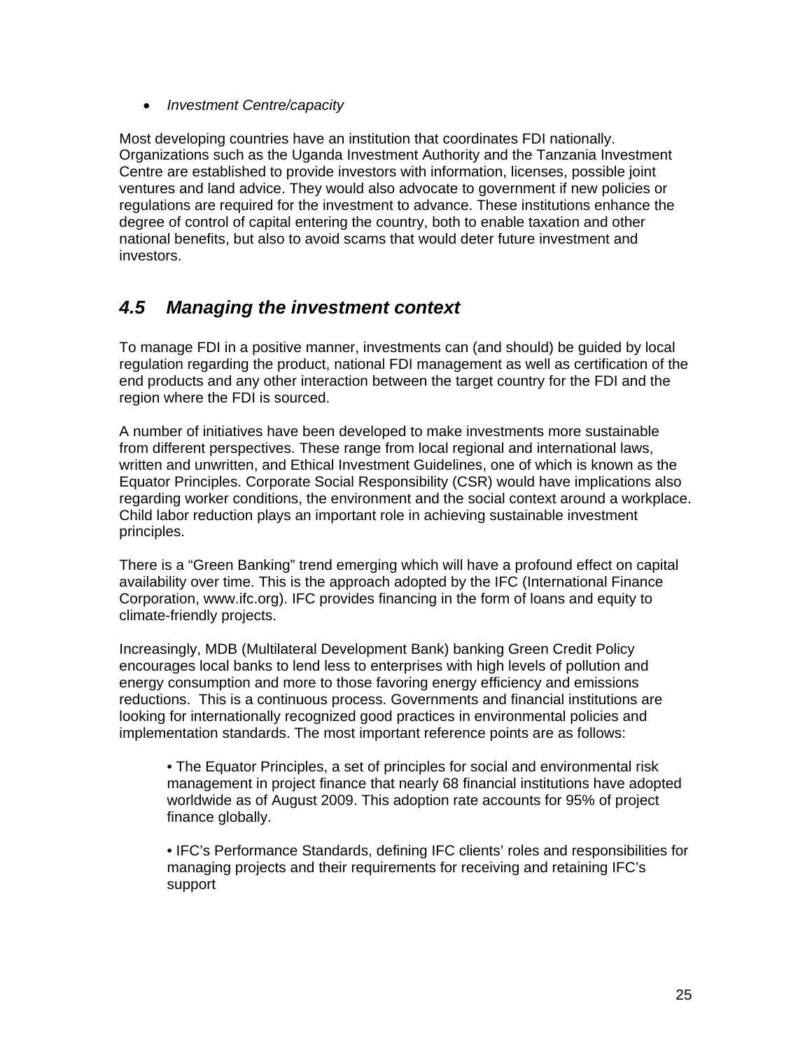- *Investment Centre/capacity*

Most developing countries have an institution that coordinates FDI nationally. Organizations such as the Uganda Investment Authority and the Tanzania Investment Centre are established to provide investors with information, licenses, possible joint ventures and land advice. They would also advocate to government if new policies or regulations are required for the investment to advance. These institutions enhance the degree of control of capital entering the country, both to enable taxation and other national benefits, but also to avoid scams that would deter future investment and investors.

## *4.5 Managing the investment context*

To manage FDI in a positive manner, investments can (and should) be guided by local regulation regarding the product, national FDI management as well as certification of the end products and any other interaction between the target country for the FDI and the region where the FDI is sourced.

A number of initiatives have been developed to make investments more sustainable from different perspectives. These range from local regional and international laws, written and unwritten, and Ethical Investment Guidelines, one of which is known as the Equator Principles. Corporate Social Responsibility (CSR) would have implications also regarding worker conditions, the environment and the social context around a workplace. Child labor reduction plays an important role in achieving sustainable investment principles.

There is a “Green Banking” trend emerging which will have a profound effect on capital availability over time. This is the approach adopted by the IFC (International Finance Corporation, www.ifc.org). IFC provides financing in the form of loans and equity to climate-friendly projects.

Increasingly, MDB (Multilateral Development Bank) banking Green Credit Policy encourages local banks to lend less to enterprises with high levels of pollution and energy consumption and more to those favoring energy efficiency and emissions reductions. This is a continuous process. Governments and financial institutions are looking for internationally recognized good practices in environmental policies and implementation standards. The most important reference points are as follows:

- The Equator Principles, a set of principles for social and environmental risk management in project finance that nearly 68 financial institutions have adopted worldwide as of August 2009. This adoption rate accounts for 95% of project finance globally.

- IFC’s Performance Standards, defining IFC clients’ roles and responsibilities for managing projects and their requirements for receiving and retaining IFC’s support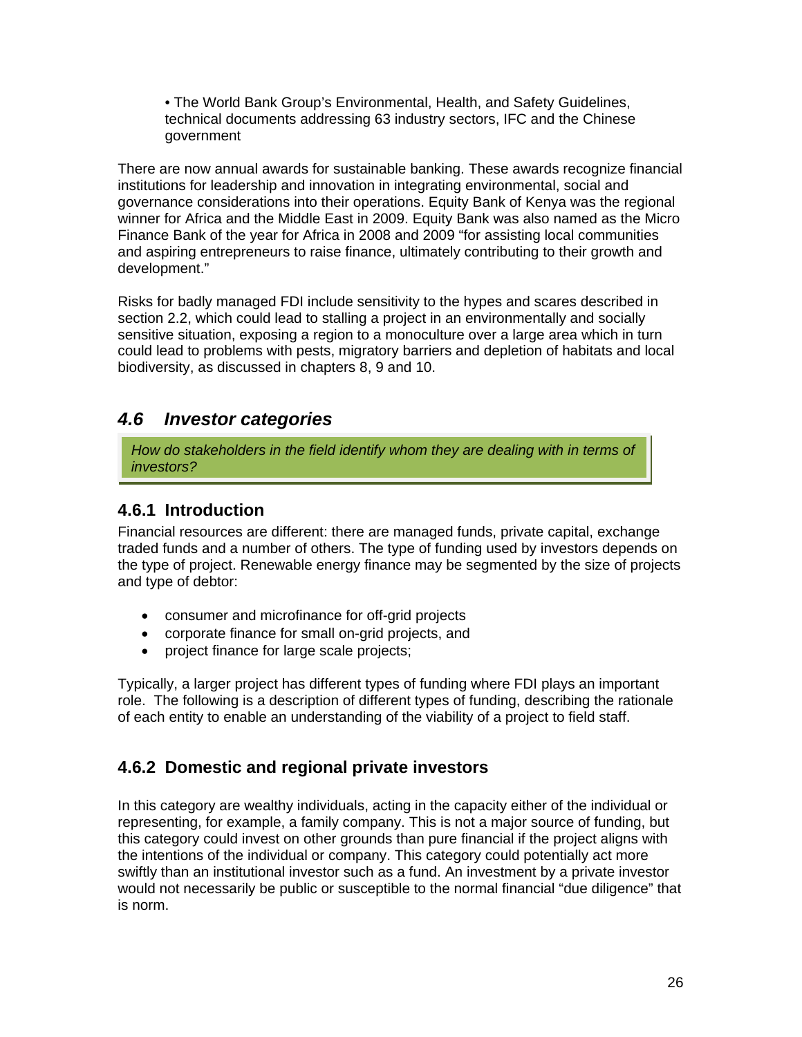• The World Bank Group's Environmental, Health, and Safety Guidelines, technical documents addressing 63 industry sectors, IFC and the Chinese government

There are now annual awards for sustainable banking. These awards recognize financial institutions for leadership and innovation in integrating environmental, social and governance considerations into their operations. Equity Bank of Kenya was the regional winner for Africa and the Middle East in 2009. Equity Bank was also named as the Micro Finance Bank of the year for Africa in 2008 and 2009 "for assisting local communities and aspiring entrepreneurs to raise finance, ultimately contributing to their growth and development."

Risks for badly managed FDI include sensitivity to the hypes and scares described in section 2.2, which could lead to stalling a project in an environmentally and socially sensitive situation, exposing a region to a monoculture over a large area which in turn could lead to problems with pests, migratory barriers and depletion of habitats and local biodiversity, as discussed in chapters 8, 9 and 10.

## *4.6 Investor categories*

*How do stakeholders in the field identify whom they are dealing with in terms of investors?*

### 4.6.1 Introduction

Financial resources are different: there are managed funds, private capital, exchange traded funds and a number of others. The type of funding used by investors depends on the type of project. Renewable energy finance may be segmented by the size of projects and type of debtor:

- consumer and microfinance for off-grid projects
- corporate finance for small on-grid projects, and
- project finance for large scale projects;

Typically, a larger project has different types of funding where FDI plays an important role. The following is a description of different types of funding, describing the rationale of each entity to enable an understanding of the viability of a project to field staff.

### 4.6.2 Domestic and regional private investors

In this category are wealthy individuals, acting in the capacity either of the individual or representing, for example, a family company. This is not a major source of funding, but this category could invest on other grounds than pure financial if the project aligns with the intentions of the individual or company. This category could potentially act more swiftly than an institutional investor such as a fund. An investment by a private investor would not necessarily be public or susceptible to the normal financial "due diligence" that is norm.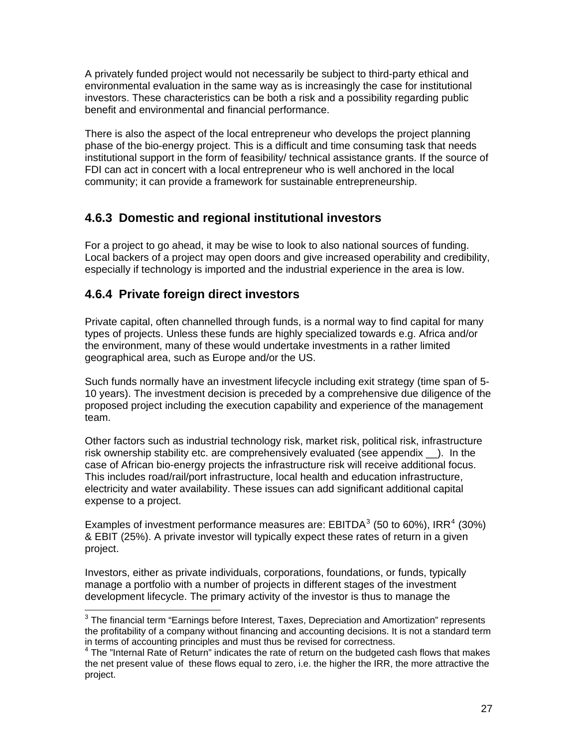A privately funded project would not necessarily be subject to third-party ethical and environmental evaluation in the same way as is increasingly the case for institutional investors. These characteristics can be both a risk and a possibility regarding public benefit and environmental and financial performance.

There is also the aspect of the local entrepreneur who develops the project planning phase of the bio-energy project. This is a difficult and time consuming task that needs institutional support in the form of feasibility/ technical assistance grants. If the source of FDI can act in concert with a local entrepreneur who is well anchored in the local community; it can provide a framework for sustainable entrepreneurship.

### 4.6.3 Domestic and regional institutional investors

For a project to go ahead, it may be wise to look to also national sources of funding. Local backers of a project may open doors and give increased operability and credibility, especially if technology is imported and the industrial experience in the area is low.

### 4.6.4 Private foreign direct investors

Private capital, often channelled through funds, is a normal way to find capital for many types of projects. Unless these funds are highly specialized towards e.g. Africa and/or the environment, many of these would undertake investments in a rather limited geographical area, such as Europe and/or the US.

Such funds normally have an investment lifecycle including exit strategy (time span of 5-10 years). The investment decision is preceded by a comprehensive due diligence of the proposed project including the execution capability and experience of the management team.

Other factors such as industrial technology risk, market risk, political risk, infrastructure risk ownership stability etc. are comprehensively evaluated (see appendix __). In the case of African bio-energy projects the infrastructure risk will receive additional focus. This includes road/rail/port infrastructure, local health and education infrastructure, electricity and water availability. These issues can add significant additional capital expense to a project.

Examples of investment performance measures are: EBITDA[3] (50 to 60%), IRR[4] (30%) & EBIT (25%). A private investor will typically expect these rates of return in a given project.

Investors, either as private individuals, corporations, foundations, or funds, typically manage a portfolio with a number of projects in different stages of the investment development lifecycle. The primary activity of the investor is thus to manage the

---

[3] The financial term "Earnings before Interest, Taxes, Depreciation and Amortization" represents the profitability of a company without financing and accounting decisions. It is not a standard term in terms of accounting principles and must thus be revised for correctness.

[4] The "Internal Rate of Return" indicates the rate of return on the budgeted cash flows that makes the net present value of these flows equal to zero, i.e. the higher the IRR, the more attractive the project.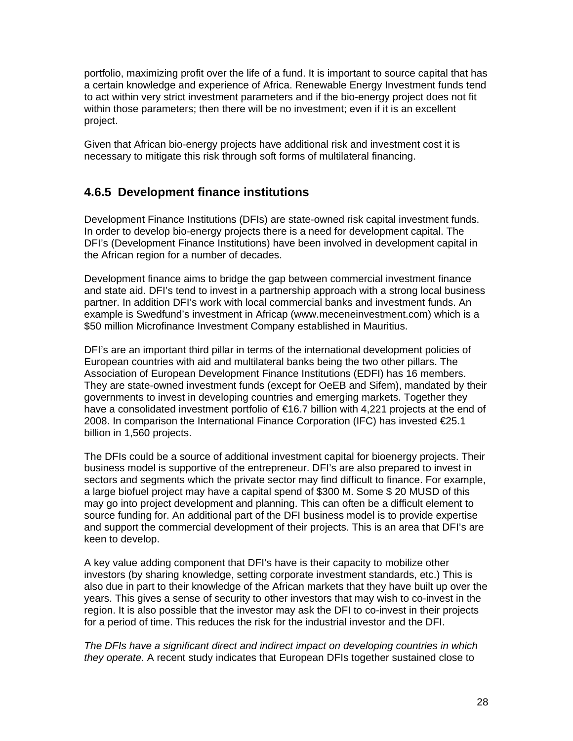portfolio, maximizing profit over the life of a fund. It is important to source capital that has a certain knowledge and experience of Africa. Renewable Energy Investment funds tend to act within very strict investment parameters and if the bio-energy project does not fit within those parameters; then there will be no investment; even if it is an excellent project.

Given that African bio-energy projects have additional risk and investment cost it is necessary to mitigate this risk through soft forms of multilateral financing.

### 4.6.5 Development finance institutions

Development Finance Institutions (DFIs) are state-owned risk capital investment funds. In order to develop bio-energy projects there is a need for development capital. The DFI's (Development Finance Institutions) have been involved in development capital in the African region for a number of decades.

Development finance aims to bridge the gap between commercial investment finance and state aid. DFI's tend to invest in a partnership approach with a strong local business partner. In addition DFI's work with local commercial banks and investment funds. An example is Swedfund's investment in Africap (www.meceneinvestment.com) which is a $50 million Microfinance Investment Company established in Mauritius.

DFI's are an important third pillar in terms of the international development policies of European countries with aid and multilateral banks being the two other pillars. The Association of European Development Finance Institutions (EDFI) has 16 members. They are state-owned investment funds (except for OeEB and Sifem), mandated by their governments to invest in developing countries and emerging markets. Together they have a consolidated investment portfolio of €16.7 billion with 4,221 projects at the end of 2008. In comparison the International Finance Corporation (IFC) has invested €25.1 billion in 1,560 projects.

The DFIs could be a source of additional investment capital for bioenergy projects. Their business model is supportive of the entrepreneur. DFI's are also prepared to invest in sectors and segments which the private sector may find difficult to finance. For example, a large biofuel project may have a capital spend of $300 M. Some $ 20 MUSD of this may go into project development and planning. This can often be a difficult element to source funding for. An additional part of the DFI business model is to provide expertise and support the commercial development of their projects. This is an area that DFI's are keen to develop.

A key value adding component that DFI's have is their capacity to mobilize other investors (by sharing knowledge, setting corporate investment standards, etc.) This is also due in part to their knowledge of the African markets that they have built up over the years. This gives a sense of security to other investors that may wish to co-invest in the region. It is also possible that the investor may ask the DFI to co-invest in their projects for a period of time. This reduces the risk for the industrial investor and the DFI.

*The DFIs have a significant direct and indirect impact on developing countries in which they operate.* A recent study indicates that European DFIs together sustained close to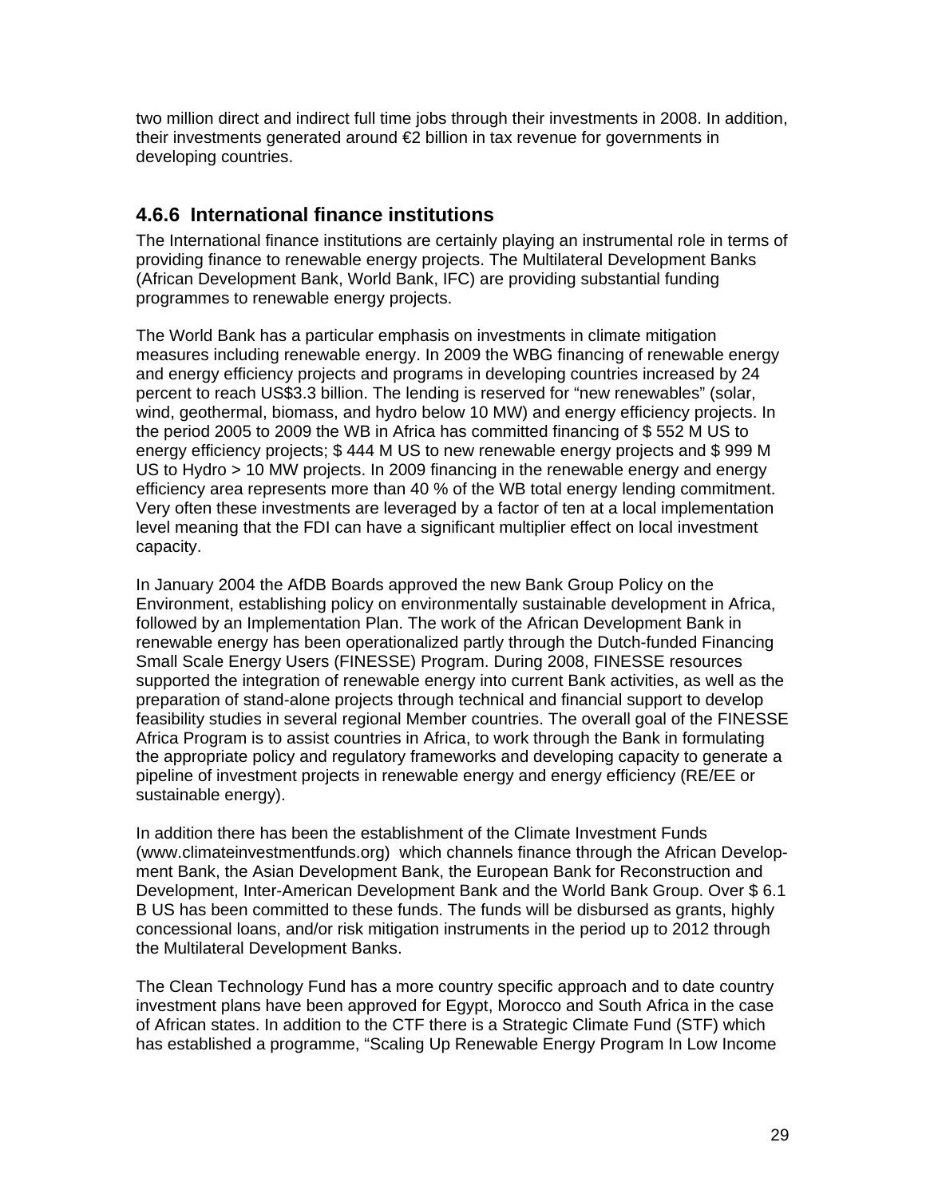two million direct and indirect full time jobs through their investments in 2008. In addition, their investments generated around €2 billion in tax revenue for governments in developing countries.

### 4.6.6 International finance institutions

The International finance institutions are certainly playing an instrumental role in terms of providing finance to renewable energy projects. The Multilateral Development Banks (African Development Bank, World Bank, IFC) are providing substantial funding programmes to renewable energy projects.

The World Bank has a particular emphasis on investments in climate mitigation measures including renewable energy. In 2009 the WBG financing of renewable energy and energy efficiency projects and programs in developing countries increased by 24 percent to reach US$3.3 billion. The lending is reserved for “new renewables” (solar, wind, geothermal, biomass, and hydro below 10 MW) and energy efficiency projects. In the period 2005 to 2009 the WB in Africa has committed financing of $ 552 M US to energy efficiency projects; $ 444 M US to new renewable energy projects and $ 999 M US to Hydro > 10 MW projects. In 2009 financing in the renewable energy and energy efficiency area represents more than 40 % of the WB total energy lending commitment. Very often these investments are leveraged by a factor of ten at a local implementation level meaning that the FDI can have a significant multiplier effect on local investment capacity.

In January 2004 the AfDB Boards approved the new Bank Group Policy on the Environment, establishing policy on environmentally sustainable development in Africa, followed by an Implementation Plan. The work of the African Development Bank in renewable energy has been operationalized partly through the Dutch-funded Financing Small Scale Energy Users (FINESSE) Program. During 2008, FINESSE resources supported the integration of renewable energy into current Bank activities, as well as the preparation of stand-alone projects through technical and financial support to develop feasibility studies in several regional Member countries. The overall goal of the FINESSE Africa Program is to assist countries in Africa, to work through the Bank in formulating the appropriate policy and regulatory frameworks and developing capacity to generate a pipeline of investment projects in renewable energy and energy efficiency (RE/EE or sustainable energy).

In addition there has been the establishment of the Climate Investment Funds (www.climateinvestmentfunds.org) which channels finance through the African Development Bank, the Asian Development Bank, the European Bank for Reconstruction and Development, Inter-American Development Bank and the World Bank Group. Over $ 6.1 B US has been committed to these funds. The funds will be disbursed as grants, highly concessional loans, and/or risk mitigation instruments in the period up to 2012 through the Multilateral Development Banks.

The Clean Technology Fund has a more country specific approach and to date country investment plans have been approved for Egypt, Morocco and South Africa in the case of African states. In addition to the CTF there is a Strategic Climate Fund (STF) which has established a programme, “Scaling Up Renewable Energy Program In Low Income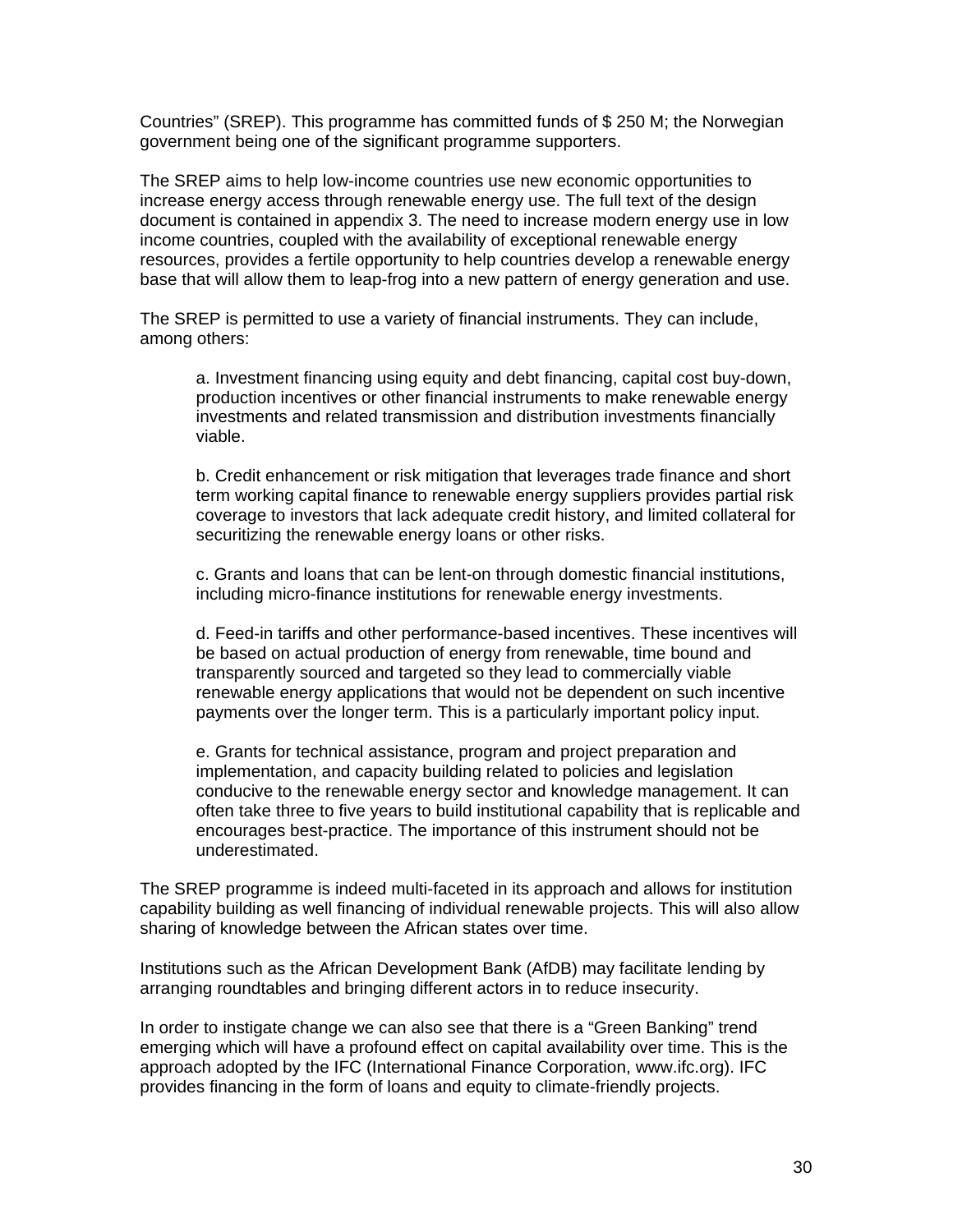Countries" (SREP). This programme has committed funds of $ 250 M; the Norwegian government being one of the significant programme supporters.

The SREP aims to help low-income countries use new economic opportunities to increase energy access through renewable energy use. The full text of the design document is contained in appendix 3. The need to increase modern energy use in low income countries, coupled with the availability of exceptional renewable energy resources, provides a fertile opportunity to help countries develop a renewable energy base that will allow them to leap-frog into a new pattern of energy generation and use.

The SREP is permitted to use a variety of financial instruments. They can include, among others:

> a. Investment financing using equity and debt financing, capital cost buy-down, production incentives or other financial instruments to make renewable energy investments and related transmission and distribution investments financially viable.
>
> b. Credit enhancement or risk mitigation that leverages trade finance and short term working capital finance to renewable energy suppliers provides partial risk coverage to investors that lack adequate credit history, and limited collateral for securitizing the renewable energy loans or other risks.
>
> c. Grants and loans that can be lent-on through domestic financial institutions, including micro-finance institutions for renewable energy investments.
>
> d. Feed-in tariffs and other performance-based incentives. These incentives will be based on actual production of energy from renewable, time bound and transparently sourced and targeted so they lead to commercially viable renewable energy applications that would not be dependent on such incentive payments over the longer term. This is a particularly important policy input.
>
> e. Grants for technical assistance, program and project preparation and implementation, and capacity building related to policies and legislation conducive to the renewable energy sector and knowledge management. It can often take three to five years to build institutional capability that is replicable and encourages best-practice. The importance of this instrument should not be underestimated.

The SREP programme is indeed multi-faceted in its approach and allows for institution capability building as well financing of individual renewable projects. This will also allow sharing of knowledge between the African states over time.

Institutions such as the African Development Bank (AfDB) may facilitate lending by arranging roundtables and bringing different actors in to reduce insecurity.

In order to instigate change we can also see that there is a "Green Banking" trend emerging which will have a profound effect on capital availability over time. This is the approach adopted by the IFC (International Finance Corporation, www.ifc.org). IFC provides financing in the form of loans and equity to climate-friendly projects.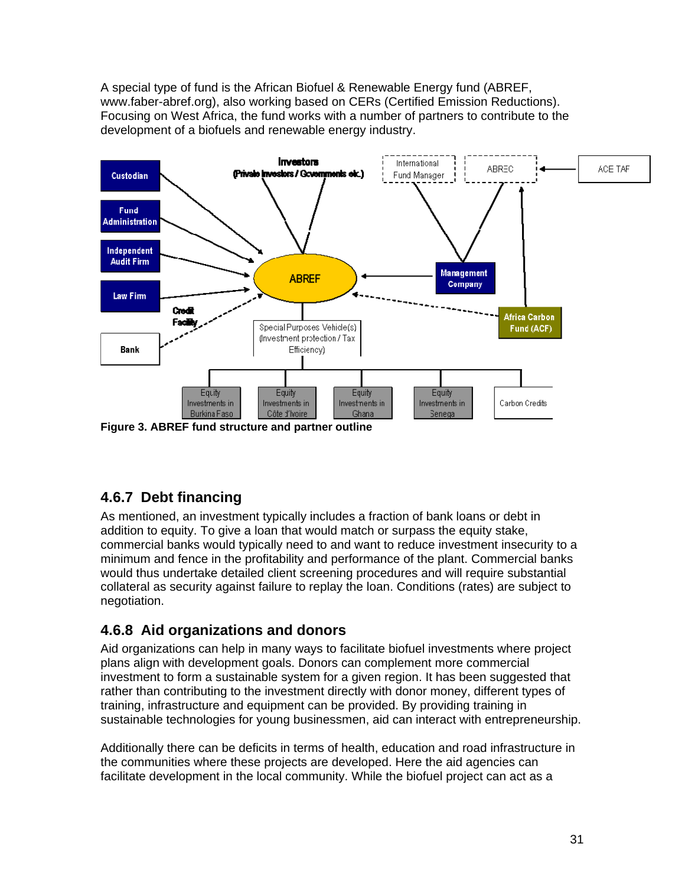A special type of fund is the African Biofuel & Renewable Energy fund (ABREF, www.faber-abref.org), also working based on CERs (Certified Emission Reductions). Focusing on West Africa, the fund works with a number of partners to contribute to the development of a biofuels and renewable energy industry.

**Figure 3. ABREF fund structure and partner outline**

## 4.6.7 Debt financing

As mentioned, an investment typically includes a fraction of bank loans or debt in addition to equity. To give a loan that would match or surpass the equity stake, commercial banks would typically need to and want to reduce investment insecurity to a minimum and fence in the profitability and performance of the plant. Commercial banks would thus undertake detailed client screening procedures and will require substantial collateral as security against failure to replay the loan. Conditions (rates) are subject to negotiation.

## 4.6.8 Aid organizations and donors

Aid organizations can help in many ways to facilitate biofuel investments where project plans align with development goals. Donors can complement more commercial investment to form a sustainable system for a given region. It has been suggested that rather than contributing to the investment directly with donor money, different types of training, infrastructure and equipment can be provided. By providing training in sustainable technologies for young businessmen, aid can interact with entrepreneurship.

Additionally there can be deficits in terms of health, education and road infrastructure in the communities where these projects are developed. Here the aid agencies can facilitate development in the local community. While the biofuel project can act as a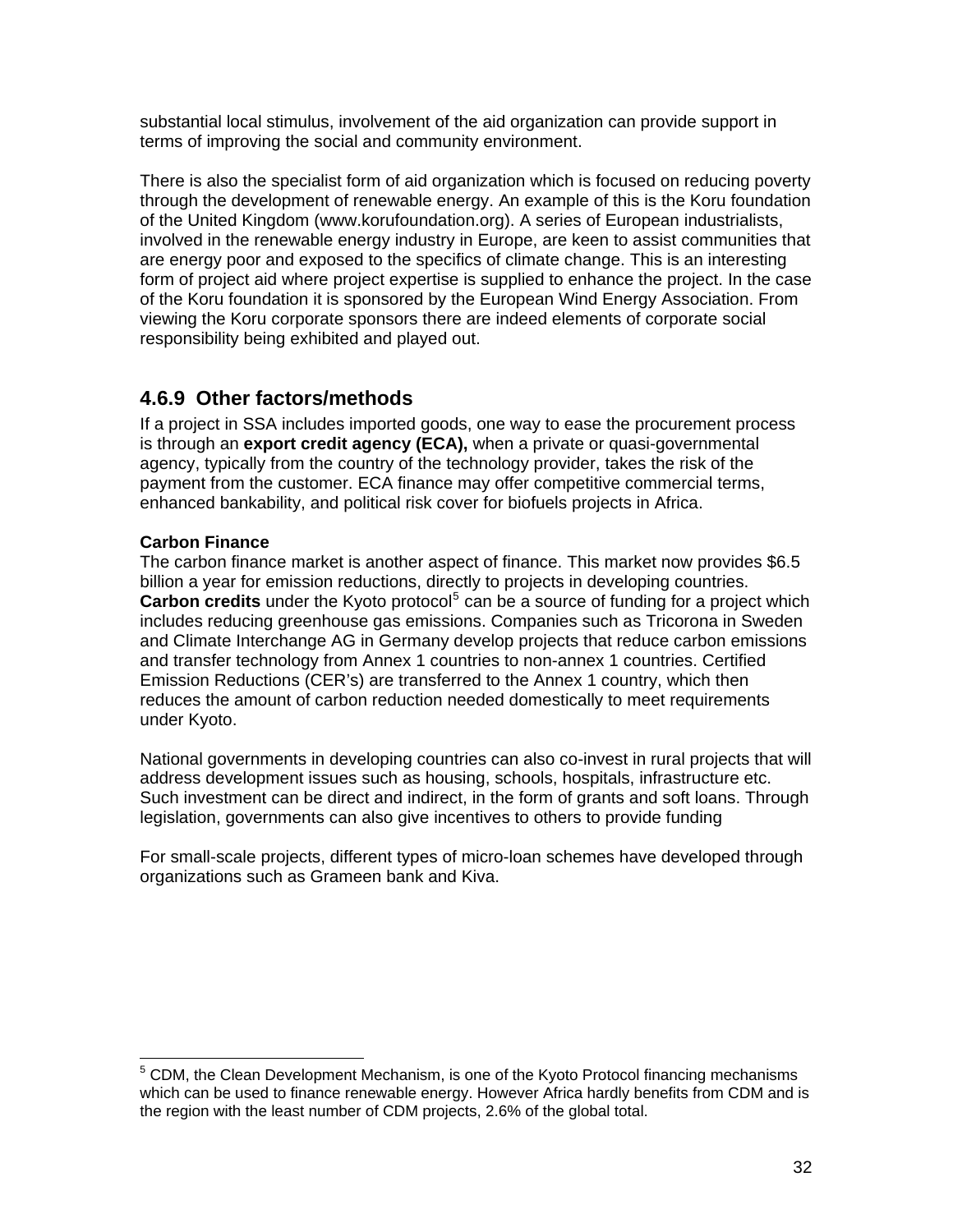substantial local stimulus, involvement of the aid organization can provide support in terms of improving the social and community environment.

There is also the specialist form of aid organization which is focused on reducing poverty through the development of renewable energy. An example of this is the Koru foundation of the United Kingdom (www.korufoundation.org). A series of European industrialists, involved in the renewable energy industry in Europe, are keen to assist communities that are energy poor and exposed to the specifics of climate change. This is an interesting form of project aid where project expertise is supplied to enhance the project. In the case of the Koru foundation it is sponsored by the European Wind Energy Association. From viewing the Koru corporate sponsors there are indeed elements of corporate social responsibility being exhibited and played out.

### 4.6.9 Other factors/methods

If a project in SSA includes imported goods, one way to ease the procurement process is through an **export credit agency (ECA),** when a private or quasi-governmental agency, typically from the country of the technology provider, takes the risk of the payment from the customer. ECA finance may offer competitive commercial terms, enhanced bankability, and political risk cover for biofuels projects in Africa.

**Carbon Finance**

The carbon finance market is another aspect of finance. This market now provides $6.5 billion a year for emission reductions, directly to projects in developing countries. **Carbon credits** under the Kyoto protocol[5] can be a source of funding for a project which includes reducing greenhouse gas emissions. Companies such as Tricorona in Sweden and Climate Interchange AG in Germany develop projects that reduce carbon emissions and transfer technology from Annex 1 countries to non-annex 1 countries. Certified Emission Reductions (CER's) are transferred to the Annex 1 country, which then reduces the amount of carbon reduction needed domestically to meet requirements under Kyoto.

National governments in developing countries can also co-invest in rural projects that will address development issues such as housing, schools, hospitals, infrastructure etc. Such investment can be direct and indirect, in the form of grants and soft loans. Through legislation, governments can also give incentives to others to provide funding

For small-scale projects, different types of micro-loan schemes have developed through organizations such as Grameen bank and Kiva.

---

[5] CDM, the Clean Development Mechanism, is one of the Kyoto Protocol financing mechanisms which can be used to finance renewable energy. However Africa hardly benefits from CDM and is the region with the least number of CDM projects, 2.6% of the global total.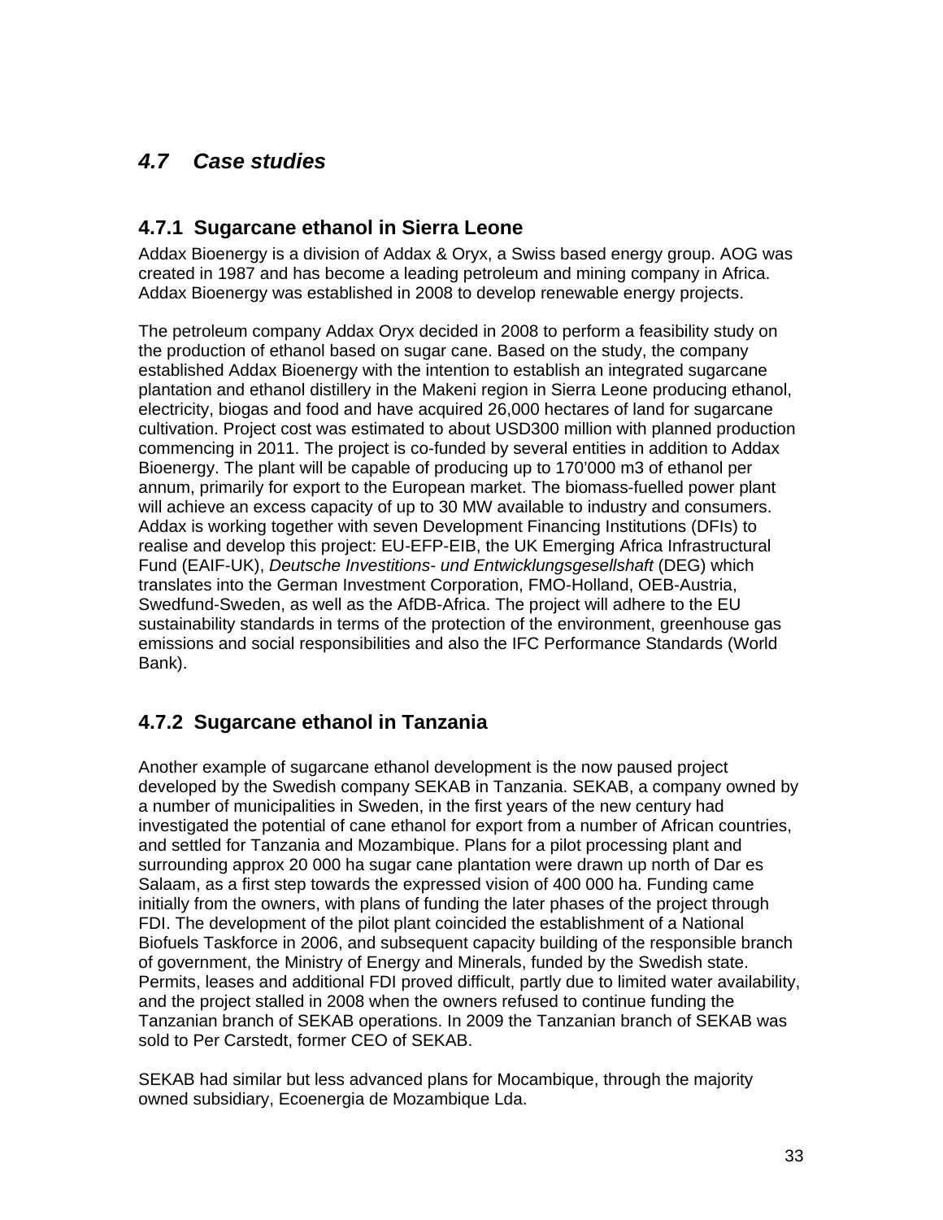## 4.7 Case studies

### 4.7.1 Sugarcane ethanol in Sierra Leone

Addax Bioenergy is a division of Addax & Oryx, a Swiss based energy group. AOG was created in 1987 and has become a leading petroleum and mining company in Africa. Addax Bioenergy was established in 2008 to develop renewable energy projects.

The petroleum company Addax Oryx decided in 2008 to perform a feasibility study on the production of ethanol based on sugar cane. Based on the study, the company established Addax Bioenergy with the intention to establish an integrated sugarcane plantation and ethanol distillery in the Makeni region in Sierra Leone producing ethanol, electricity, biogas and food and have acquired 26,000 hectares of land for sugarcane cultivation. Project cost was estimated to about USD300 million with planned production commencing in 2011. The project is co-funded by several entities in addition to Addax Bioenergy. The plant will be capable of producing up to 170'000 m3 of ethanol per annum, primarily for export to the European market. The biomass-fuelled power plant will achieve an excess capacity of up to 30 MW available to industry and consumers. Addax is working together with seven Development Financing Institutions (DFIs) to realise and develop this project: EU-EFP-EIB, the UK Emerging Africa Infrastructural Fund (EAIF-UK), *Deutsche Investitions- und Entwicklungsgesellshaft* (DEG) which translates into the German Investment Corporation, FMO-Holland, OEB-Austria, Swedfund-Sweden, as well as the AfDB-Africa. The project will adhere to the EU sustainability standards in terms of the protection of the environment, greenhouse gas emissions and social responsibilities and also the IFC Performance Standards (World Bank).

### 4.7.2 Sugarcane ethanol in Tanzania

Another example of sugarcane ethanol development is the now paused project developed by the Swedish company SEKAB in Tanzania. SEKAB, a company owned by a number of municipalities in Sweden, in the first years of the new century had investigated the potential of cane ethanol for export from a number of African countries, and settled for Tanzania and Mozambique. Plans for a pilot processing plant and surrounding approx 20 000 ha sugar cane plantation were drawn up north of Dar es Salaam, as a first step towards the expressed vision of 400 000 ha. Funding came initially from the owners, with plans of funding the later phases of the project through FDI. The development of the pilot plant coincided the establishment of a National Biofuels Taskforce in 2006, and subsequent capacity building of the responsible branch of government, the Ministry of Energy and Minerals, funded by the Swedish state. Permits, leases and additional FDI proved difficult, partly due to limited water availability, and the project stalled in 2008 when the owners refused to continue funding the Tanzanian branch of SEKAB operations. In 2009 the Tanzanian branch of SEKAB was sold to Per Carstedt, former CEO of SEKAB.

SEKAB had similar but less advanced plans for Mocambique, through the majority owned subsidiary, Ecoenergia de Mozambique Lda.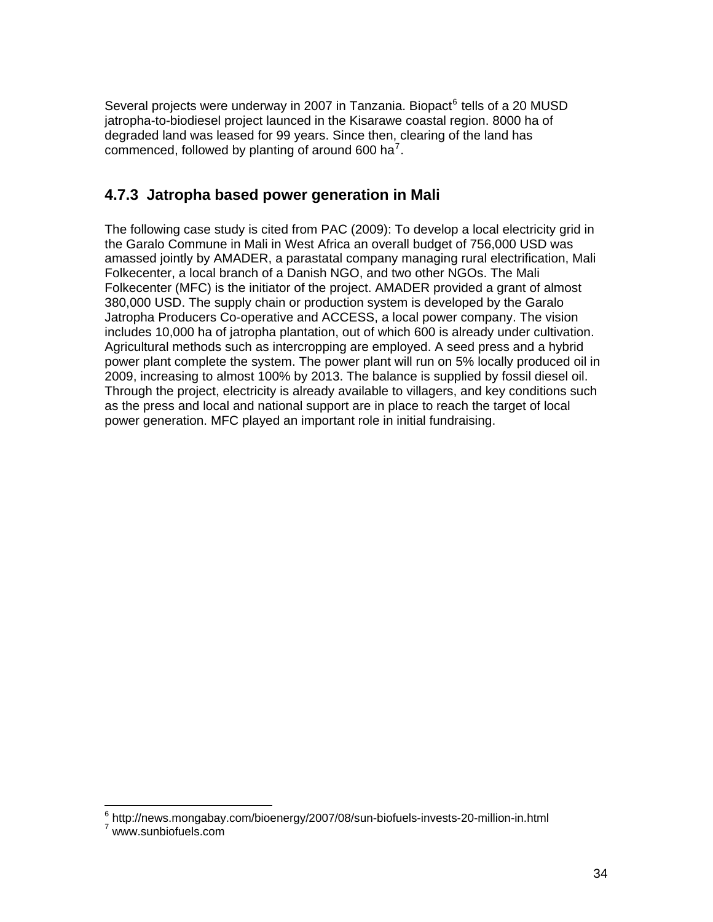Several projects were underway in 2007 in Tanzania. Biopact[6] tells of a 20 MUSD jatropha-to-biodiesel project launced in the Kisarawe coastal region. 8000 ha of degraded land was leased for 99 years. Since then, clearing of the land has commenced, followed by planting of around 600 ha[7].

### 4.7.3 Jatropha based power generation in Mali

The following case study is cited from PAC (2009): To develop a local electricity grid in the Garalo Commune in Mali in West Africa an overall budget of 756,000 USD was amassed jointly by AMADER, a parastatal company managing rural electrification, Mali Folkecenter, a local branch of a Danish NGO, and two other NGOs. The Mali Folkecenter (MFC) is the initiator of the project. AMADER provided a grant of almost 380,000 USD. The supply chain or production system is developed by the Garalo Jatropha Producers Co-operative and ACCESS, a local power company. The vision includes 10,000 ha of jatropha plantation, out of which 600 is already under cultivation. Agricultural methods such as intercropping are employed. A seed press and a hybrid power plant complete the system. The power plant will run on 5% locally produced oil in 2009, increasing to almost 100% by 2013. The balance is supplied by fossil diesel oil. Through the project, electricity is already available to villagers, and key conditions such as the press and local and national support are in place to reach the target of local power generation. MFC played an important role in initial fundraising.

---

[6] http://news.mongabay.com/bioenergy/2007/08/sun-biofuels-invests-20-million-in.html
[7] www.sunbiofuels.com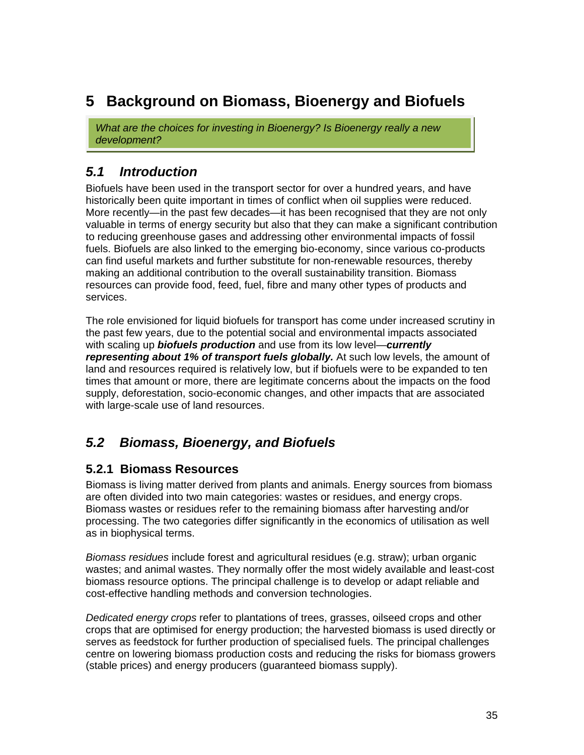# 5 Background on Biomass, Bioenergy and Biofuels

*What are the choices for investing in Bioenergy? Is Bioenergy really a new development?*

## 5.1 Introduction

Biofuels have been used in the transport sector for over a hundred years, and have historically been quite important in times of conflict when oil supplies were reduced. More recently—in the past few decades—it has been recognised that they are not only valuable in terms of energy security but also that they can make a significant contribution to reducing greenhouse gases and addressing other environmental impacts of fossil fuels. Biofuels are also linked to the emerging bio-economy, since various co-products can find useful markets and further substitute for non-renewable resources, thereby making an additional contribution to the overall sustainability transition. Biomass resources can provide food, feed, fuel, fibre and many other types of products and services.

The role envisioned for liquid biofuels for transport has come under increased scrutiny in the past few years, due to the potential social and environmental impacts associated with scaling up ***biofuels production*** and use from its low level—***currently representing about 1% of transport fuels globally.*** At such low levels, the amount of land and resources required is relatively low, but if biofuels were to be expanded to ten times that amount or more, there are legitimate concerns about the impacts on the food supply, deforestation, socio-economic changes, and other impacts that are associated with large-scale use of land resources.

## 5.2 Biomass, Bioenergy, and Biofuels

### 5.2.1 Biomass Resources

Biomass is living matter derived from plants and animals. Energy sources from biomass are often divided into two main categories: wastes or residues, and energy crops. Biomass wastes or residues refer to the remaining biomass after harvesting and/or processing. The two categories differ significantly in the economics of utilisation as well as in biophysical terms.

*Biomass residues* include forest and agricultural residues (e.g. straw); urban organic wastes; and animal wastes. They normally offer the most widely available and least-cost biomass resource options. The principal challenge is to develop or adapt reliable and cost-effective handling methods and conversion technologies.

*Dedicated energy crops* refer to plantations of trees, grasses, oilseed crops and other crops that are optimised for energy production; the harvested biomass is used directly or serves as feedstock for further production of specialised fuels. The principal challenges centre on lowering biomass production costs and reducing the risks for biomass growers (stable prices) and energy producers (guaranteed biomass supply).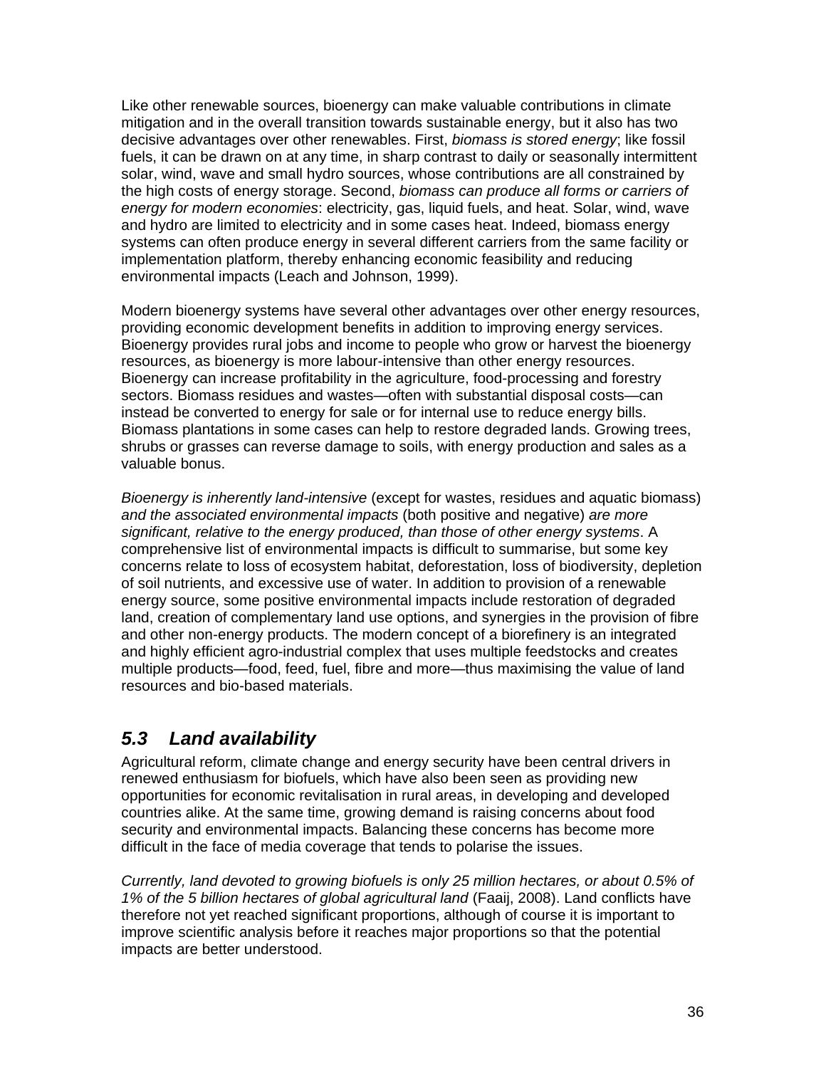Like other renewable sources, bioenergy can make valuable contributions in climate mitigation and in the overall transition towards sustainable energy, but it also has two decisive advantages over other renewables. First, *biomass is stored energy*; like fossil fuels, it can be drawn on at any time, in sharp contrast to daily or seasonally intermittent solar, wind, wave and small hydro sources, whose contributions are all constrained by the high costs of energy storage. Second, *biomass can produce all forms or carriers of energy for modern economies*: electricity, gas, liquid fuels, and heat. Solar, wind, wave and hydro are limited to electricity and in some cases heat. Indeed, biomass energy systems can often produce energy in several different carriers from the same facility or implementation platform, thereby enhancing economic feasibility and reducing environmental impacts (Leach and Johnson, 1999).

Modern bioenergy systems have several other advantages over other energy resources, providing economic development benefits in addition to improving energy services. Bioenergy provides rural jobs and income to people who grow or harvest the bioenergy resources, as bioenergy is more labour-intensive than other energy resources. Bioenergy can increase profitability in the agriculture, food-processing and forestry sectors. Biomass residues and wastes—often with substantial disposal costs—can instead be converted to energy for sale or for internal use to reduce energy bills. Biomass plantations in some cases can help to restore degraded lands. Growing trees, shrubs or grasses can reverse damage to soils, with energy production and sales as a valuable bonus.

*Bioenergy is inherently land-intensive* (except for wastes, residues and aquatic biomass) *and the associated environmental impacts* (both positive and negative) *are more significant, relative to the energy produced, than those of other energy systems*. A comprehensive list of environmental impacts is difficult to summarise, but some key concerns relate to loss of ecosystem habitat, deforestation, loss of biodiversity, depletion of soil nutrients, and excessive use of water. In addition to provision of a renewable energy source, some positive environmental impacts include restoration of degraded land, creation of complementary land use options, and synergies in the provision of fibre and other non-energy products. The modern concept of a biorefinery is an integrated and highly efficient agro-industrial complex that uses multiple feedstocks and creates multiple products—food, feed, fuel, fibre and more—thus maximising the value of land resources and bio-based materials.

## *5.3 Land availability*

Agricultural reform, climate change and energy security have been central drivers in renewed enthusiasm for biofuels, which have also been seen as providing new opportunities for economic revitalisation in rural areas, in developing and developed countries alike. At the same time, growing demand is raising concerns about food security and environmental impacts. Balancing these concerns has become more difficult in the face of media coverage that tends to polarise the issues.

*Currently, land devoted to growing biofuels is only 25 million hectares, or about 0.5% of 1% of the 5 billion hectares of global agricultural land* (Faaij, 2008). Land conflicts have therefore not yet reached significant proportions, although of course it is important to improve scientific analysis before it reaches major proportions so that the potential impacts are better understood.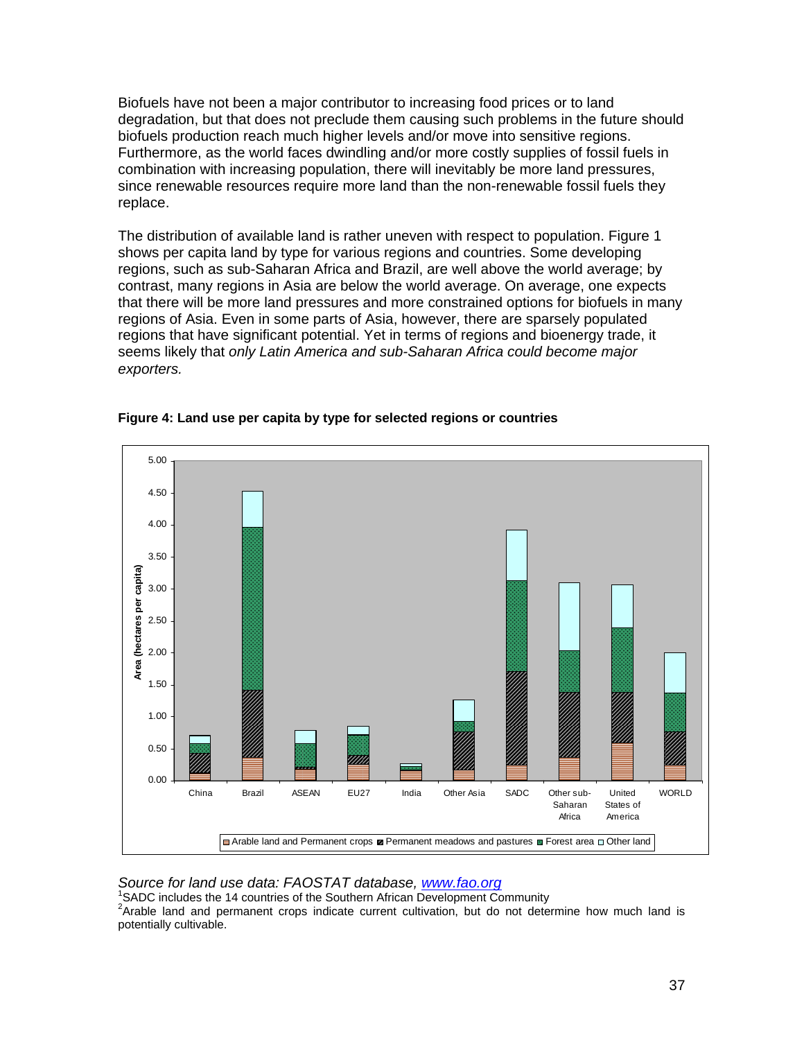Biofuels have not been a major contributor to increasing food prices or to land degradation, but that does not preclude them causing such problems in the future should biofuels production reach much higher levels and/or move into sensitive regions. Furthermore, as the world faces dwindling and/or more costly supplies of fossil fuels in combination with increasing population, there will inevitably be more land pressures, since renewable resources require more land than the non-renewable fossil fuels they replace.

The distribution of available land is rather uneven with respect to population. Figure 1 shows per capita land by type for various regions and countries. Some developing regions, such as sub-Saharan Africa and Brazil, are well above the world average; by contrast, many regions in Asia are below the world average. On average, one expects that there will be more land pressures and more constrained options for biofuels in many regions of Asia. Even in some parts of Asia, however, there are sparsely populated regions that have significant potential. Yet in terms of regions and bioenergy trade, it seems likely that *only Latin America and sub-Saharan Africa could become major exporters.*

**Figure 4: Land use per capita by type for selected regions or countries**

*Source for land use data: FAOSTAT database, www.fao.org*

[1]SADC includes the 14 countries of the Southern African Development Community

[2]Arable land and permanent crops indicate current cultivation, but do not determine how much land is potentially cultivable.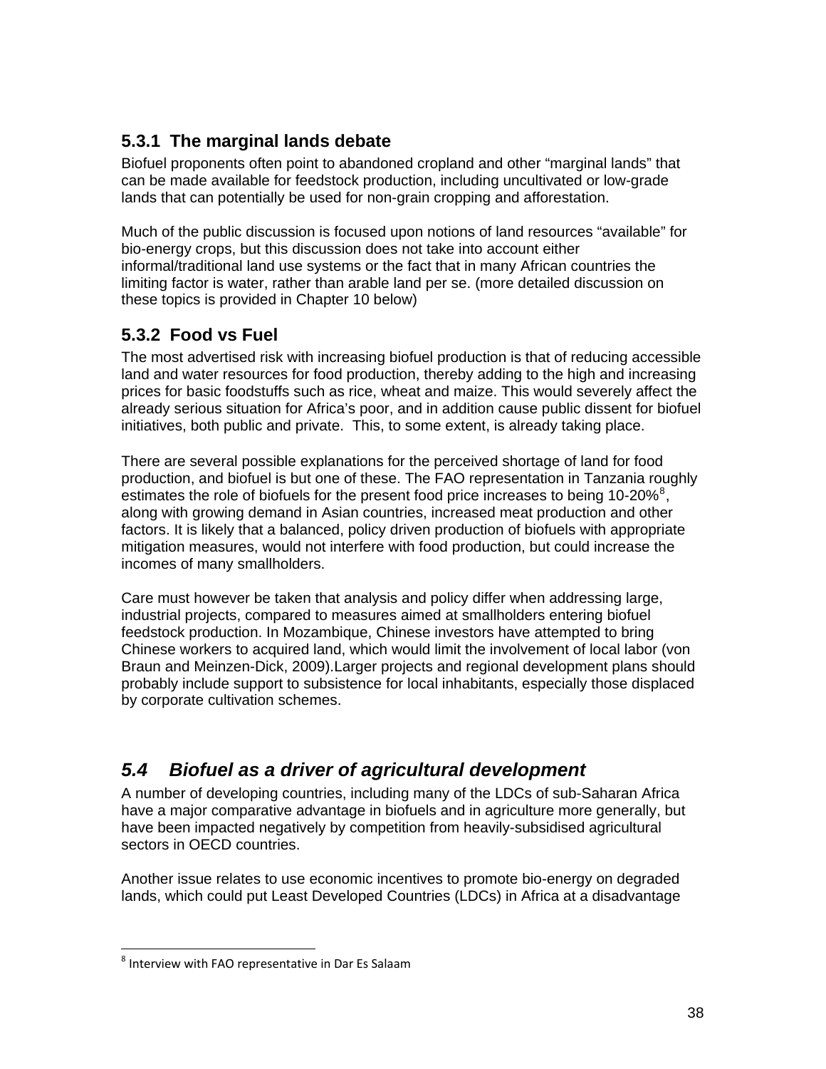### 5.3.1 The marginal lands debate

Biofuel proponents often point to abandoned cropland and other “marginal lands” that can be made available for feedstock production, including uncultivated or low-grade lands that can potentially be used for non-grain cropping and afforestation.

Much of the public discussion is focused upon notions of land resources “available” for bio-energy crops, but this discussion does not take into account either informal/traditional land use systems or the fact that in many African countries the limiting factor is water, rather than arable land per se. (more detailed discussion on these topics is provided in Chapter 10 below)

### 5.3.2 Food vs Fuel

The most advertised risk with increasing biofuel production is that of reducing accessible land and water resources for food production, thereby adding to the high and increasing prices for basic foodstuffs such as rice, wheat and maize. This would severely affect the already serious situation for Africa’s poor, and in addition cause public dissent for biofuel initiatives, both public and private. This, to some extent, is already taking place.

There are several possible explanations for the perceived shortage of land for food production, and biofuel is but one of these. The FAO representation in Tanzania roughly estimates the role of biofuels for the present food price increases to being 10-20%[8], along with growing demand in Asian countries, increased meat production and other factors. It is likely that a balanced, policy driven production of biofuels with appropriate mitigation measures, would not interfere with food production, but could increase the incomes of many smallholders.

Care must however be taken that analysis and policy differ when addressing large, industrial projects, compared to measures aimed at smallholders entering biofuel feedstock production. In Mozambique, Chinese investors have attempted to bring Chinese workers to acquired land, which would limit the involvement of local labor (von Braun and Meinzen-Dick, 2009).Larger projects and regional development plans should probably include support to subsistence for local inhabitants, especially those displaced by corporate cultivation schemes.

## *5.4 Biofuel as a driver of agricultural development*

A number of developing countries, including many of the LDCs of sub-Saharan Africa have a major comparative advantage in biofuels and in agriculture more generally, but have been impacted negatively by competition from heavily-subsidised agricultural sectors in OECD countries.

Another issue relates to use economic incentives to promote bio-energy on degraded lands, which could put Least Developed Countries (LDCs) in Africa at a disadvantage

[8] Interview with FAO representative in Dar Es Salaam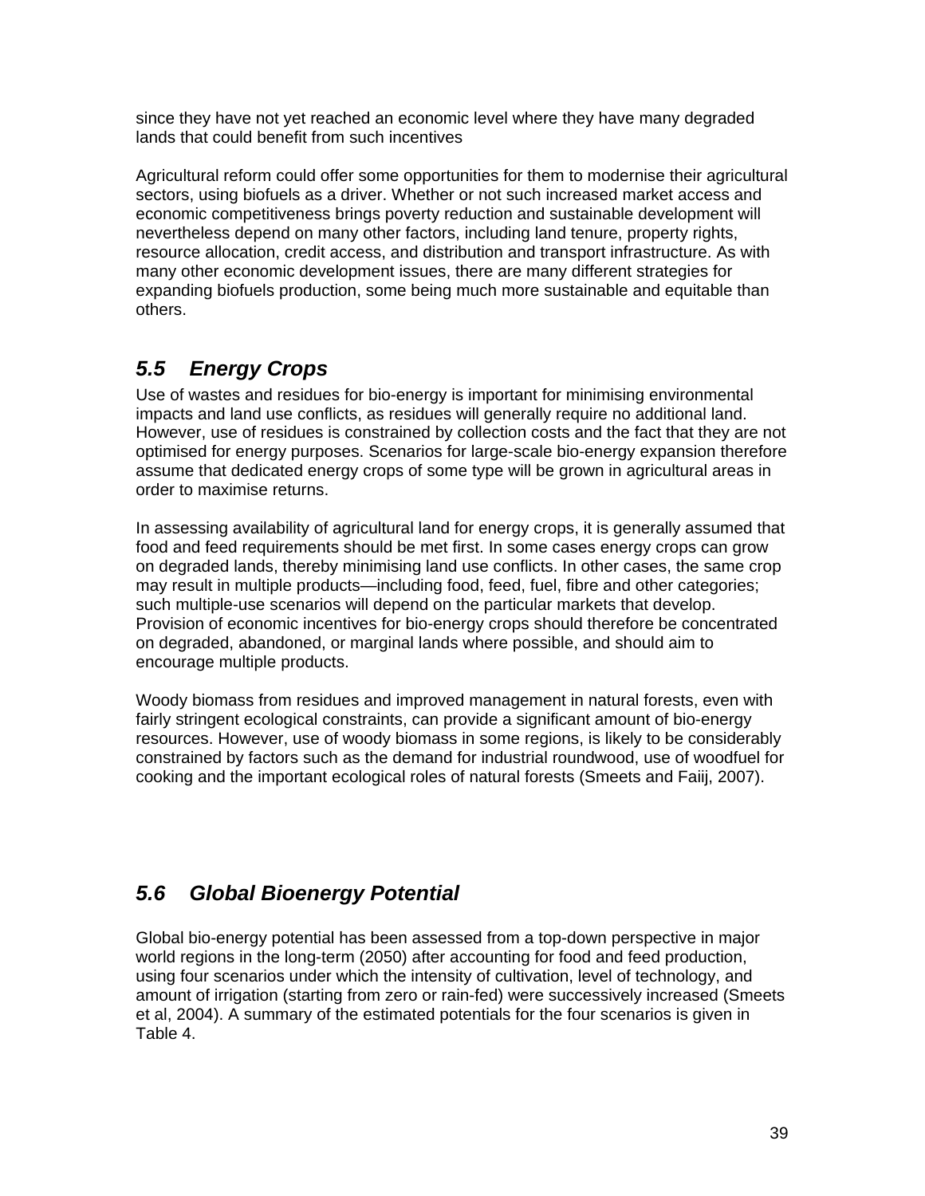since they have not yet reached an economic level where they have many degraded lands that could benefit from such incentives

Agricultural reform could offer some opportunities for them to modernise their agricultural sectors, using biofuels as a driver. Whether or not such increased market access and economic competitiveness brings poverty reduction and sustainable development will nevertheless depend on many other factors, including land tenure, property rights, resource allocation, credit access, and distribution and transport infrastructure. As with many other economic development issues, there are many different strategies for expanding biofuels production, some being much more sustainable and equitable than others.

## *5.5 Energy Crops*

Use of wastes and residues for bio-energy is important for minimising environmental impacts and land use conflicts, as residues will generally require no additional land. However, use of residues is constrained by collection costs and the fact that they are not optimised for energy purposes. Scenarios for large-scale bio-energy expansion therefore assume that dedicated energy crops of some type will be grown in agricultural areas in order to maximise returns.

In assessing availability of agricultural land for energy crops, it is generally assumed that food and feed requirements should be met first. In some cases energy crops can grow on degraded lands, thereby minimising land use conflicts. In other cases, the same crop may result in multiple products—including food, feed, fuel, fibre and other categories; such multiple-use scenarios will depend on the particular markets that develop. Provision of economic incentives for bio-energy crops should therefore be concentrated on degraded, abandoned, or marginal lands where possible, and should aim to encourage multiple products.

Woody biomass from residues and improved management in natural forests, even with fairly stringent ecological constraints, can provide a significant amount of bio-energy resources. However, use of woody biomass in some regions, is likely to be considerably constrained by factors such as the demand for industrial roundwood, use of woodfuel for cooking and the important ecological roles of natural forests (Smeets and Faiij, 2007).

## *5.6 Global Bioenergy Potential*

Global bio-energy potential has been assessed from a top-down perspective in major world regions in the long-term (2050) after accounting for food and feed production, using four scenarios under which the intensity of cultivation, level of technology, and amount of irrigation (starting from zero or rain-fed) were successively increased (Smeets et al, 2004). A summary of the estimated potentials for the four scenarios is given in Table 4.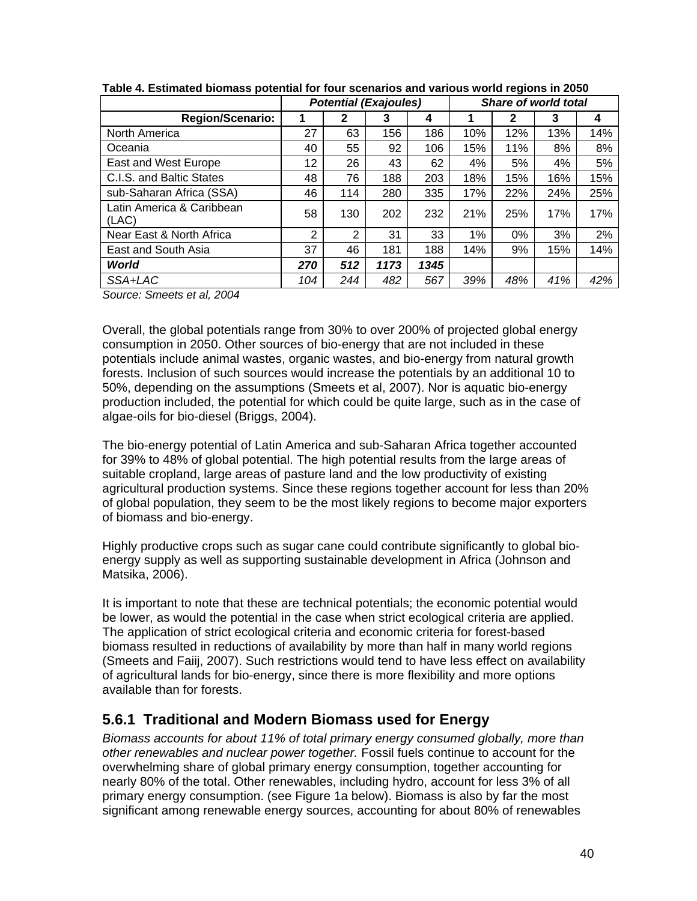**Table 4. Estimated biomass potential for four scenarios and various world regions in 2050**

| | *Potential (Exajoules)* | | | | *Share of world total* | | | |
|---|---|---|---|---|---|---|---|---|
| **Region/Scenario:** | **1** | **2** | **3** | **4** | **1** | **2** | **3** | **4** |
| North America | 27 | 63 | 156 | 186 | 10% | 12% | 13% | 14% |
| Oceania | 40 | 55 | 92 | 106 | 15% | 11% | 8% | 8% |
| East and West Europe | 12 | 26 | 43 | 62 | 4% | 5% | 4% | 5% |
| C.I.S. and Baltic States | 48 | 76 | 188 | 203 | 18% | 15% | 16% | 15% |
| sub-Saharan Africa (SSA) | 46 | 114 | 280 | 335 | 17% | 22% | 24% | 25% |
| Latin America & Caribbean (LAC) | 58 | 130 | 202 | 232 | 21% | 25% | 17% | 17% |
| Near East & North Africa | 2 | 2 | 31 | 33 | 1% | 0% | 3% | 2% |
| East and South Asia | 37 | 46 | 181 | 188 | 14% | 9% | 15% | 14% |
| ***World*** | ***270*** | ***512*** | ***1173*** | ***1345*** | | | | |
| *SSA+LAC* | *104* | *244* | *482* | *567* | *39%* | *48%* | *41%* | *42%* |

*Source: Smeets et al, 2004*

Overall, the global potentials range from 30% to over 200% of projected global energy consumption in 2050. Other sources of bio-energy that are not included in these potentials include animal wastes, organic wastes, and bio-energy from natural growth forests. Inclusion of such sources would increase the potentials by an additional 10 to 50%, depending on the assumptions (Smeets et al, 2007). Nor is aquatic bio-energy production included, the potential for which could be quite large, such as in the case of algae-oils for bio-diesel (Briggs, 2004).

The bio-energy potential of Latin America and sub-Saharan Africa together accounted for 39% to 48% of global potential. The high potential results from the large areas of suitable cropland, large areas of pasture land and the low productivity of existing agricultural production systems. Since these regions together account for less than 20% of global population, they seem to be the most likely regions to become major exporters of biomass and bio-energy.

Highly productive crops such as sugar cane could contribute significantly to global bio-energy supply as well as supporting sustainable development in Africa (Johnson and Matsika, 2006).

It is important to note that these are technical potentials; the economic potential would be lower, as would the potential in the case when strict ecological criteria are applied. The application of strict ecological criteria and economic criteria for forest-based biomass resulted in reductions of availability by more than half in many world regions (Smeets and Faiij, 2007). Such restrictions would tend to have less effect on availability of agricultural lands for bio-energy, since there is more flexibility and more options available than for forests.

### 5.6.1 Traditional and Modern Biomass used for Energy

*Biomass accounts for about 11% of total primary energy consumed globally, more than other renewables and nuclear power together.* Fossil fuels continue to account for the overwhelming share of global primary energy consumption, together accounting for nearly 80% of the total. Other renewables, including hydro, account for less 3% of all primary energy consumption. (see Figure 1a below). Biomass is also by far the most significant among renewable energy sources, accounting for about 80% of renewables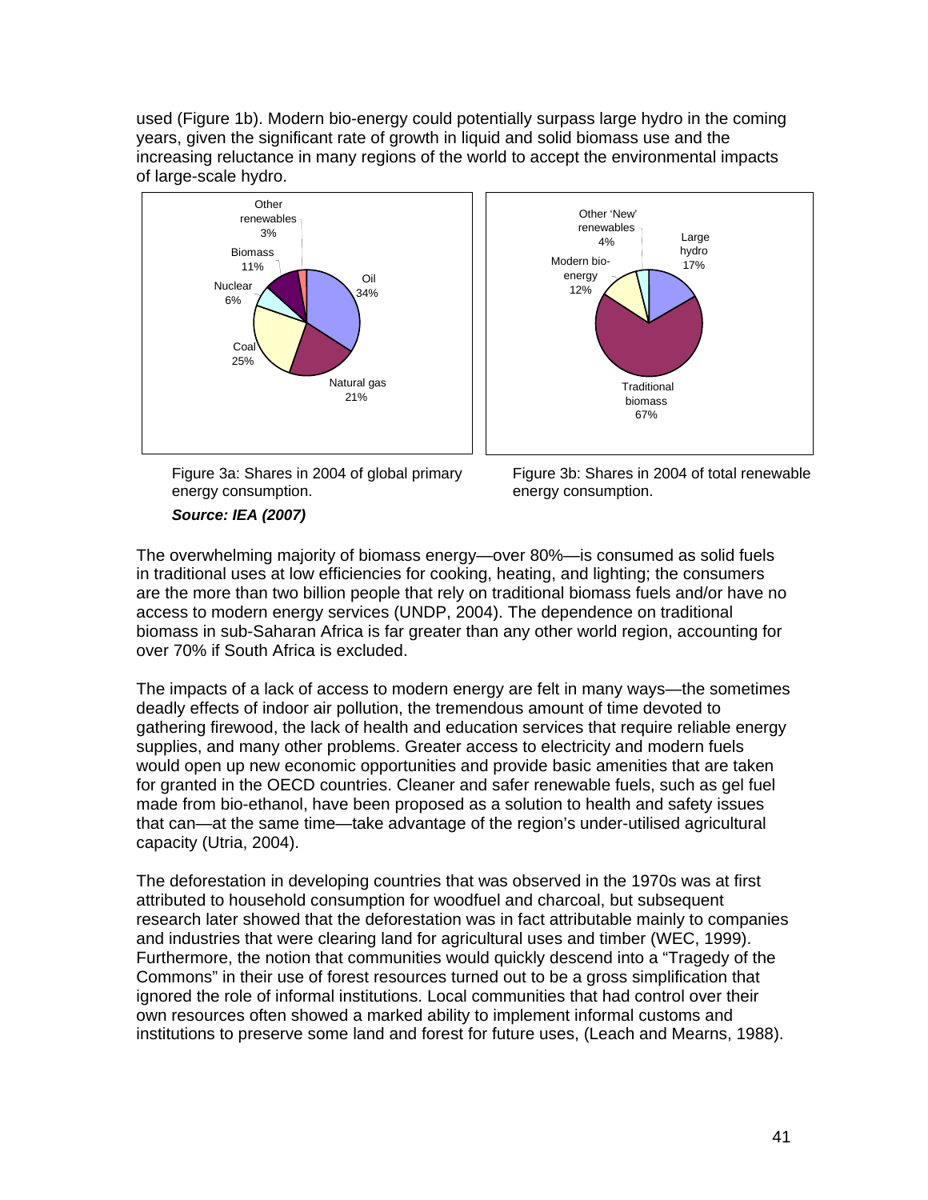used (Figure 1b). Modern bio-energy could potentially surpass large hydro in the coming years, given the significant rate of growth in liquid and solid biomass use and the increasing reluctance in many regions of the world to accept the environmental impacts of large-scale hydro.

Figure 3a: Shares in 2004 of global primary energy consumption.

***Source: IEA (2007)***

Figure 3b: Shares in 2004 of total renewable energy consumption.

The overwhelming majority of biomass energy—over 80%—is consumed as solid fuels in traditional uses at low efficiencies for cooking, heating, and lighting; the consumers are the more than two billion people that rely on traditional biomass fuels and/or have no access to modern energy services (UNDP, 2004). The dependence on traditional biomass in sub-Saharan Africa is far greater than any other world region, accounting for over 70% if South Africa is excluded.

The impacts of a lack of access to modern energy are felt in many ways—the sometimes deadly effects of indoor air pollution, the tremendous amount of time devoted to gathering firewood, the lack of health and education services that require reliable energy supplies, and many other problems. Greater access to electricity and modern fuels would open up new economic opportunities and provide basic amenities that are taken for granted in the OECD countries. Cleaner and safer renewable fuels, such as gel fuel made from bio-ethanol, have been proposed as a solution to health and safety issues that can—at the same time—take advantage of the region's under-utilised agricultural capacity (Utria, 2004).

The deforestation in developing countries that was observed in the 1970s was at first attributed to household consumption for woodfuel and charcoal, but subsequent research later showed that the deforestation was in fact attributable mainly to companies and industries that were clearing land for agricultural uses and timber (WEC, 1999). Furthermore, the notion that communities would quickly descend into a "Tragedy of the Commons" in their use of forest resources turned out to be a gross simplification that ignored the role of informal institutions. Local communities that had control over their own resources often showed a marked ability to implement informal customs and institutions to preserve some land and forest for future uses, (Leach and Mearns, 1988).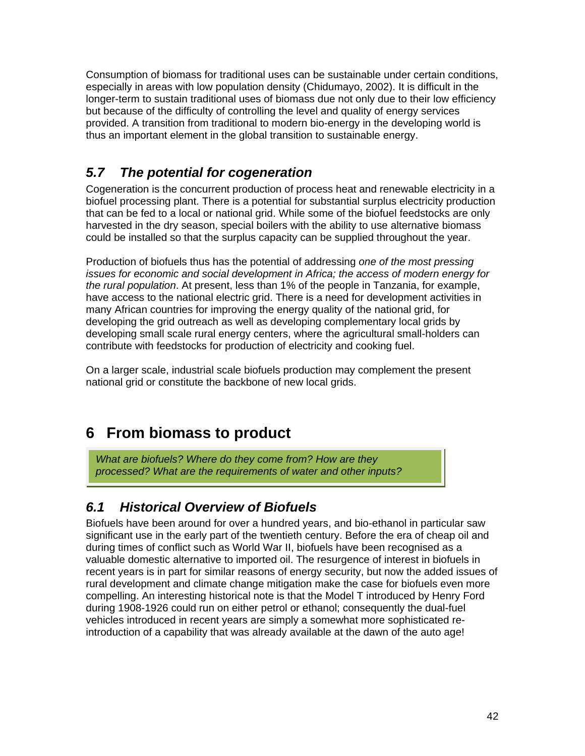Consumption of biomass for traditional uses can be sustainable under certain conditions, especially in areas with low population density (Chidumayo, 2002). It is difficult in the longer-term to sustain traditional uses of biomass due not only due to their low efficiency but because of the difficulty of controlling the level and quality of energy services provided. A transition from traditional to modern bio-energy in the developing world is thus an important element in the global transition to sustainable energy.

## *5.7 The potential for cogeneration*

Cogeneration is the concurrent production of process heat and renewable electricity in a biofuel processing plant. There is a potential for substantial surplus electricity production that can be fed to a local or national grid. While some of the biofuel feedstocks are only harvested in the dry season, special boilers with the ability to use alternative biomass could be installed so that the surplus capacity can be supplied throughout the year.

Production of biofuels thus has the potential of addressing *one of the most pressing issues for economic and social development in Africa; the access of modern energy for the rural population*. At present, less than 1% of the people in Tanzania, for example, have access to the national electric grid. There is a need for development activities in many African countries for improving the energy quality of the national grid, for developing the grid outreach as well as developing complementary local grids by developing small scale rural energy centers, where the agricultural small-holders can contribute with feedstocks for production of electricity and cooking fuel.

On a larger scale, industrial scale biofuels production may complement the present national grid or constitute the backbone of new local grids.

# 6 From biomass to product

*What are biofuels? Where do they come from? How are they processed? What are the requirements of water and other inputs?*

## *6.1 Historical Overview of Biofuels*

Biofuels have been around for over a hundred years, and bio-ethanol in particular saw significant use in the early part of the twentieth century. Before the era of cheap oil and during times of conflict such as World War II, biofuels have been recognised as a valuable domestic alternative to imported oil. The resurgence of interest in biofuels in recent years is in part for similar reasons of energy security, but now the added issues of rural development and climate change mitigation make the case for biofuels even more compelling. An interesting historical note is that the Model T introduced by Henry Ford during 1908-1926 could run on either petrol or ethanol; consequently the dual-fuel vehicles introduced in recent years are simply a somewhat more sophisticated re-introduction of a capability that was already available at the dawn of the auto age!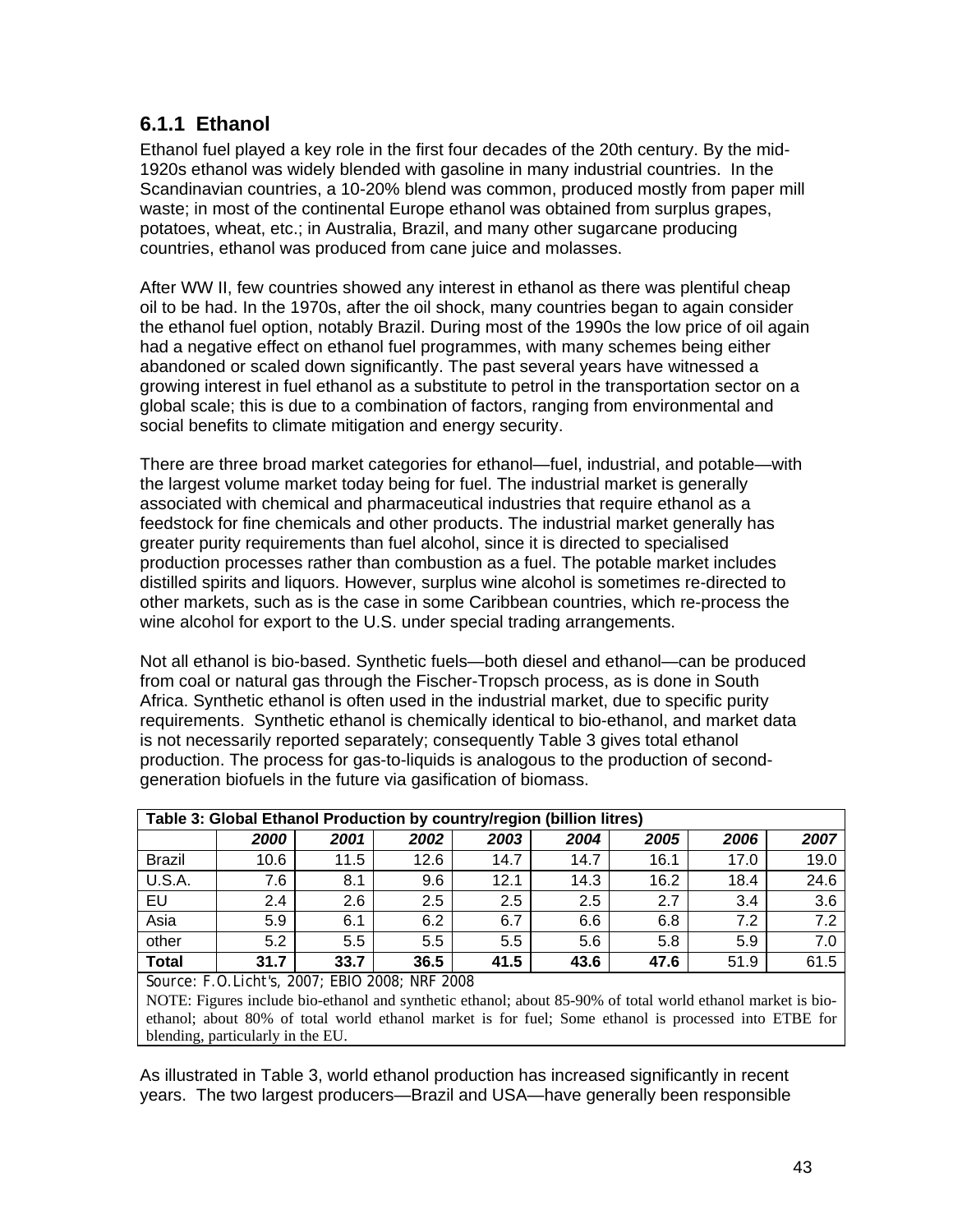### 6.1.1 Ethanol

Ethanol fuel played a key role in the first four decades of the 20th century. By the mid-1920s ethanol was widely blended with gasoline in many industrial countries. In the Scandinavian countries, a 10-20% blend was common, produced mostly from paper mill waste; in most of the continental Europe ethanol was obtained from surplus grapes, potatoes, wheat, etc.; in Australia, Brazil, and many other sugarcane producing countries, ethanol was produced from cane juice and molasses.

After WW II, few countries showed any interest in ethanol as there was plentiful cheap oil to be had. In the 1970s, after the oil shock, many countries began to again consider the ethanol fuel option, notably Brazil. During most of the 1990s the low price of oil again had a negative effect on ethanol fuel programmes, with many schemes being either abandoned or scaled down significantly. The past several years have witnessed a growing interest in fuel ethanol as a substitute to petrol in the transportation sector on a global scale; this is due to a combination of factors, ranging from environmental and social benefits to climate mitigation and energy security.

There are three broad market categories for ethanol—fuel, industrial, and potable—with the largest volume market today being for fuel. The industrial market is generally associated with chemical and pharmaceutical industries that require ethanol as a feedstock for fine chemicals and other products. The industrial market generally has greater purity requirements than fuel alcohol, since it is directed to specialised production processes rather than combustion as a fuel. The potable market includes distilled spirits and liquors. However, surplus wine alcohol is sometimes re-directed to other markets, such as is the case in some Caribbean countries, which re-process the wine alcohol for export to the U.S. under special trading arrangements.

Not all ethanol is bio-based. Synthetic fuels—both diesel and ethanol—can be produced from coal or natural gas through the Fischer-Tropsch process, as is done in South Africa. Synthetic ethanol is often used in the industrial market, due to specific purity requirements. Synthetic ethanol is chemically identical to bio-ethanol, and market data is not necessarily reported separately; consequently Table 3 gives total ethanol production. The process for gas-to-liquids is analogous to the production of second-generation biofuels in the future via gasification of biomass.

**Table 3: Global Ethanol Production by country/region (billion litres)**

| | *2000* | *2001* | *2002* | *2003* | *2004* | *2005* | *2006* | *2007* |
|---|---|---|---|---|---|---|---|---|
| Brazil | 10.6 | 11.5 | 12.6 | 14.7 | 14.7 | 16.1 | 17.0 | 19.0 |
| U.S.A. | 7.6 | 8.1 | 9.6 | 12.1 | 14.3 | 16.2 | 18.4 | 24.6 |
| EU | 2.4 | 2.6 | 2.5 | 2.5 | 2.5 | 2.7 | 3.4 | 3.6 |
| Asia | 5.9 | 6.1 | 6.2 | 6.7 | 6.6 | 6.8 | 7.2 | 7.2 |
| other | 5.2 | 5.5 | 5.5 | 5.5 | 5.6 | 5.8 | 5.9 | 7.0 |
| **Total** | **31.7** | **33.7** | **36.5** | **41.5** | **43.6** | **47.6** | 51.9 | 61.5 |

Source: F.O.Licht's, 2007; EBIO 2008; NRF 2008

NOTE: Figures include bio-ethanol and synthetic ethanol; about 85-90% of total world ethanol market is bio-ethanol; about 80% of total world ethanol market is for fuel; Some ethanol is processed into ETBE for blending, particularly in the EU.

As illustrated in Table 3, world ethanol production has increased significantly in recent years. The two largest producers—Brazil and USA—have generally been responsible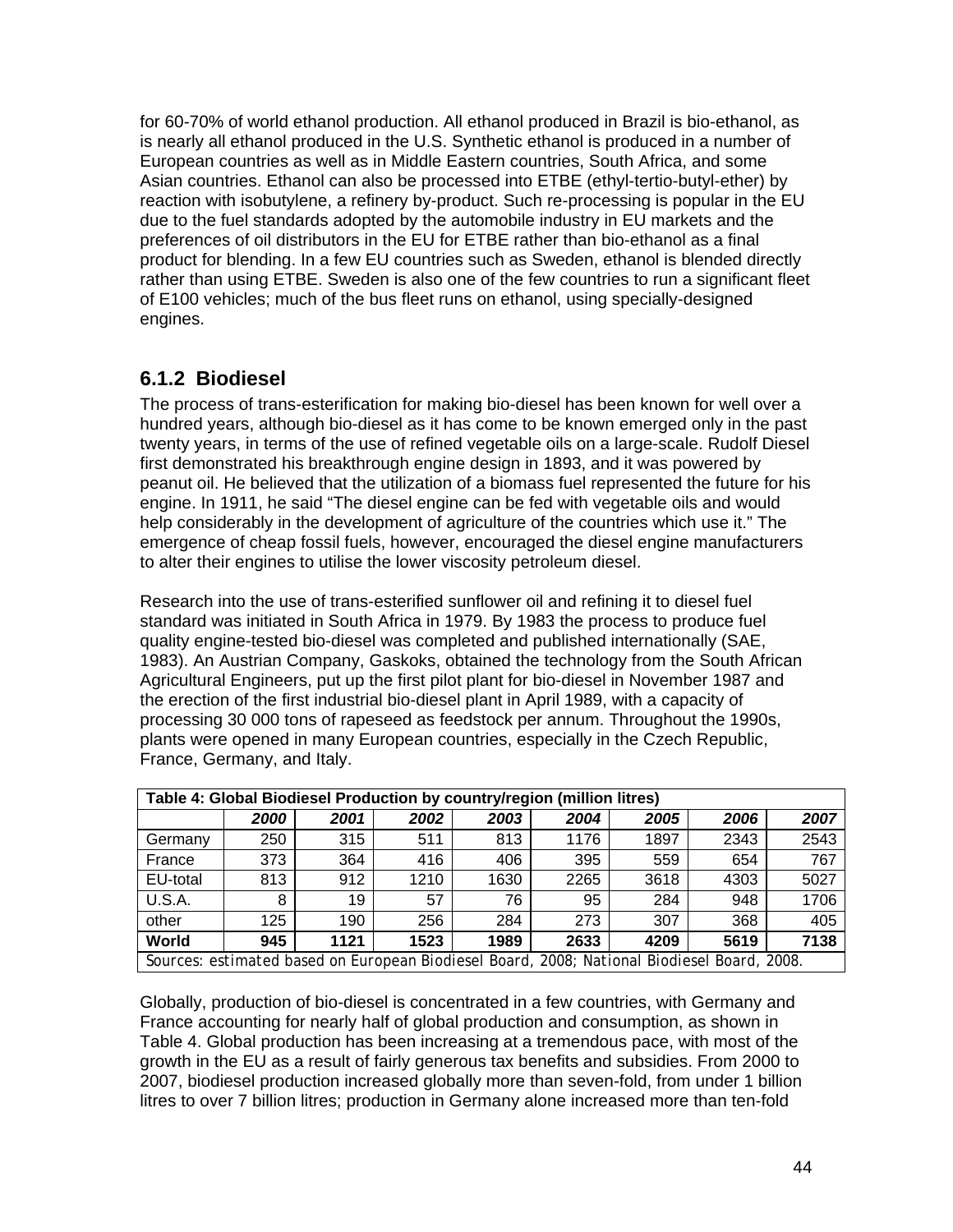for 60-70% of world ethanol production. All ethanol produced in Brazil is bio-ethanol, as is nearly all ethanol produced in the U.S. Synthetic ethanol is produced in a number of European countries as well as in Middle Eastern countries, South Africa, and some Asian countries. Ethanol can also be processed into ETBE (ethyl-tertio-butyl-ether) by reaction with isobutylene, a refinery by-product. Such re-processing is popular in the EU due to the fuel standards adopted by the automobile industry in EU markets and the preferences of oil distributors in the EU for ETBE rather than bio-ethanol as a final product for blending. In a few EU countries such as Sweden, ethanol is blended directly rather than using ETBE. Sweden is also one of the few countries to run a significant fleet of E100 vehicles; much of the bus fleet runs on ethanol, using specially-designed engines.

### 6.1.2 Biodiesel

The process of trans-esterification for making bio-diesel has been known for well over a hundred years, although bio-diesel as it has come to be known emerged only in the past twenty years, in terms of the use of refined vegetable oils on a large-scale. Rudolf Diesel first demonstrated his breakthrough engine design in 1893, and it was powered by peanut oil. He believed that the utilization of a biomass fuel represented the future for his engine. In 1911, he said "The diesel engine can be fed with vegetable oils and would help considerably in the development of agriculture of the countries which use it." The emergence of cheap fossil fuels, however, encouraged the diesel engine manufacturers to alter their engines to utilise the lower viscosity petroleum diesel.

Research into the use of trans-esterified sunflower oil and refining it to diesel fuel standard was initiated in South Africa in 1979. By 1983 the process to produce fuel quality engine-tested bio-diesel was completed and published internationally (SAE, 1983). An Austrian Company, Gaskoks, obtained the technology from the South African Agricultural Engineers, put up the first pilot plant for bio-diesel in November 1987 and the erection of the first industrial bio-diesel plant in April 1989, with a capacity of processing 30 000 tons of rapeseed as feedstock per annum. Throughout the 1990s, plants were opened in many European countries, especially in the Czech Republic, France, Germany, and Italy.

**Table 4: Global Biodiesel Production by country/region (million litres)**

| | *2000* | *2001* | *2002* | *2003* | *2004* | *2005* | *2006* | *2007* |
|---|---|---|---|---|---|---|---|---|
| Germany | 250 | 315 | 511 | 813 | 1176 | 1897 | 2343 | 2543 |
| France | 373 | 364 | 416 | 406 | 395 | 559 | 654 | 767 |
| EU-total | 813 | 912 | 1210 | 1630 | 2265 | 3618 | 4303 | 5027 |
| U.S.A. | 8 | 19 | 57 | 76 | 95 | 284 | 948 | 1706 |
| other | 125 | 190 | 256 | 284 | 273 | 307 | 368 | 405 |
| **World** | **945** | **1121** | **1523** | **1989** | **2633** | **4209** | **5619** | **7138** |

Sources: estimated based on European Biodiesel Board, 2008; National Biodiesel Board, 2008.

Globally, production of bio-diesel is concentrated in a few countries, with Germany and France accounting for nearly half of global production and consumption, as shown in Table 4. Global production has been increasing at a tremendous pace, with most of the growth in the EU as a result of fairly generous tax benefits and subsidies. From 2000 to 2007, biodiesel production increased globally more than seven-fold, from under 1 billion litres to over 7 billion litres; production in Germany alone increased more than ten-fold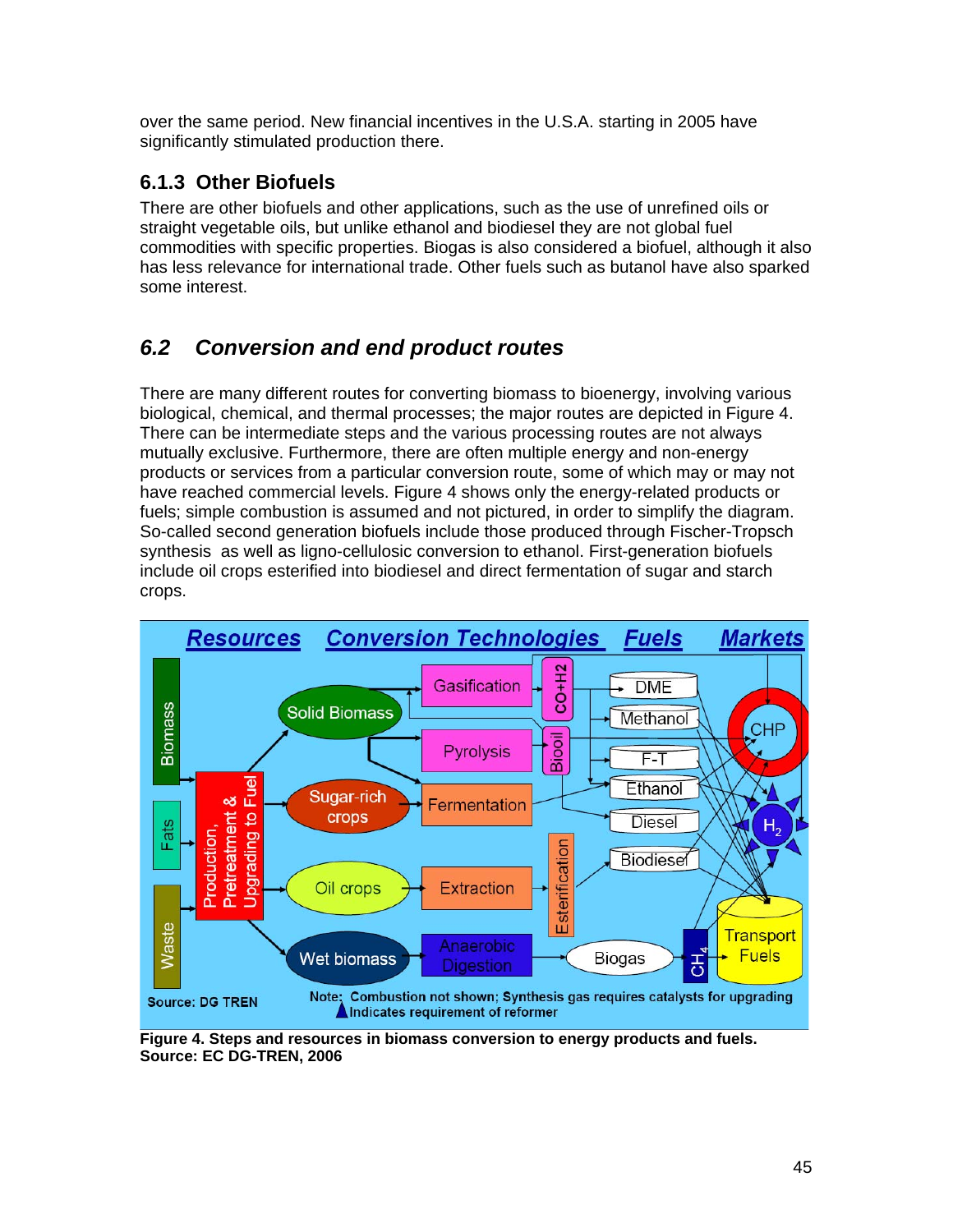over the same period. New financial incentives in the U.S.A. starting in 2005 have significantly stimulated production there.

### 6.1.3 Other Biofuels

There are other biofuels and other applications, such as the use of unrefined oils or straight vegetable oils, but unlike ethanol and biodiesel they are not global fuel commodities with specific properties. Biogas is also considered a biofuel, although it also has less relevance for international trade. Other fuels such as butanol have also sparked some interest.

## *6.2 Conversion and end product routes*

There are many different routes for converting biomass to bioenergy, involving various biological, chemical, and thermal processes; the major routes are depicted in Figure 4. There can be intermediate steps and the various processing routes are not always mutually exclusive. Furthermore, there are often multiple energy and non-energy products or services from a particular conversion route, some of which may or may not have reached commercial levels. Figure 4 shows only the energy-related products or fuels; simple combustion is assumed and not pictured, in order to simplify the diagram. So-called second generation biofuels include those produced through Fischer-Tropsch synthesis as well as ligno-cellulosic conversion to ethanol. First-generation biofuels include oil crops esterified into biodiesel and direct fermentation of sugar and starch crops.

**Figure 4. Steps and resources in biomass conversion to energy products and fuels. Source: EC DG-TREN, 2006**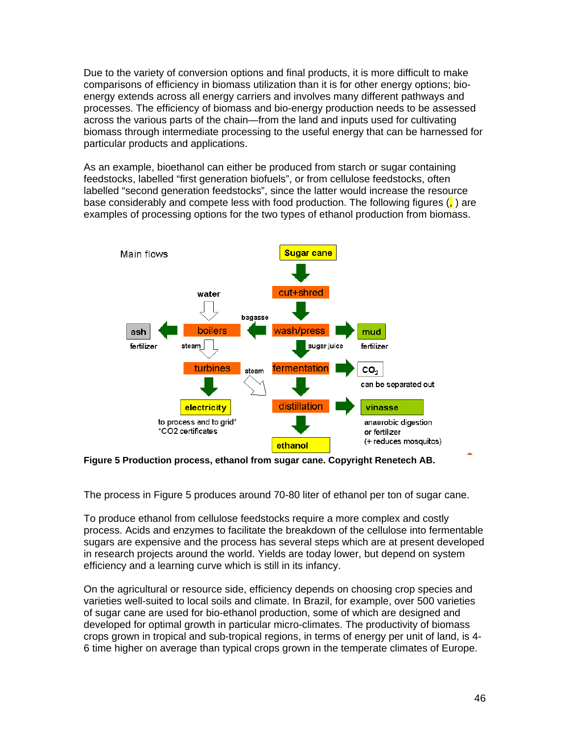Due to the variety of conversion options and final products, it is more difficult to make comparisons of efficiency in biomass utilization than it is for other energy options; bio-energy extends across all energy carriers and involves many different pathways and processes. The efficiency of biomass and bio-energy production needs to be assessed across the various parts of the chain—from the land and inputs used for cultivating biomass through intermediate processing to the useful energy that can be harnessed for particular products and applications.

As an example, bioethanol can either be produced from starch or sugar containing feedstocks, labelled "first generation biofuels", or from cellulose feedstocks, often labelled "second generation feedstocks", since the latter would increase the resource base considerably and compete less with food production. The following figures (, ) are examples of processing options for the two types of ethanol production from biomass.

Main flows

Sugar cane → cut+shred → wash/press → (sugar juice) fermentation → distillation → ethanol

wash/press → mud (fertilizer)

wash/press → bagasse → boilers (water in) → ash (fertilizer)

boilers → steam → turbines → electricity (to process and to grid* / *CO2 certificates)

turbines → steam → distillation

fermentation → $CO_2$ (can be separated out)

distillation → vinasse (anaerobic digestion or fertilizer (+ reduces mosquitos))

**Figure 5 Production process, ethanol from sugar cane. Copyright Renetech AB.**

The process in Figure 5 produces around 70-80 liter of ethanol per ton of sugar cane.

To produce ethanol from cellulose feedstocks require a more complex and costly process. Acids and enzymes to facilitate the breakdown of the cellulose into fermentable sugars are expensive and the process has several steps which are at present developed in research projects around the world. Yields are today lower, but depend on system efficiency and a learning curve which is still in its infancy.

On the agricultural or resource side, efficiency depends on choosing crop species and varieties well-suited to local soils and climate. In Brazil, for example, over 500 varieties of sugar cane are used for bio-ethanol production, some of which are designed and developed for optimal growth in particular micro-climates. The productivity of biomass crops grown in tropical and sub-tropical regions, in terms of energy per unit of land, is 4-6 time higher on average than typical crops grown in the temperate climates of Europe.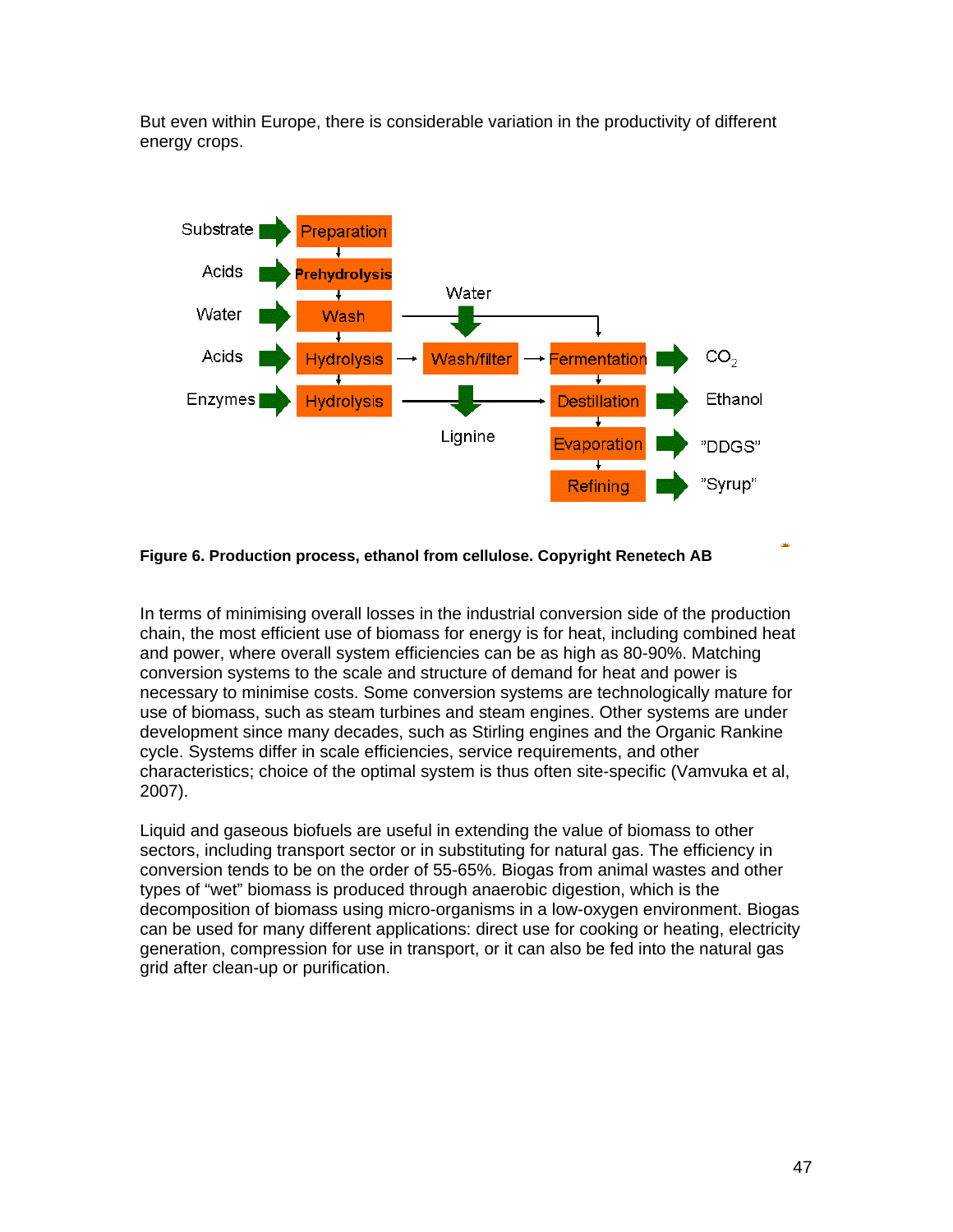But even within Europe, there is considerable variation in the productivity of different energy crops.

**Figure 6. Production process, ethanol from cellulose. Copyright Renetech AB**

In terms of minimising overall losses in the industrial conversion side of the production chain, the most efficient use of biomass for energy is for heat, including combined heat and power, where overall system efficiencies can be as high as 80-90%. Matching conversion systems to the scale and structure of demand for heat and power is necessary to minimise costs. Some conversion systems are technologically mature for use of biomass, such as steam turbines and steam engines. Other systems are under development since many decades, such as Stirling engines and the Organic Rankine cycle. Systems differ in scale efficiencies, service requirements, and other characteristics; choice of the optimal system is thus often site-specific (Vamvuka et al, 2007).

Liquid and gaseous biofuels are useful in extending the value of biomass to other sectors, including transport sector or in substituting for natural gas. The efficiency in conversion tends to be on the order of 55-65%. Biogas from animal wastes and other types of "wet" biomass is produced through anaerobic digestion, which is the decomposition of biomass using micro-organisms in a low-oxygen environment. Biogas can be used for many different applications: direct use for cooking or heating, electricity generation, compression for use in transport, or it can also be fed into the natural gas grid after clean-up or purification.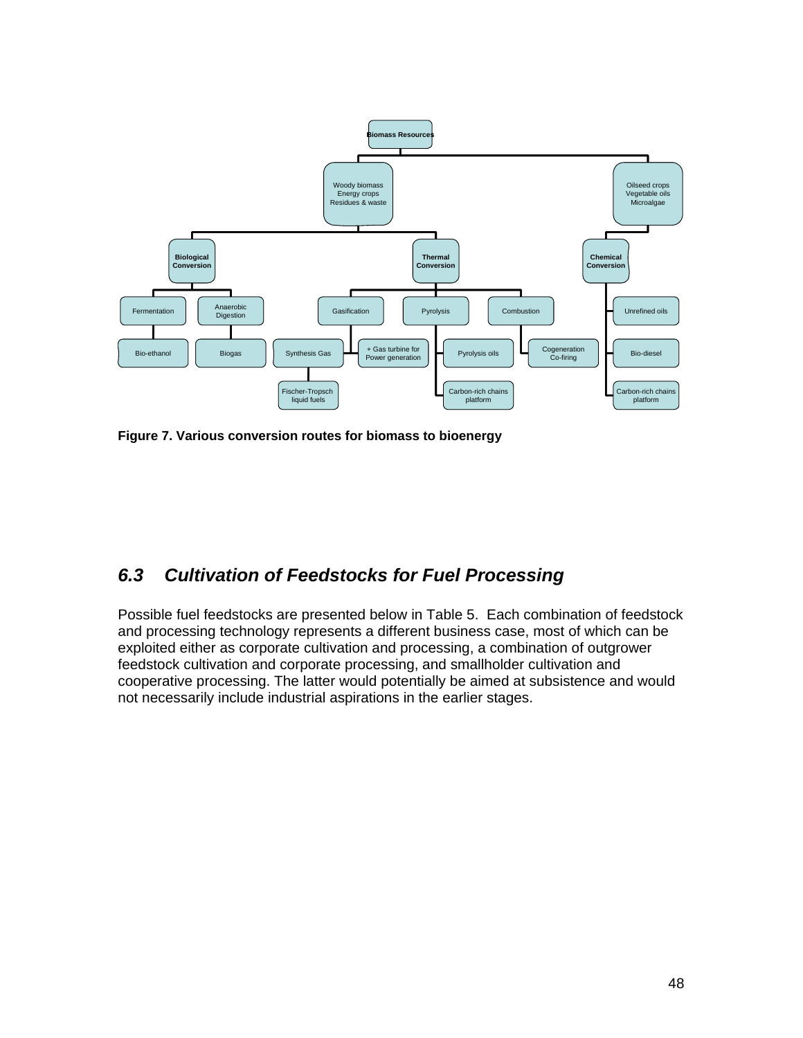- Biomass Resources
  - Woody biomass, Energy crops, Residues & waste
    - **Biological Conversion**
      - Fermentation
        - Bio-ethanol
      - Anaerobic Digestion
        - Biogas
    - **Thermal Conversion**
      - Gasification
        - Synthesis Gas
          - Fischer-Tropsch liquid fuels
        - + Gas turbine for Power generation
      - Pyrolysis
        - Pyrolysis oils
        - Carbon-rich chains platform
      - Combustion
        - Cogeneration Co-firing
  - Oilseed crops, Vegetable oils, Microalgae
    - **Chemical Conversion**
      - Unrefined oils
      - Bio-diesel
      - Carbon-rich chains platform

**Figure 7. Various conversion routes for biomass to bioenergy**

## *6.3 Cultivation of Feedstocks for Fuel Processing*

Possible fuel feedstocks are presented below in Table 5. Each combination of feedstock and processing technology represents a different business case, most of which can be exploited either as corporate cultivation and processing, a combination of outgrower feedstock cultivation and corporate processing, and smallholder cultivation and cooperative processing. The latter would potentially be aimed at subsistence and would not necessarily include industrial aspirations in the earlier stages.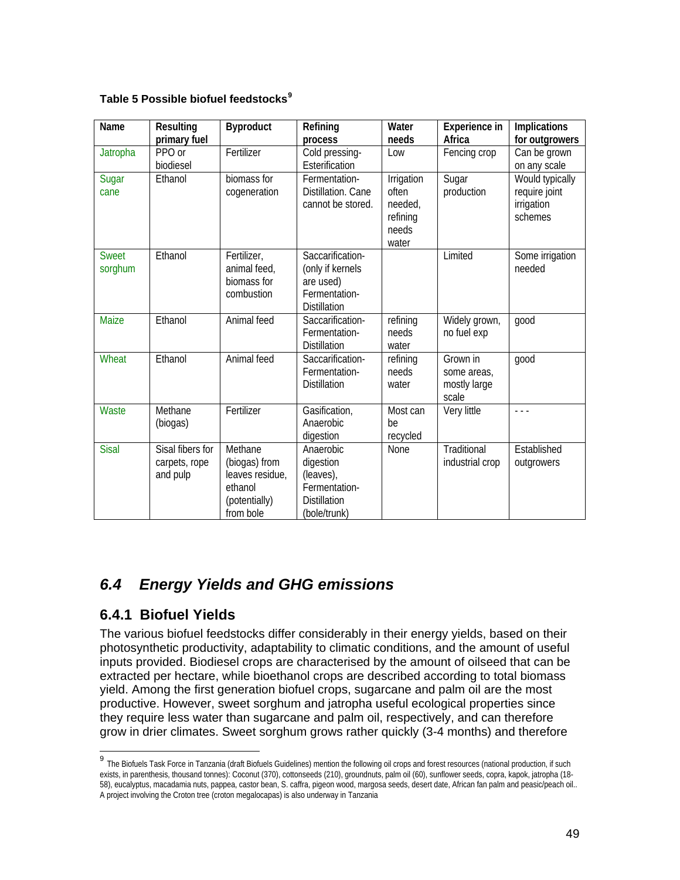**Table 5 Possible biofuel feedstocks**[9]

| Name | Resulting primary fuel | Byproduct | Refining process | Water needs | Experience in Africa | Implications for outgrowers |
|---|---|---|---|---|---|---|
| Jatropha | PPO or biodiesel | Fertilizer | Cold pressing-Esterification | Low | Fencing crop | Can be grown on any scale |
| Sugar cane | Ethanol | biomass for cogeneration | Fermentation-Distillation. Cane cannot be stored. | Irrigation often needed, refining needs water | Sugar production | Would typically require joint irrigation schemes |
| Sweet sorghum | Ethanol | Fertilizer, animal feed, biomass for combustion | Saccarification-(only if kernels are used) Fermentation-Distillation | | Limited | Some irrigation needed |
| Maize | Ethanol | Animal feed | Saccarification-Fermentation-Distillation | refining needs water | Widely grown, no fuel exp | good |
| Wheat | Ethanol | Animal feed | Saccarification-Fermentation-Distillation | refining needs water | Grown in some areas, mostly large scale | good |
| Waste | Methane (biogas) | Fertilizer | Gasification, Anaerobic digestion | Most can be recycled | Very little | - - - |
| Sisal | Sisal fibers for carpets, rope and pulp | Methane (biogas) from leaves residue, ethanol (potentially) from bole | Anaerobic digestion (leaves), Fermentation-Distillation (bole/trunk) | None | Traditional industrial crop | Established outgrowers |

## *6.4 Energy Yields and GHG emissions*

### 6.4.1 Biofuel Yields

The various biofuel feedstocks differ considerably in their energy yields, based on their photosynthetic productivity, adaptability to climatic conditions, and the amount of useful inputs provided. Biodiesel crops are characterised by the amount of oilseed that can be extracted per hectare, while bioethanol crops are described according to total biomass yield. Among the first generation biofuel crops, sugarcane and palm oil are the most productive. However, sweet sorghum and jatropha useful ecological properties since they require less water than sugarcane and palm oil, respectively, and can therefore grow in drier climates. Sweet sorghum grows rather quickly (3-4 months) and therefore

---

[9] The Biofuels Task Force in Tanzania (draft Biofuels Guidelines) mention the following oil crops and forest resources (national production, if such exists, in parenthesis, thousand tonnes): Coconut (370), cottonseeds (210), groundnuts, palm oil (60), sunflower seeds, copra, kapok, jatropha (18-58), eucalyptus, macadamia nuts, pappea, castor bean, S. caffra, pigeon wood, margosa seeds, desert date, African fan palm and peasic/peach oil.. A project involving the Croton tree (croton megalocapas) is also underway in Tanzania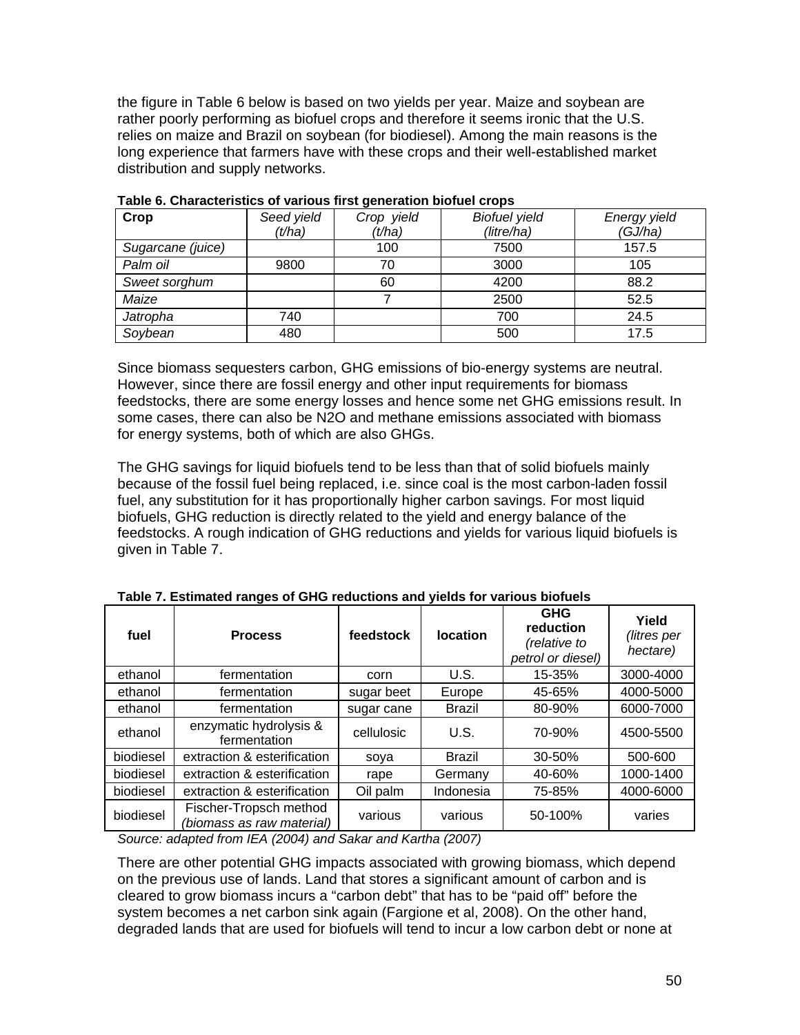the figure in Table 6 below is based on two yields per year. Maize and soybean are rather poorly performing as biofuel crops and therefore it seems ironic that the U.S. relies on maize and Brazil on soybean (for biodiesel). Among the main reasons is the long experience that farmers have with these crops and their well-established market distribution and supply networks.

**Table 6. Characteristics of various first generation biofuel crops**

| Crop | *Seed yield (t/ha)* | *Crop yield (t/ha)* | *Biofuel yield (litre/ha)* | *Energy yield (GJ/ha)* |
|---|---|---|---|---|
| *Sugarcane (juice)* | | 100 | 7500 | 157.5 |
| *Palm oil* | 9800 | 70 | 3000 | 105 |
| *Sweet sorghum* | | 60 | 4200 | 88.2 |
| *Maize* | | 7 | 2500 | 52.5 |
| *Jatropha* | 740 | | 700 | 24.5 |
| *Soybean* | 480 | | 500 | 17.5 |

Since biomass sequesters carbon, GHG emissions of bio-energy systems are neutral. However, since there are fossil energy and other input requirements for biomass feedstocks, there are some energy losses and hence some net GHG emissions result. In some cases, there can also be N2O and methane emissions associated with biomass for energy systems, both of which are also GHGs.

The GHG savings for liquid biofuels tend to be less than that of solid biofuels mainly because of the fossil fuel being replaced, i.e. since coal is the most carbon-laden fossil fuel, any substitution for it has proportionally higher carbon savings. For most liquid biofuels, GHG reduction is directly related to the yield and energy balance of the feedstocks. A rough indication of GHG reductions and yields for various liquid biofuels is given in Table 7.

**Table 7. Estimated ranges of GHG reductions and yields for various biofuels**

| fuel | Process | feedstock | location | GHG reduction *(relative to petrol or diesel)* | Yield *(litres per hectare)* |
|---|---|---|---|---|---|
| ethanol | fermentation | corn | U.S. | 15-35% | 3000-4000 |
| ethanol | fermentation | sugar beet | Europe | 45-65% | 4000-5000 |
| ethanol | fermentation | sugar cane | Brazil | 80-90% | 6000-7000 |
| ethanol | enzymatic hydrolysis & fermentation | cellulosic | U.S. | 70-90% | 4500-5500 |
| biodiesel | extraction & esterification | soya | Brazil | 30-50% | 500-600 |
| biodiesel | extraction & esterification | rape | Germany | 40-60% | 1000-1400 |
| biodiesel | extraction & esterification | Oil palm | Indonesia | 75-85% | 4000-6000 |
| biodiesel | Fischer-Tropsch method *(biomass as raw material)* | various | various | 50-100% | varies |

*Source: adapted from IEA (2004) and Sakar and Kartha (2007)*

There are other potential GHG impacts associated with growing biomass, which depend on the previous use of lands. Land that stores a significant amount of carbon and is cleared to grow biomass incurs a "carbon debt" that has to be "paid off" before the system becomes a net carbon sink again (Fargione et al, 2008). On the other hand, degraded lands that are used for biofuels will tend to incur a low carbon debt or none at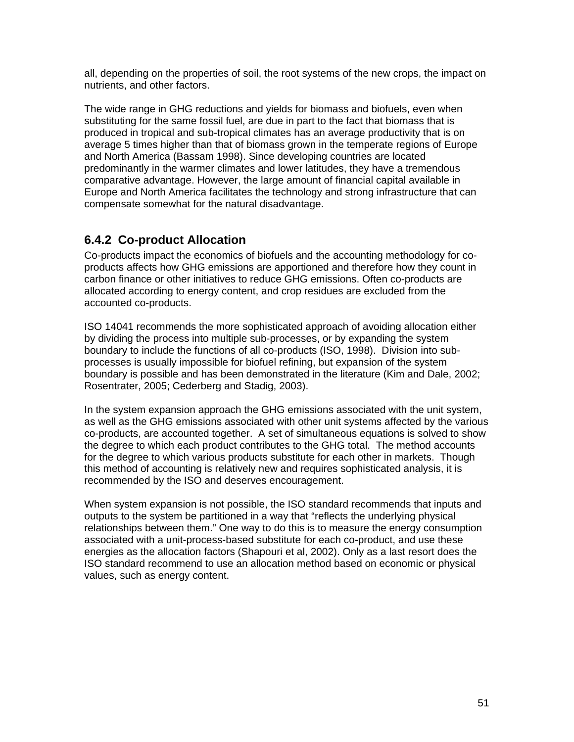all, depending on the properties of soil, the root systems of the new crops, the impact on nutrients, and other factors.

The wide range in GHG reductions and yields for biomass and biofuels, even when substituting for the same fossil fuel, are due in part to the fact that biomass that is produced in tropical and sub-tropical climates has an average productivity that is on average 5 times higher than that of biomass grown in the temperate regions of Europe and North America (Bassam 1998). Since developing countries are located predominantly in the warmer climates and lower latitudes, they have a tremendous comparative advantage. However, the large amount of financial capital available in Europe and North America facilitates the technology and strong infrastructure that can compensate somewhat for the natural disadvantage.

### 6.4.2 Co-product Allocation

Co-products impact the economics of biofuels and the accounting methodology for co-products affects how GHG emissions are apportioned and therefore how they count in carbon finance or other initiatives to reduce GHG emissions. Often co-products are allocated according to energy content, and crop residues are excluded from the accounted co-products.

ISO 14041 recommends the more sophisticated approach of avoiding allocation either by dividing the process into multiple sub-processes, or by expanding the system boundary to include the functions of all co-products (ISO, 1998). Division into sub-processes is usually impossible for biofuel refining, but expansion of the system boundary is possible and has been demonstrated in the literature (Kim and Dale, 2002; Rosentrater, 2005; Cederberg and Stadig, 2003).

In the system expansion approach the GHG emissions associated with the unit system, as well as the GHG emissions associated with other unit systems affected by the various co-products, are accounted together. A set of simultaneous equations is solved to show the degree to which each product contributes to the GHG total. The method accounts for the degree to which various products substitute for each other in markets. Though this method of accounting is relatively new and requires sophisticated analysis, it is recommended by the ISO and deserves encouragement.

When system expansion is not possible, the ISO standard recommends that inputs and outputs to the system be partitioned in a way that "reflects the underlying physical relationships between them." One way to do this is to measure the energy consumption associated with a unit-process-based substitute for each co-product, and use these energies as the allocation factors (Shapouri et al, 2002). Only as a last resort does the ISO standard recommend to use an allocation method based on economic or physical values, such as energy content.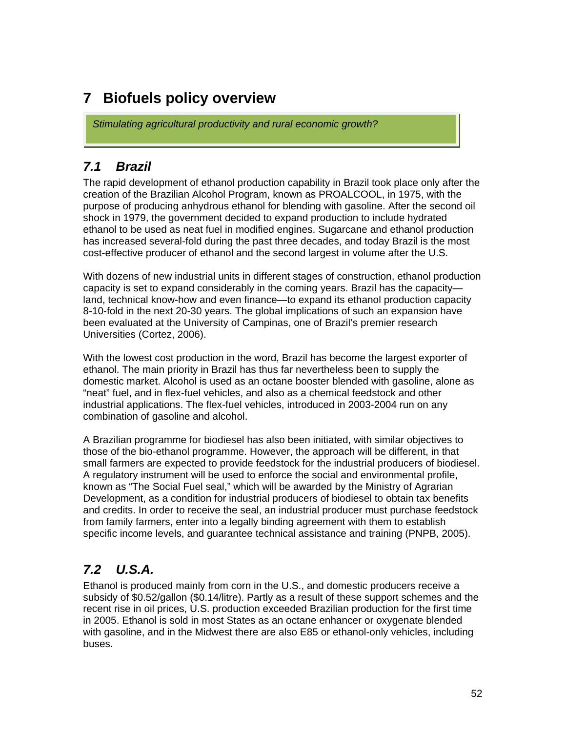# 7 Biofuels policy overview

*Stimulating agricultural productivity and rural economic growth?*

## *7.1 Brazil*

The rapid development of ethanol production capability in Brazil took place only after the creation of the Brazilian Alcohol Program, known as PROALCOOL, in 1975, with the purpose of producing anhydrous ethanol for blending with gasoline. After the second oil shock in 1979, the government decided to expand production to include hydrated ethanol to be used as neat fuel in modified engines. Sugarcane and ethanol production has increased several-fold during the past three decades, and today Brazil is the most cost-effective producer of ethanol and the second largest in volume after the U.S.

With dozens of new industrial units in different stages of construction, ethanol production capacity is set to expand considerably in the coming years. Brazil has the capacity—land, technical know-how and even finance—to expand its ethanol production capacity 8-10-fold in the next 20-30 years. The global implications of such an expansion have been evaluated at the University of Campinas, one of Brazil's premier research Universities (Cortez, 2006).

With the lowest cost production in the word, Brazil has become the largest exporter of ethanol. The main priority in Brazil has thus far nevertheless been to supply the domestic market. Alcohol is used as an octane booster blended with gasoline, alone as "neat" fuel, and in flex-fuel vehicles, and also as a chemical feedstock and other industrial applications. The flex-fuel vehicles, introduced in 2003-2004 run on any combination of gasoline and alcohol.

A Brazilian programme for biodiesel has also been initiated, with similar objectives to those of the bio-ethanol programme. However, the approach will be different, in that small farmers are expected to provide feedstock for the industrial producers of biodiesel. A regulatory instrument will be used to enforce the social and environmental profile, known as "The Social Fuel seal," which will be awarded by the Ministry of Agrarian Development, as a condition for industrial producers of biodiesel to obtain tax benefits and credits. In order to receive the seal, an industrial producer must purchase feedstock from family farmers, enter into a legally binding agreement with them to establish specific income levels, and guarantee technical assistance and training (PNPB, 2005).

## *7.2 U.S.A.*

Ethanol is produced mainly from corn in the U.S., and domestic producers receive a subsidy of $0.52/gallon ($0.14/litre). Partly as a result of these support schemes and the recent rise in oil prices, U.S. production exceeded Brazilian production for the first time in 2005. Ethanol is sold in most States as an octane enhancer or oxygenate blended with gasoline, and in the Midwest there are also E85 or ethanol-only vehicles, including buses.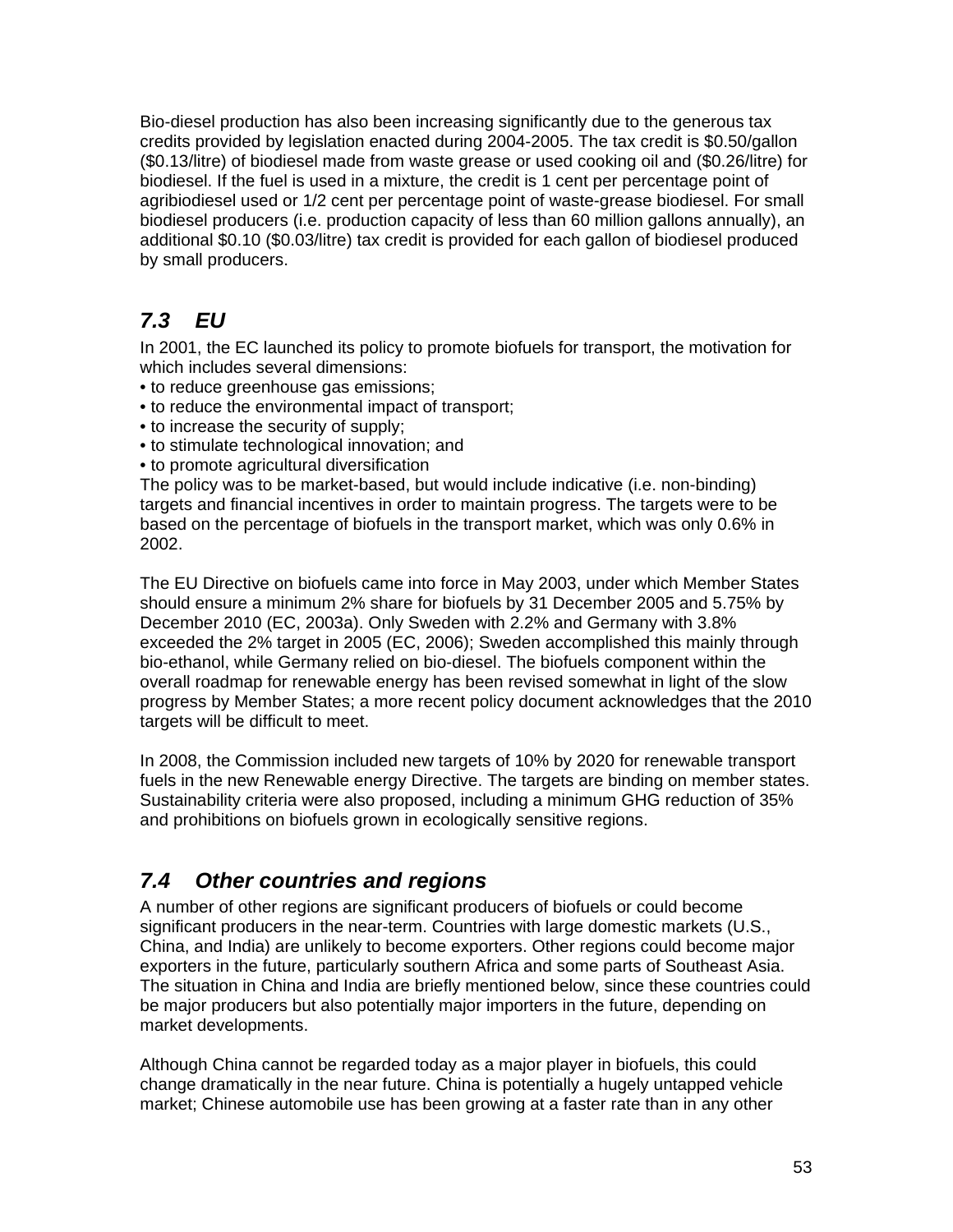Bio-diesel production has also been increasing significantly due to the generous tax credits provided by legislation enacted during 2004-2005. The tax credit is $0.50/gallon ($0.13/litre) of biodiesel made from waste grease or used cooking oil and ($0.26/litre) for biodiesel. If the fuel is used in a mixture, the credit is 1 cent per percentage point of agribiodiesel used or 1/2 cent per percentage point of waste-grease biodiesel. For small biodiesel producers (i.e. production capacity of less than 60 million gallons annually), an additional $0.10 ($0.03/litre) tax credit is provided for each gallon of biodiesel produced by small producers.

## *7.3 EU*

In 2001, the EC launched its policy to promote biofuels for transport, the motivation for which includes several dimensions:

- to reduce greenhouse gas emissions;
- to reduce the environmental impact of transport;
- to increase the security of supply;
- to stimulate technological innovation; and
- to promote agricultural diversification

The policy was to be market-based, but would include indicative (i.e. non-binding) targets and financial incentives in order to maintain progress. The targets were to be based on the percentage of biofuels in the transport market, which was only 0.6% in 2002.

The EU Directive on biofuels came into force in May 2003, under which Member States should ensure a minimum 2% share for biofuels by 31 December 2005 and 5.75% by December 2010 (EC, 2003a). Only Sweden with 2.2% and Germany with 3.8% exceeded the 2% target in 2005 (EC, 2006); Sweden accomplished this mainly through bio-ethanol, while Germany relied on bio-diesel. The biofuels component within the overall roadmap for renewable energy has been revised somewhat in light of the slow progress by Member States; a more recent policy document acknowledges that the 2010 targets will be difficult to meet.

In 2008, the Commission included new targets of 10% by 2020 for renewable transport fuels in the new Renewable energy Directive. The targets are binding on member states. Sustainability criteria were also proposed, including a minimum GHG reduction of 35% and prohibitions on biofuels grown in ecologically sensitive regions.

## *7.4 Other countries and regions*

A number of other regions are significant producers of biofuels or could become significant producers in the near-term. Countries with large domestic markets (U.S., China, and India) are unlikely to become exporters. Other regions could become major exporters in the future, particularly southern Africa and some parts of Southeast Asia. The situation in China and India are briefly mentioned below, since these countries could be major producers but also potentially major importers in the future, depending on market developments.

Although China cannot be regarded today as a major player in biofuels, this could change dramatically in the near future. China is potentially a hugely untapped vehicle market; Chinese automobile use has been growing at a faster rate than in any other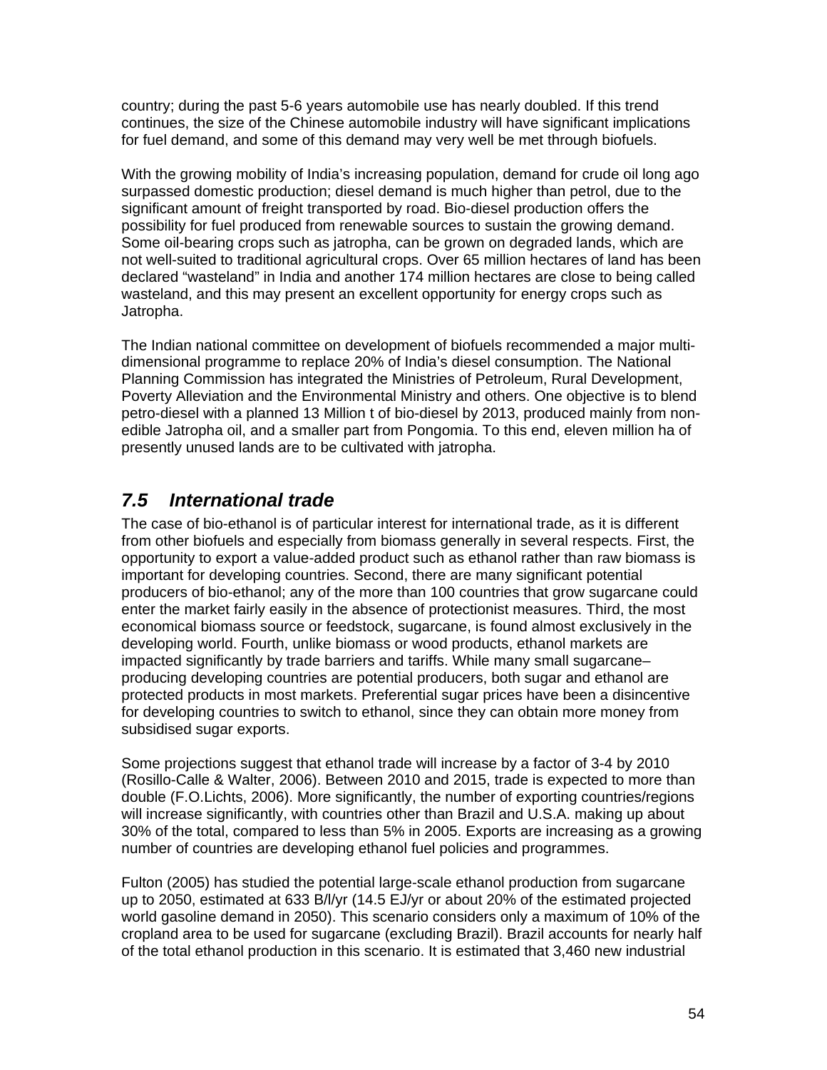country; during the past 5-6 years automobile use has nearly doubled. If this trend continues, the size of the Chinese automobile industry will have significant implications for fuel demand, and some of this demand may very well be met through biofuels.

With the growing mobility of India's increasing population, demand for crude oil long ago surpassed domestic production; diesel demand is much higher than petrol, due to the significant amount of freight transported by road. Bio-diesel production offers the possibility for fuel produced from renewable sources to sustain the growing demand. Some oil-bearing crops such as jatropha, can be grown on degraded lands, which are not well-suited to traditional agricultural crops. Over 65 million hectares of land has been declared "wasteland" in India and another 174 million hectares are close to being called wasteland, and this may present an excellent opportunity for energy crops such as Jatropha.

The Indian national committee on development of biofuels recommended a major multi-dimensional programme to replace 20% of India's diesel consumption. The National Planning Commission has integrated the Ministries of Petroleum, Rural Development, Poverty Alleviation and the Environmental Ministry and others. One objective is to blend petro-diesel with a planned 13 Million t of bio-diesel by 2013, produced mainly from non-edible Jatropha oil, and a smaller part from Pongomia. To this end, eleven million ha of presently unused lands are to be cultivated with jatropha.

## *7.5 International trade*

The case of bio-ethanol is of particular interest for international trade, as it is different from other biofuels and especially from biomass generally in several respects. First, the opportunity to export a value-added product such as ethanol rather than raw biomass is important for developing countries. Second, there are many significant potential producers of bio-ethanol; any of the more than 100 countries that grow sugarcane could enter the market fairly easily in the absence of protectionist measures. Third, the most economical biomass source or feedstock, sugarcane, is found almost exclusively in the developing world. Fourth, unlike biomass or wood products, ethanol markets are impacted significantly by trade barriers and tariffs. While many small sugarcane–producing developing countries are potential producers, both sugar and ethanol are protected products in most markets. Preferential sugar prices have been a disincentive for developing countries to switch to ethanol, since they can obtain more money from subsidised sugar exports.

Some projections suggest that ethanol trade will increase by a factor of 3-4 by 2010 (Rosillo-Calle & Walter, 2006). Between 2010 and 2015, trade is expected to more than double (F.O.Lichts, 2006). More significantly, the number of exporting countries/regions will increase significantly, with countries other than Brazil and U.S.A. making up about 30% of the total, compared to less than 5% in 2005. Exports are increasing as a growing number of countries are developing ethanol fuel policies and programmes.

Fulton (2005) has studied the potential large-scale ethanol production from sugarcane up to 2050, estimated at 633 B/l/yr (14.5 EJ/yr or about 20% of the estimated projected world gasoline demand in 2050). This scenario considers only a maximum of 10% of the cropland area to be used for sugarcane (excluding Brazil). Brazil accounts for nearly half of the total ethanol production in this scenario. It is estimated that 3,460 new industrial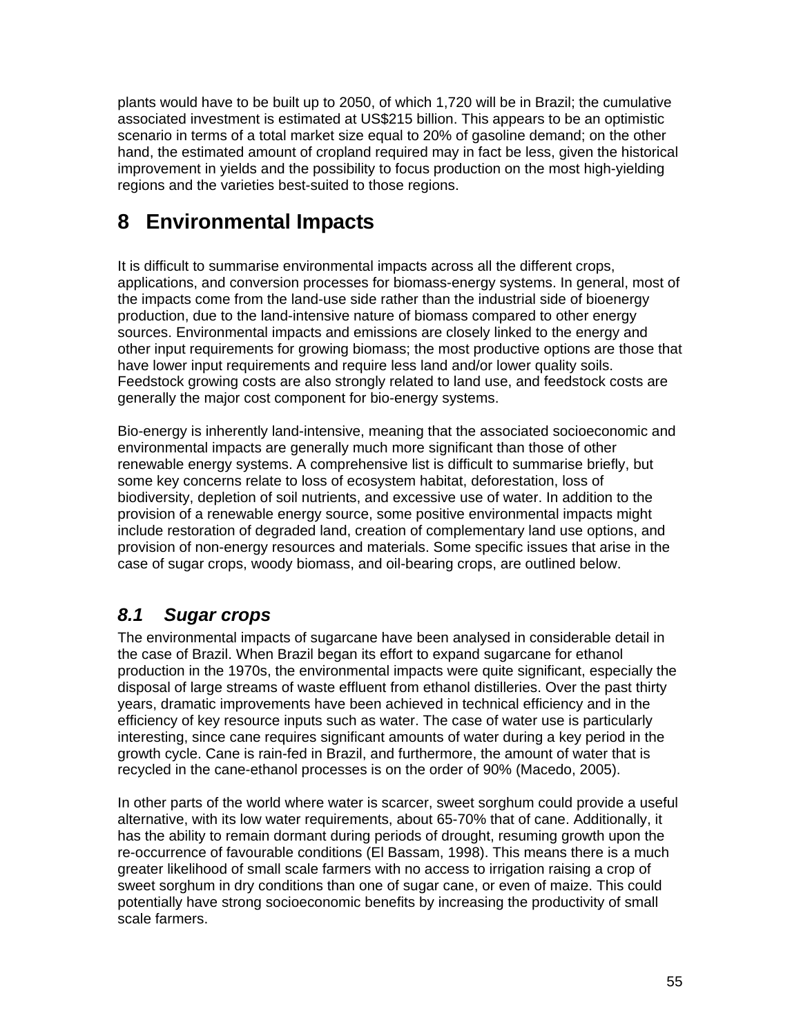plants would have to be built up to 2050, of which 1,720 will be in Brazil; the cumulative associated investment is estimated at US$215 billion. This appears to be an optimistic scenario in terms of a total market size equal to 20% of gasoline demand; on the other hand, the estimated amount of cropland required may in fact be less, given the historical improvement in yields and the possibility to focus production on the most high-yielding regions and the varieties best-suited to those regions.

# 8 Environmental Impacts

It is difficult to summarise environmental impacts across all the different crops, applications, and conversion processes for biomass-energy systems. In general, most of the impacts come from the land-use side rather than the industrial side of bioenergy production, due to the land-intensive nature of biomass compared to other energy sources. Environmental impacts and emissions are closely linked to the energy and other input requirements for growing biomass; the most productive options are those that have lower input requirements and require less land and/or lower quality soils. Feedstock growing costs are also strongly related to land use, and feedstock costs are generally the major cost component for bio-energy systems.

Bio-energy is inherently land-intensive, meaning that the associated socioeconomic and environmental impacts are generally much more significant than those of other renewable energy systems. A comprehensive list is difficult to summarise briefly, but some key concerns relate to loss of ecosystem habitat, deforestation, loss of biodiversity, depletion of soil nutrients, and excessive use of water. In addition to the provision of a renewable energy source, some positive environmental impacts might include restoration of degraded land, creation of complementary land use options, and provision of non-energy resources and materials. Some specific issues that arise in the case of sugar crops, woody biomass, and oil-bearing crops, are outlined below.

## *8.1 Sugar crops*

The environmental impacts of sugarcane have been analysed in considerable detail in the case of Brazil. When Brazil began its effort to expand sugarcane for ethanol production in the 1970s, the environmental impacts were quite significant, especially the disposal of large streams of waste effluent from ethanol distilleries. Over the past thirty years, dramatic improvements have been achieved in technical efficiency and in the efficiency of key resource inputs such as water. The case of water use is particularly interesting, since cane requires significant amounts of water during a key period in the growth cycle. Cane is rain-fed in Brazil, and furthermore, the amount of water that is recycled in the cane-ethanol processes is on the order of 90% (Macedo, 2005).

In other parts of the world where water is scarcer, sweet sorghum could provide a useful alternative, with its low water requirements, about 65-70% that of cane. Additionally, it has the ability to remain dormant during periods of drought, resuming growth upon the re-occurrence of favourable conditions (El Bassam, 1998). This means there is a much greater likelihood of small scale farmers with no access to irrigation raising a crop of sweet sorghum in dry conditions than one of sugar cane, or even of maize. This could potentially have strong socioeconomic benefits by increasing the productivity of small scale farmers.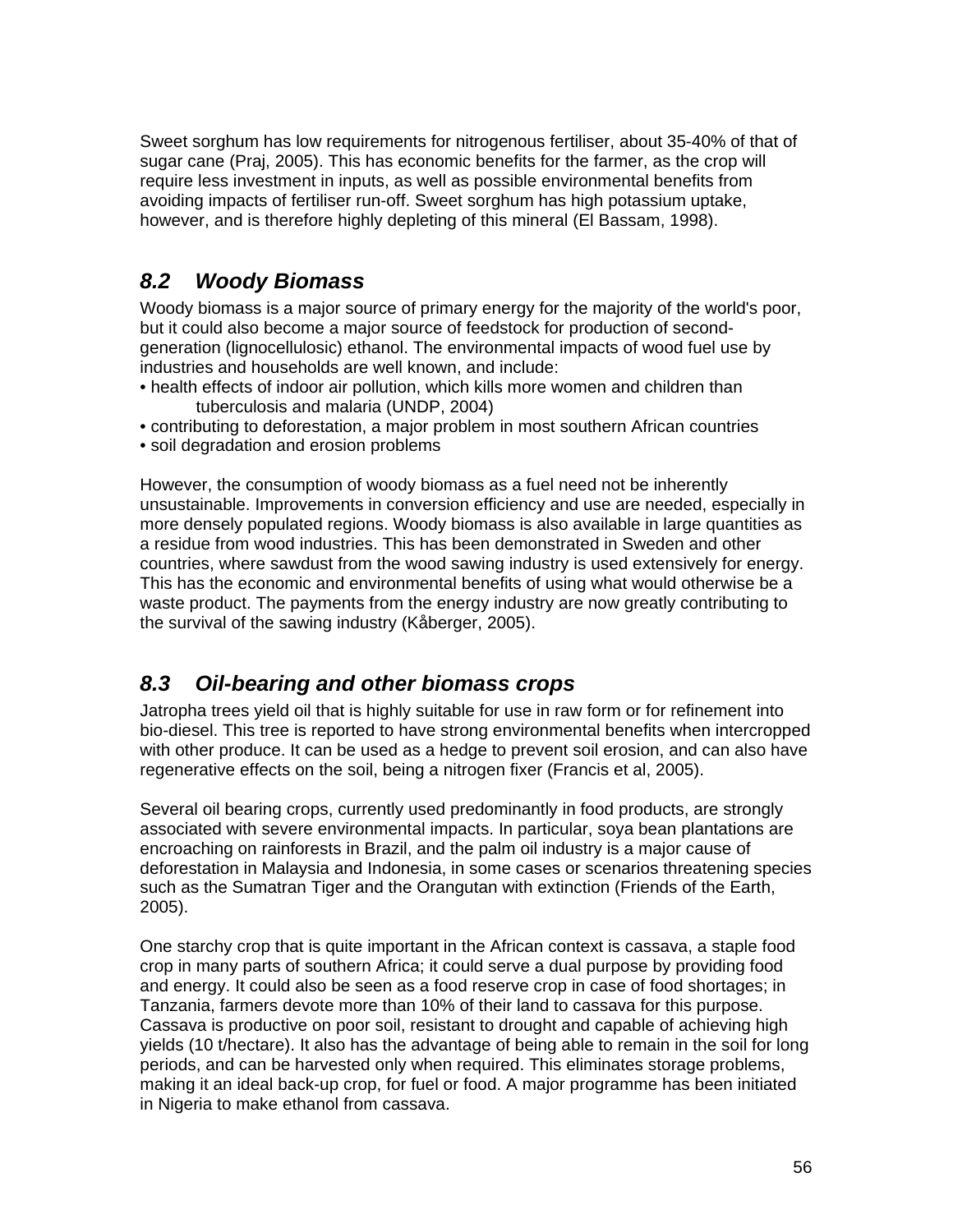Sweet sorghum has low requirements for nitrogenous fertiliser, about 35-40% of that of sugar cane (Praj, 2005). This has economic benefits for the farmer, as the crop will require less investment in inputs, as well as possible environmental benefits from avoiding impacts of fertiliser run-off. Sweet sorghum has high potassium uptake, however, and is therefore highly depleting of this mineral (El Bassam, 1998).

## *8.2 Woody Biomass*

Woody biomass is a major source of primary energy for the majority of the world's poor, but it could also become a major source of feedstock for production of second-generation (lignocellulosic) ethanol. The environmental impacts of wood fuel use by industries and households are well known, and include:

- health effects of indoor air pollution, which kills more women and children than tuberculosis and malaria (UNDP, 2004)
- contributing to deforestation, a major problem in most southern African countries
- soil degradation and erosion problems

However, the consumption of woody biomass as a fuel need not be inherently unsustainable. Improvements in conversion efficiency and use are needed, especially in more densely populated regions. Woody biomass is also available in large quantities as a residue from wood industries. This has been demonstrated in Sweden and other countries, where sawdust from the wood sawing industry is used extensively for energy. This has the economic and environmental benefits of using what would otherwise be a waste product. The payments from the energy industry are now greatly contributing to the survival of the sawing industry (Kåberger, 2005).

## *8.3 Oil-bearing and other biomass crops*

Jatropha trees yield oil that is highly suitable for use in raw form or for refinement into bio-diesel. This tree is reported to have strong environmental benefits when intercropped with other produce. It can be used as a hedge to prevent soil erosion, and can also have regenerative effects on the soil, being a nitrogen fixer (Francis et al, 2005).

Several oil bearing crops, currently used predominantly in food products, are strongly associated with severe environmental impacts. In particular, soya bean plantations are encroaching on rainforests in Brazil, and the palm oil industry is a major cause of deforestation in Malaysia and Indonesia, in some cases or scenarios threatening species such as the Sumatran Tiger and the Orangutan with extinction (Friends of the Earth, 2005).

One starchy crop that is quite important in the African context is cassava, a staple food crop in many parts of southern Africa; it could serve a dual purpose by providing food and energy. It could also be seen as a food reserve crop in case of food shortages; in Tanzania, farmers devote more than 10% of their land to cassava for this purpose. Cassava is productive on poor soil, resistant to drought and capable of achieving high yields (10 t/hectare). It also has the advantage of being able to remain in the soil for long periods, and can be harvested only when required. This eliminates storage problems, making it an ideal back-up crop, for fuel or food. A major programme has been initiated in Nigeria to make ethanol from cassava.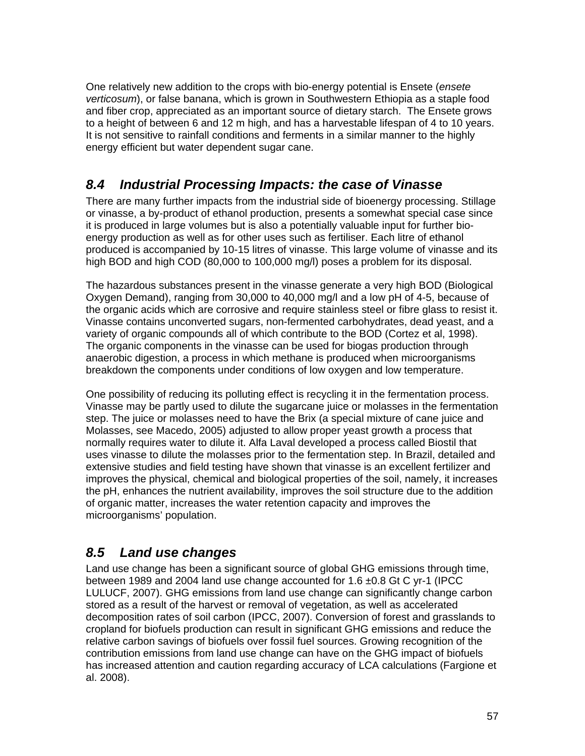One relatively new addition to the crops with bio-energy potential is Ensete (*ensete verticosum*), or false banana, which is grown in Southwestern Ethiopia as a staple food and fiber crop, appreciated as an important source of dietary starch. The Ensete grows to a height of between 6 and 12 m high, and has a harvestable lifespan of 4 to 10 years. It is not sensitive to rainfall conditions and ferments in a similar manner to the highly energy efficient but water dependent sugar cane.

## *8.4 Industrial Processing Impacts: the case of Vinasse*

There are many further impacts from the industrial side of bioenergy processing. Stillage or vinasse, a by-product of ethanol production, presents a somewhat special case since it is produced in large volumes but is also a potentially valuable input for further bio-energy production as well as for other uses such as fertiliser. Each litre of ethanol produced is accompanied by 10-15 litres of vinasse. This large volume of vinasse and its high BOD and high COD (80,000 to 100,000 mg/l) poses a problem for its disposal.

The hazardous substances present in the vinasse generate a very high BOD (Biological Oxygen Demand), ranging from 30,000 to 40,000 mg/l and a low pH of 4-5, because of the organic acids which are corrosive and require stainless steel or fibre glass to resist it. Vinasse contains unconverted sugars, non-fermented carbohydrates, dead yeast, and a variety of organic compounds all of which contribute to the BOD (Cortez et al, 1998). The organic components in the vinasse can be used for biogas production through anaerobic digestion, a process in which methane is produced when microorganisms breakdown the components under conditions of low oxygen and low temperature.

One possibility of reducing its polluting effect is recycling it in the fermentation process. Vinasse may be partly used to dilute the sugarcane juice or molasses in the fermentation step. The juice or molasses need to have the Brix (a special mixture of cane juice and Molasses, see Macedo, 2005) adjusted to allow proper yeast growth a process that normally requires water to dilute it. Alfa Laval developed a process called Biostil that uses vinasse to dilute the molasses prior to the fermentation step. In Brazil, detailed and extensive studies and field testing have shown that vinasse is an excellent fertilizer and improves the physical, chemical and biological properties of the soil, namely, it increases the pH, enhances the nutrient availability, improves the soil structure due to the addition of organic matter, increases the water retention capacity and improves the microorganisms' population.

## *8.5 Land use changes*

Land use change has been a significant source of global GHG emissions through time, between 1989 and 2004 land use change accounted for 1.6 ±0.8 Gt C yr-1 (IPCC LULUCF, 2007). GHG emissions from land use change can significantly change carbon stored as a result of the harvest or removal of vegetation, as well as accelerated decomposition rates of soil carbon (IPCC, 2007). Conversion of forest and grasslands to cropland for biofuels production can result in significant GHG emissions and reduce the relative carbon savings of biofuels over fossil fuel sources. Growing recognition of the contribution emissions from land use change can have on the GHG impact of biofuels has increased attention and caution regarding accuracy of LCA calculations (Fargione et al. 2008).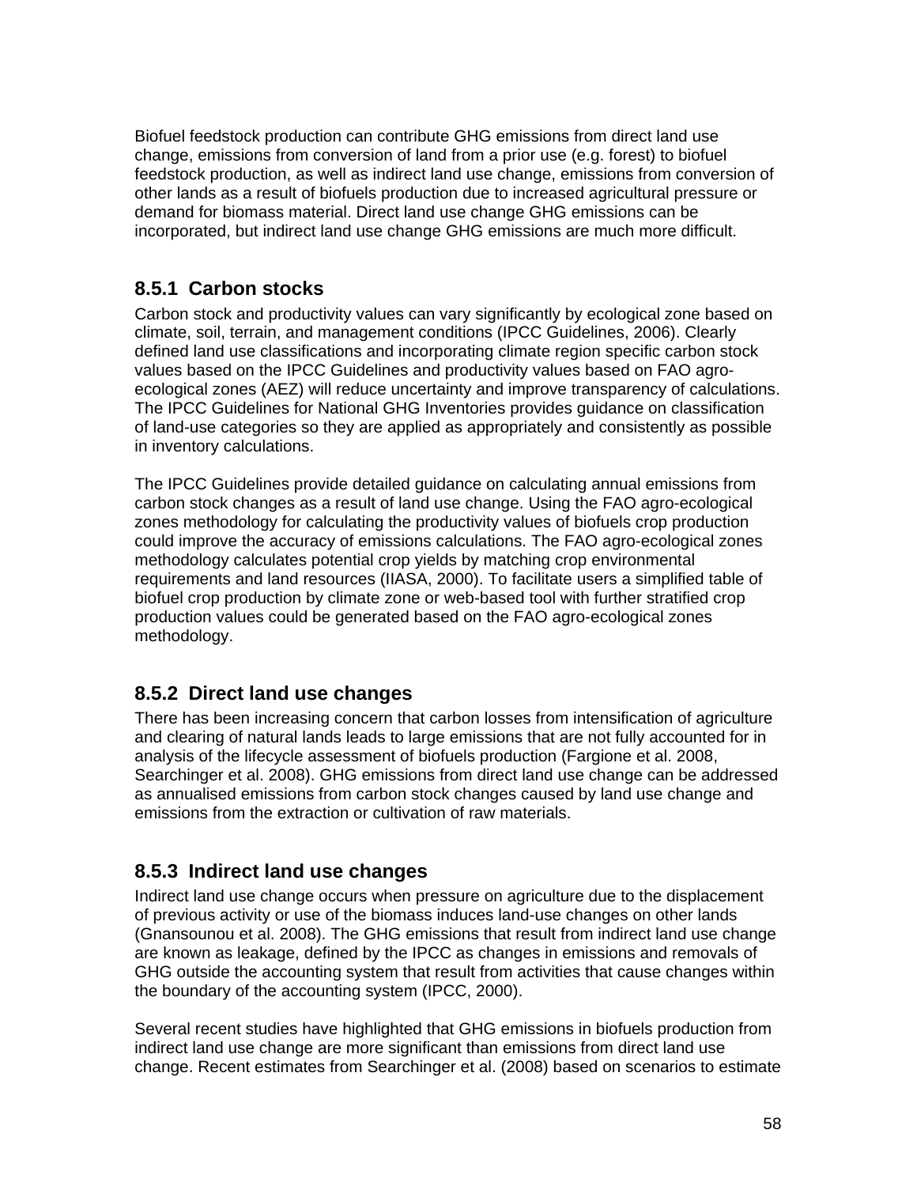Biofuel feedstock production can contribute GHG emissions from direct land use change, emissions from conversion of land from a prior use (e.g. forest) to biofuel feedstock production, as well as indirect land use change, emissions from conversion of other lands as a result of biofuels production due to increased agricultural pressure or demand for biomass material. Direct land use change GHG emissions can be incorporated, but indirect land use change GHG emissions are much more difficult.

### 8.5.1 Carbon stocks

Carbon stock and productivity values can vary significantly by ecological zone based on climate, soil, terrain, and management conditions (IPCC Guidelines, 2006). Clearly defined land use classifications and incorporating climate region specific carbon stock values based on the IPCC Guidelines and productivity values based on FAO agro-ecological zones (AEZ) will reduce uncertainty and improve transparency of calculations. The IPCC Guidelines for National GHG Inventories provides guidance on classification of land-use categories so they are applied as appropriately and consistently as possible in inventory calculations.

The IPCC Guidelines provide detailed guidance on calculating annual emissions from carbon stock changes as a result of land use change. Using the FAO agro-ecological zones methodology for calculating the productivity values of biofuels crop production could improve the accuracy of emissions calculations. The FAO agro-ecological zones methodology calculates potential crop yields by matching crop environmental requirements and land resources (IIASA, 2000). To facilitate users a simplified table of biofuel crop production by climate zone or web-based tool with further stratified crop production values could be generated based on the FAO agro-ecological zones methodology.

### 8.5.2 Direct land use changes

There has been increasing concern that carbon losses from intensification of agriculture and clearing of natural lands leads to large emissions that are not fully accounted for in analysis of the lifecycle assessment of biofuels production (Fargione et al. 2008, Searchinger et al. 2008). GHG emissions from direct land use change can be addressed as annualised emissions from carbon stock changes caused by land use change and emissions from the extraction or cultivation of raw materials.

### 8.5.3 Indirect land use changes

Indirect land use change occurs when pressure on agriculture due to the displacement of previous activity or use of the biomass induces land-use changes on other lands (Gnansounou et al. 2008). The GHG emissions that result from indirect land use change are known as leakage, defined by the IPCC as changes in emissions and removals of GHG outside the accounting system that result from activities that cause changes within the boundary of the accounting system (IPCC, 2000).

Several recent studies have highlighted that GHG emissions in biofuels production from indirect land use change are more significant than emissions from direct land use change. Recent estimates from Searchinger et al. (2008) based on scenarios to estimate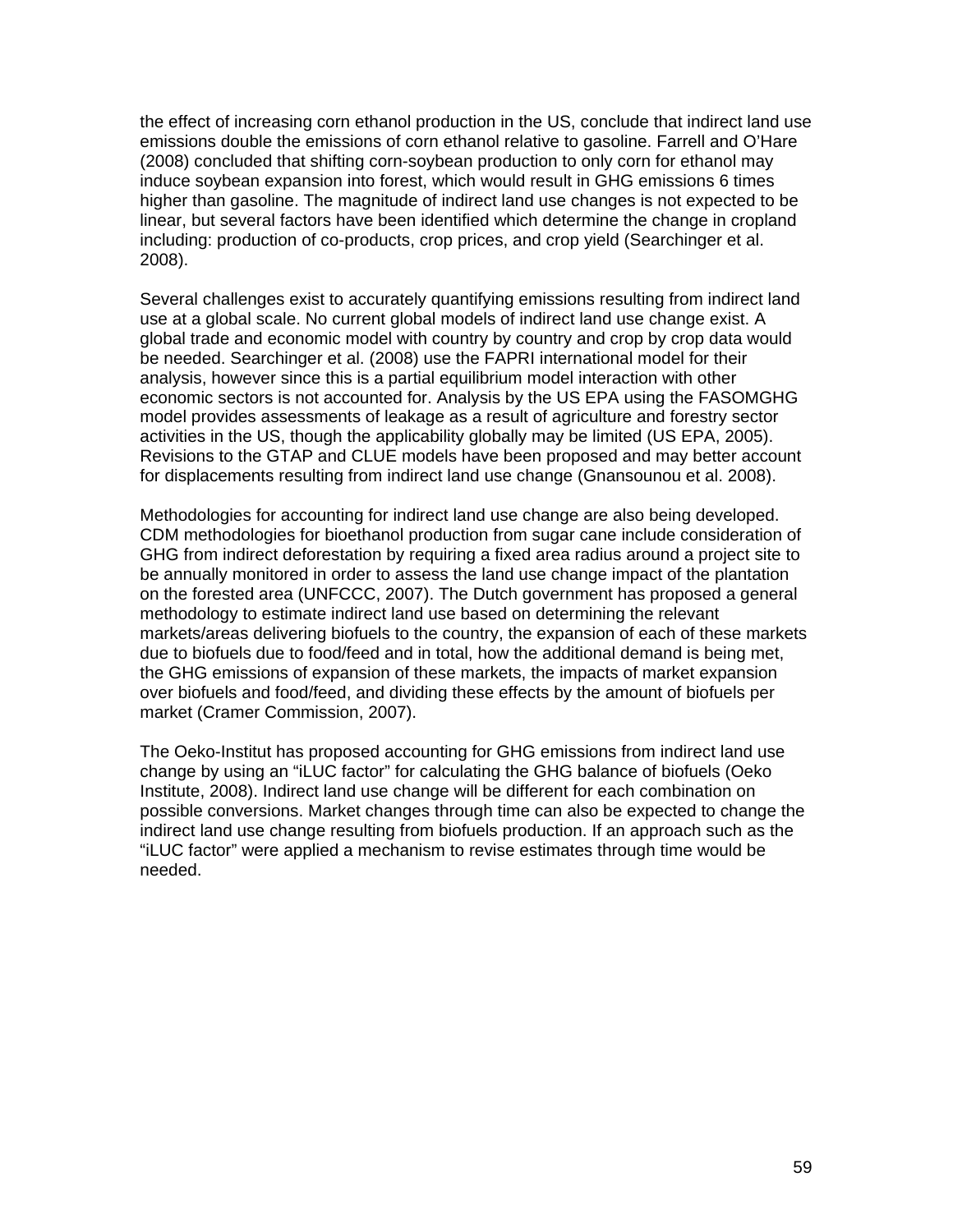the effect of increasing corn ethanol production in the US, conclude that indirect land use emissions double the emissions of corn ethanol relative to gasoline. Farrell and O'Hare (2008) concluded that shifting corn-soybean production to only corn for ethanol may induce soybean expansion into forest, which would result in GHG emissions 6 times higher than gasoline. The magnitude of indirect land use changes is not expected to be linear, but several factors have been identified which determine the change in cropland including: production of co-products, crop prices, and crop yield (Searchinger et al. 2008).

Several challenges exist to accurately quantifying emissions resulting from indirect land use at a global scale. No current global models of indirect land use change exist. A global trade and economic model with country by country and crop by crop data would be needed. Searchinger et al. (2008) use the FAPRI international model for their analysis, however since this is a partial equilibrium model interaction with other economic sectors is not accounted for. Analysis by the US EPA using the FASOMGHG model provides assessments of leakage as a result of agriculture and forestry sector activities in the US, though the applicability globally may be limited (US EPA, 2005). Revisions to the GTAP and CLUE models have been proposed and may better account for displacements resulting from indirect land use change (Gnansounou et al. 2008).

Methodologies for accounting for indirect land use change are also being developed. CDM methodologies for bioethanol production from sugar cane include consideration of GHG from indirect deforestation by requiring a fixed area radius around a project site to be annually monitored in order to assess the land use change impact of the plantation on the forested area (UNFCCC, 2007). The Dutch government has proposed a general methodology to estimate indirect land use based on determining the relevant markets/areas delivering biofuels to the country, the expansion of each of these markets due to biofuels due to food/feed and in total, how the additional demand is being met, the GHG emissions of expansion of these markets, the impacts of market expansion over biofuels and food/feed, and dividing these effects by the amount of biofuels per market (Cramer Commission, 2007).

The Oeko-Institut has proposed accounting for GHG emissions from indirect land use change by using an "iLUC factor" for calculating the GHG balance of biofuels (Oeko Institute, 2008). Indirect land use change will be different for each combination on possible conversions. Market changes through time can also be expected to change the indirect land use change resulting from biofuels production. If an approach such as the "iLUC factor" were applied a mechanism to revise estimates through time would be needed.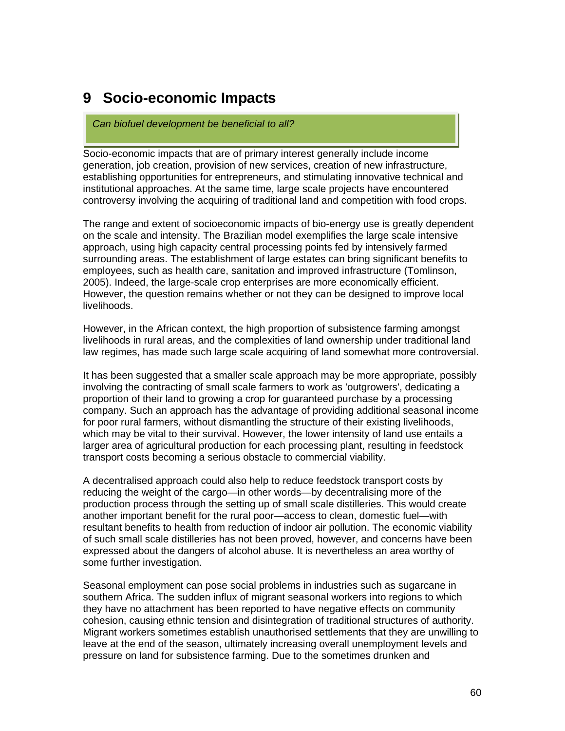# 9 Socio-economic Impacts

*Can biofuel development be beneficial to all?*

Socio-economic impacts that are of primary interest generally include income generation, job creation, provision of new services, creation of new infrastructure, establishing opportunities for entrepreneurs, and stimulating innovative technical and institutional approaches. At the same time, large scale projects have encountered controversy involving the acquiring of traditional land and competition with food crops.

The range and extent of socioeconomic impacts of bio-energy use is greatly dependent on the scale and intensity. The Brazilian model exemplifies the large scale intensive approach, using high capacity central processing points fed by intensively farmed surrounding areas. The establishment of large estates can bring significant benefits to employees, such as health care, sanitation and improved infrastructure (Tomlinson, 2005). Indeed, the large-scale crop enterprises are more economically efficient. However, the question remains whether or not they can be designed to improve local livelihoods.

However, in the African context, the high proportion of subsistence farming amongst livelihoods in rural areas, and the complexities of land ownership under traditional land law regimes, has made such large scale acquiring of land somewhat more controversial.

It has been suggested that a smaller scale approach may be more appropriate, possibly involving the contracting of small scale farmers to work as 'outgrowers', dedicating a proportion of their land to growing a crop for guaranteed purchase by a processing company. Such an approach has the advantage of providing additional seasonal income for poor rural farmers, without dismantling the structure of their existing livelihoods, which may be vital to their survival. However, the lower intensity of land use entails a larger area of agricultural production for each processing plant, resulting in feedstock transport costs becoming a serious obstacle to commercial viability.

A decentralised approach could also help to reduce feedstock transport costs by reducing the weight of the cargo—in other words—by decentralising more of the production process through the setting up of small scale distilleries. This would create another important benefit for the rural poor—access to clean, domestic fuel—with resultant benefits to health from reduction of indoor air pollution. The economic viability of such small scale distilleries has not been proved, however, and concerns have been expressed about the dangers of alcohol abuse. It is nevertheless an area worthy of some further investigation.

Seasonal employment can pose social problems in industries such as sugarcane in southern Africa. The sudden influx of migrant seasonal workers into regions to which they have no attachment has been reported to have negative effects on community cohesion, causing ethnic tension and disintegration of traditional structures of authority. Migrant workers sometimes establish unauthorised settlements that they are unwilling to leave at the end of the season, ultimately increasing overall unemployment levels and pressure on land for subsistence farming. Due to the sometimes drunken and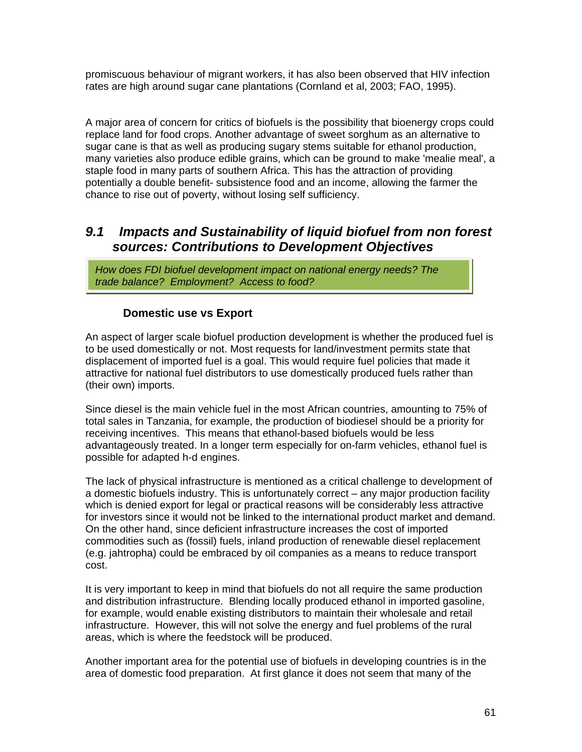promiscuous behaviour of migrant workers, it has also been observed that HIV infection rates are high around sugar cane plantations (Cornland et al, 2003; FAO, 1995).

A major area of concern for critics of biofuels is the possibility that bioenergy crops could replace land for food crops. Another advantage of sweet sorghum as an alternative to sugar cane is that as well as producing sugary stems suitable for ethanol production, many varieties also produce edible grains, which can be ground to make 'mealie meal', a staple food in many parts of southern Africa. This has the attraction of providing potentially a double benefit- subsistence food and an income, allowing the farmer the chance to rise out of poverty, without losing self sufficiency.

## *9.1 Impacts and Sustainability of liquid biofuel from non forest sources: Contributions to Development Objectives*

*How does FDI biofuel development impact on national energy needs? The trade balance? Employment? Access to food?*

### Domestic use vs Export

An aspect of larger scale biofuel production development is whether the produced fuel is to be used domestically or not. Most requests for land/investment permits state that displacement of imported fuel is a goal. This would require fuel policies that made it attractive for national fuel distributors to use domestically produced fuels rather than (their own) imports.

Since diesel is the main vehicle fuel in the most African countries, amounting to 75% of total sales in Tanzania, for example, the production of biodiesel should be a priority for receiving incentives. This means that ethanol-based biofuels would be less advantageously treated. In a longer term especially for on-farm vehicles, ethanol fuel is possible for adapted h-d engines.

The lack of physical infrastructure is mentioned as a critical challenge to development of a domestic biofuels industry. This is unfortunately correct – any major production facility which is denied export for legal or practical reasons will be considerably less attractive for investors since it would not be linked to the international product market and demand. On the other hand, since deficient infrastructure increases the cost of imported commodities such as (fossil) fuels, inland production of renewable diesel replacement (e.g. jahtropha) could be embraced by oil companies as a means to reduce transport cost.

It is very important to keep in mind that biofuels do not all require the same production and distribution infrastructure. Blending locally produced ethanol in imported gasoline, for example, would enable existing distributors to maintain their wholesale and retail infrastructure. However, this will not solve the energy and fuel problems of the rural areas, which is where the feedstock will be produced.

Another important area for the potential use of biofuels in developing countries is in the area of domestic food preparation. At first glance it does not seem that many of the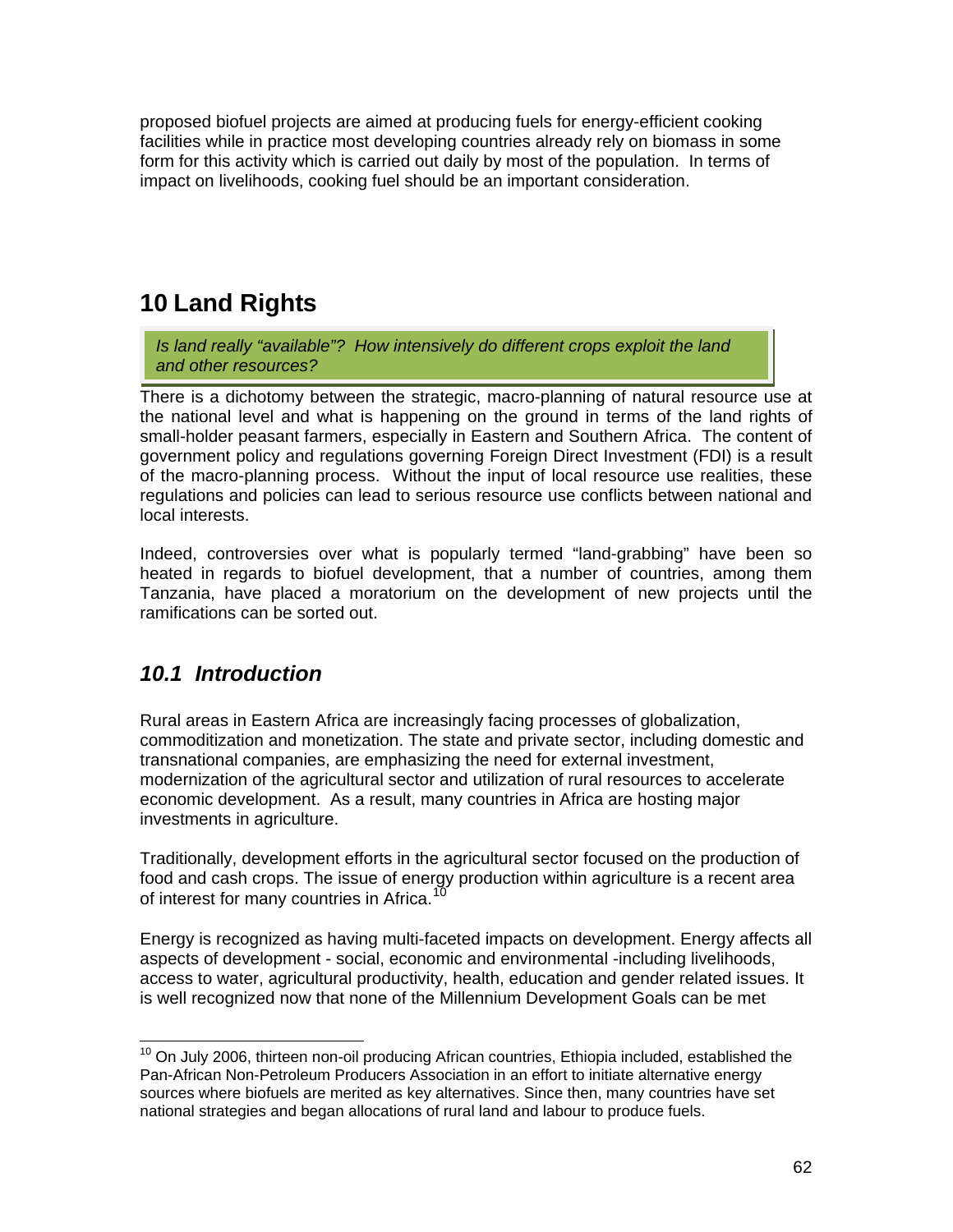proposed biofuel projects are aimed at producing fuels for energy-efficient cooking facilities while in practice most developing countries already rely on biomass in some form for this activity which is carried out daily by most of the population. In terms of impact on livelihoods, cooking fuel should be an important consideration.

# 10 Land Rights

*Is land really "available"? How intensively do different crops exploit the land and other resources?*

There is a dichotomy between the strategic, macro-planning of natural resource use at the national level and what is happening on the ground in terms of the land rights of small-holder peasant farmers, especially in Eastern and Southern Africa. The content of government policy and regulations governing Foreign Direct Investment (FDI) is a result of the macro-planning process. Without the input of local resource use realities, these regulations and policies can lead to serious resource use conflicts between national and local interests.

Indeed, controversies over what is popularly termed "land-grabbing" have been so heated in regards to biofuel development, that a number of countries, among them Tanzania, have placed a moratorium on the development of new projects until the ramifications can be sorted out.

## *10.1 Introduction*

Rural areas in Eastern Africa are increasingly facing processes of globalization, commoditization and monetization. The state and private sector, including domestic and transnational companies, are emphasizing the need for external investment, modernization of the agricultural sector and utilization of rural resources to accelerate economic development. As a result, many countries in Africa are hosting major investments in agriculture.

Traditionally, development efforts in the agricultural sector focused on the production of food and cash crops. The issue of energy production within agriculture is a recent area of interest for many countries in Africa.[10]

Energy is recognized as having multi-faceted impacts on development. Energy affects all aspects of development - social, economic and environmental -including livelihoods, access to water, agricultural productivity, health, education and gender related issues. It is well recognized now that none of the Millennium Development Goals can be met

[10] On July 2006, thirteen non-oil producing African countries, Ethiopia included, established the Pan-African Non-Petroleum Producers Association in an effort to initiate alternative energy sources where biofuels are merited as key alternatives. Since then, many countries have set national strategies and began allocations of rural land and labour to produce fuels.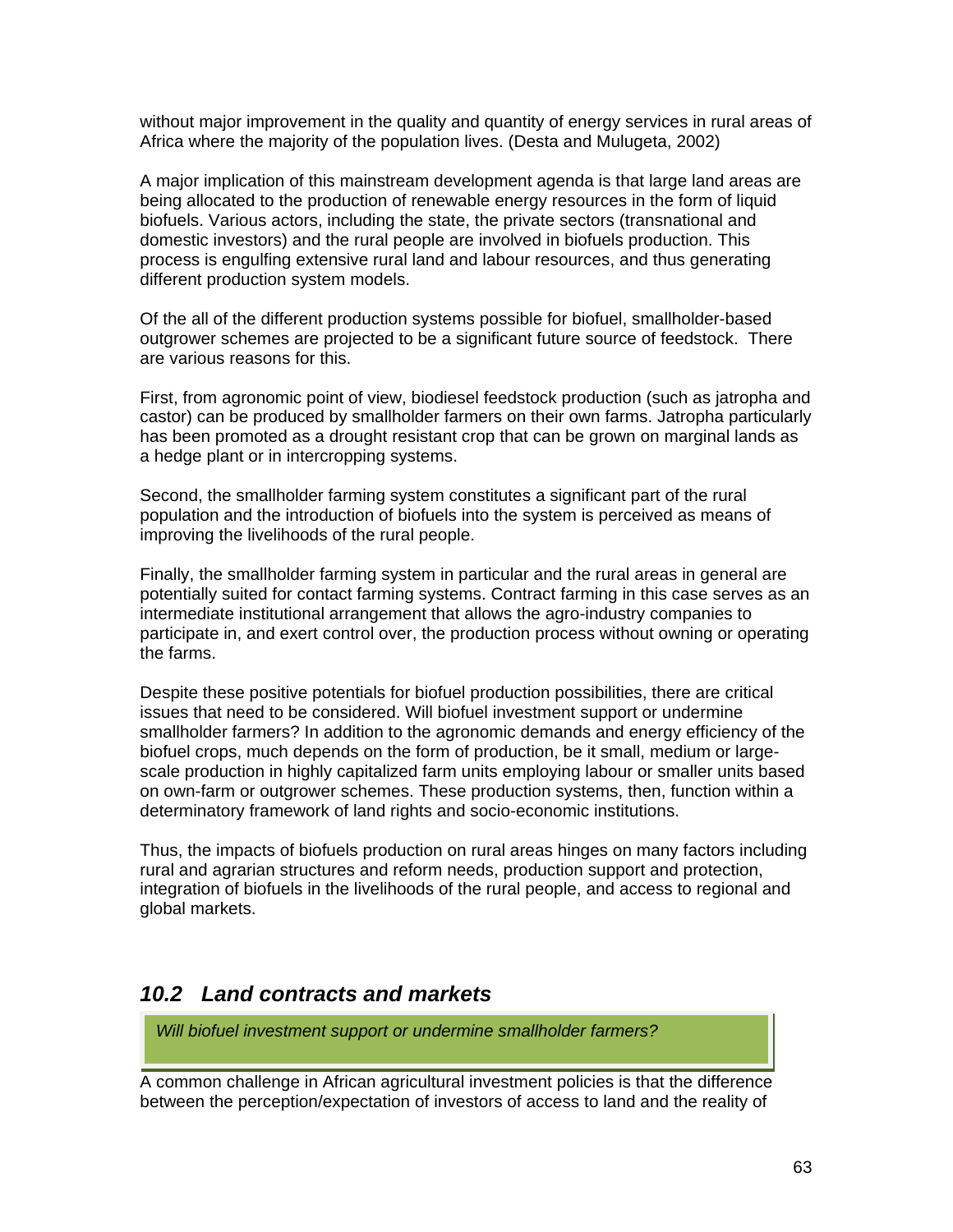without major improvement in the quality and quantity of energy services in rural areas of Africa where the majority of the population lives. (Desta and Mulugeta, 2002)

A major implication of this mainstream development agenda is that large land areas are being allocated to the production of renewable energy resources in the form of liquid biofuels. Various actors, including the state, the private sectors (transnational and domestic investors) and the rural people are involved in biofuels production. This process is engulfing extensive rural land and labour resources, and thus generating different production system models.

Of the all of the different production systems possible for biofuel, smallholder-based outgrower schemes are projected to be a significant future source of feedstock. There are various reasons for this.

First, from agronomic point of view, biodiesel feedstock production (such as jatropha and castor) can be produced by smallholder farmers on their own farms. Jatropha particularly has been promoted as a drought resistant crop that can be grown on marginal lands as a hedge plant or in intercropping systems.

Second, the smallholder farming system constitutes a significant part of the rural population and the introduction of biofuels into the system is perceived as means of improving the livelihoods of the rural people.

Finally, the smallholder farming system in particular and the rural areas in general are potentially suited for contact farming systems. Contract farming in this case serves as an intermediate institutional arrangement that allows the agro-industry companies to participate in, and exert control over, the production process without owning or operating the farms.

Despite these positive potentials for biofuel production possibilities, there are critical issues that need to be considered. Will biofuel investment support or undermine smallholder farmers? In addition to the agronomic demands and energy efficiency of the biofuel crops, much depends on the form of production, be it small, medium or large-scale production in highly capitalized farm units employing labour or smaller units based on own-farm or outgrower schemes. These production systems, then, function within a determinatory framework of land rights and socio-economic institutions.

Thus, the impacts of biofuels production on rural areas hinges on many factors including rural and agrarian structures and reform needs, production support and protection, integration of biofuels in the livelihoods of the rural people, and access to regional and global markets.

## *10.2 Land contracts and markets*

*Will biofuel investment support or undermine smallholder farmers?*

A common challenge in African agricultural investment policies is that the difference between the perception/expectation of investors of access to land and the reality of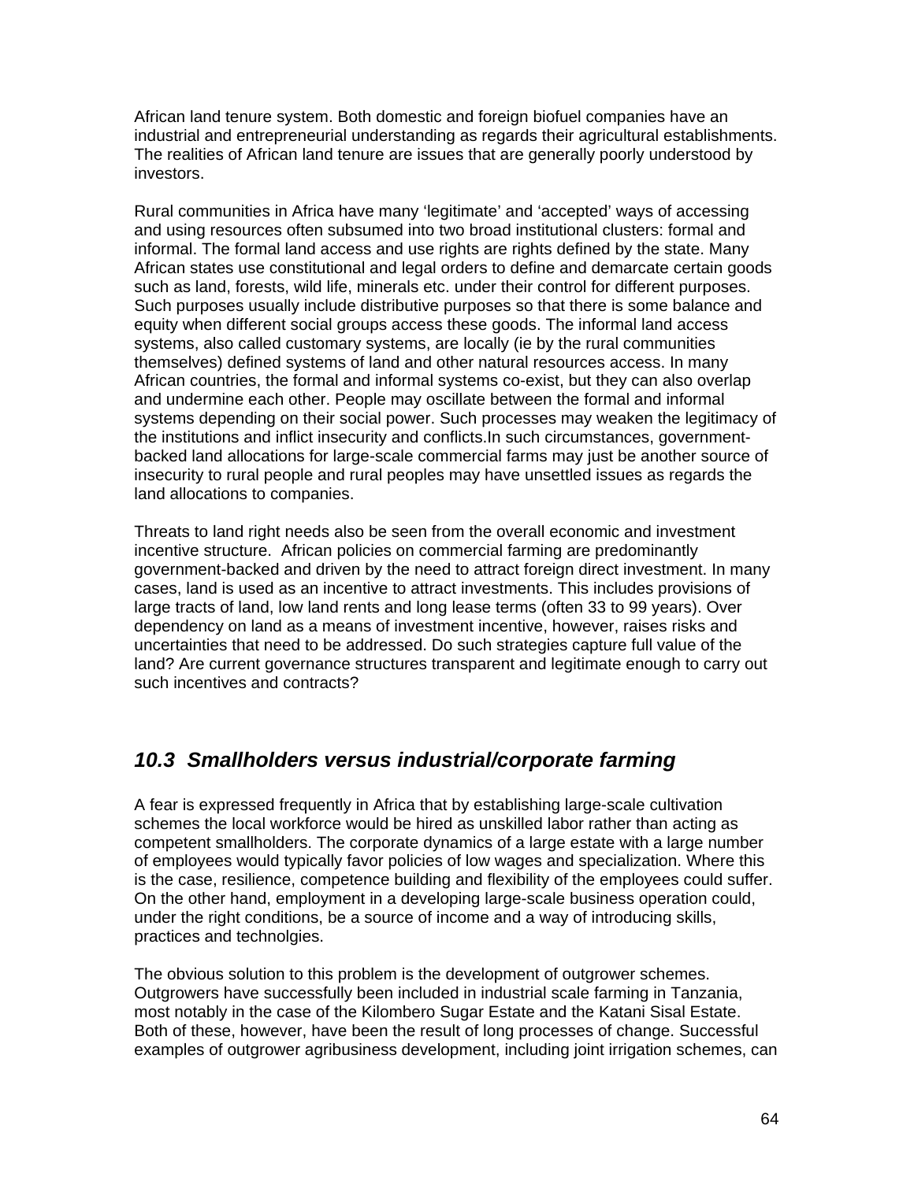African land tenure system. Both domestic and foreign biofuel companies have an industrial and entrepreneurial understanding as regards their agricultural establishments. The realities of African land tenure are issues that are generally poorly understood by investors.

Rural communities in Africa have many 'legitimate' and 'accepted' ways of accessing and using resources often subsumed into two broad institutional clusters: formal and informal. The formal land access and use rights are rights defined by the state. Many African states use constitutional and legal orders to define and demarcate certain goods such as land, forests, wild life, minerals etc. under their control for different purposes. Such purposes usually include distributive purposes so that there is some balance and equity when different social groups access these goods. The informal land access systems, also called customary systems, are locally (ie by the rural communities themselves) defined systems of land and other natural resources access. In many African countries, the formal and informal systems co-exist, but they can also overlap and undermine each other. People may oscillate between the formal and informal systems depending on their social power. Such processes may weaken the legitimacy of the institutions and inflict insecurity and conflicts.In such circumstances, government-backed land allocations for large-scale commercial farms may just be another source of insecurity to rural people and rural peoples may have unsettled issues as regards the land allocations to companies.

Threats to land right needs also be seen from the overall economic and investment incentive structure. African policies on commercial farming are predominantly government-backed and driven by the need to attract foreign direct investment. In many cases, land is used as an incentive to attract investments. This includes provisions of large tracts of land, low land rents and long lease terms (often 33 to 99 years). Over dependency on land as a means of investment incentive, however, raises risks and uncertainties that need to be addressed. Do such strategies capture full value of the land? Are current governance structures transparent and legitimate enough to carry out such incentives and contracts?

## *10.3 Smallholders versus industrial/corporate farming*

A fear is expressed frequently in Africa that by establishing large-scale cultivation schemes the local workforce would be hired as unskilled labor rather than acting as competent smallholders. The corporate dynamics of a large estate with a large number of employees would typically favor policies of low wages and specialization. Where this is the case, resilience, competence building and flexibility of the employees could suffer. On the other hand, employment in a developing large-scale business operation could, under the right conditions, be a source of income and a way of introducing skills, practices and technolgies.

The obvious solution to this problem is the development of outgrower schemes. Outgrowers have successfully been included in industrial scale farming in Tanzania, most notably in the case of the Kilombero Sugar Estate and the Katani Sisal Estate. Both of these, however, have been the result of long processes of change. Successful examples of outgrower agribusiness development, including joint irrigation schemes, can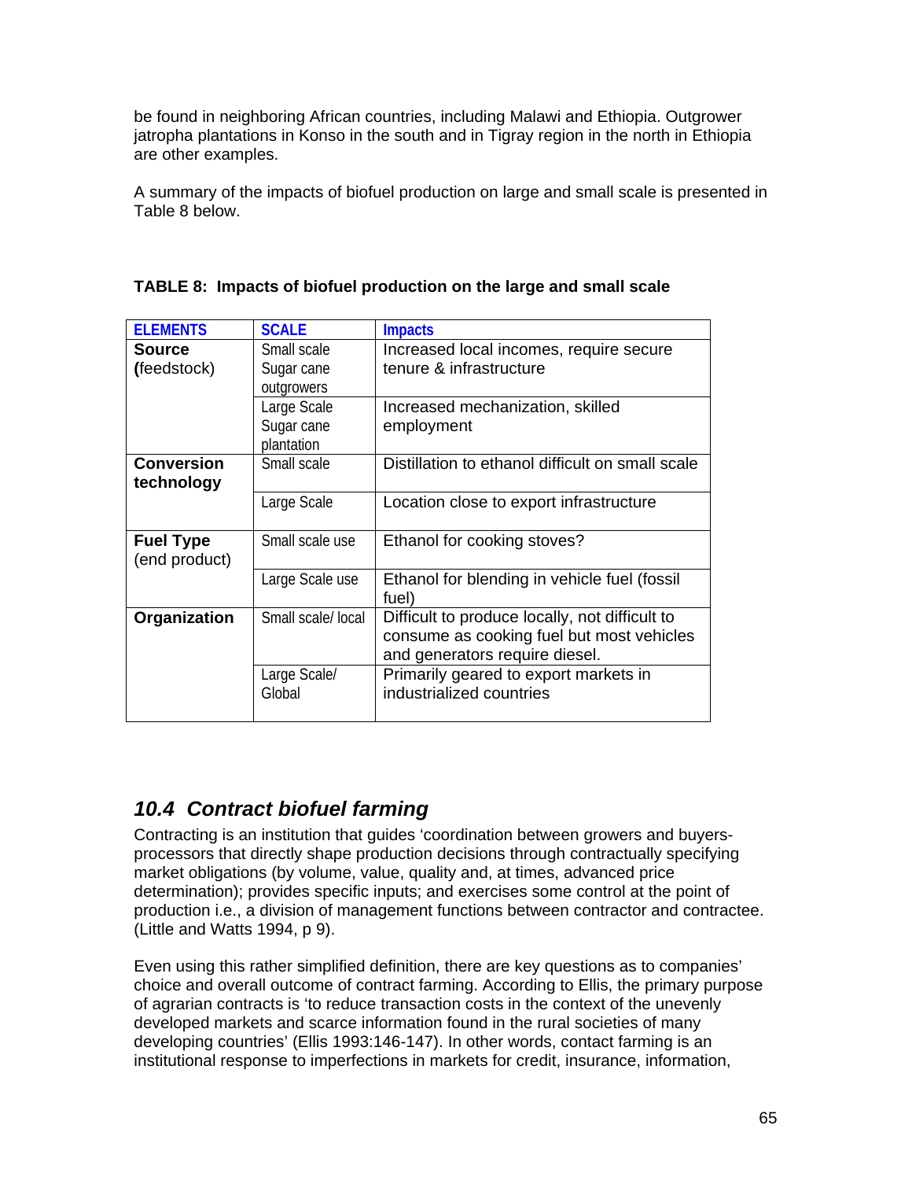be found in neighboring African countries, including Malawi and Ethiopia. Outgrower jatropha plantations in Konso in the south and in Tigray region in the north in Ethiopia are other examples.

A summary of the impacts of biofuel production on large and small scale is presented in Table 8 below.

**TABLE 8: Impacts of biofuel production on the large and small scale**

| ELEMENTS | SCALE | Impacts |
|---|---|---|
| **Source (**feedstock) | Small scale Sugar cane outgrowers | Increased local incomes, require secure tenure & infrastructure |
| | Large Scale Sugar cane plantation | Increased mechanization, skilled employment |
| **Conversion technology** | Small scale | Distillation to ethanol difficult on small scale |
| | Large Scale | Location close to export infrastructure |
| **Fuel Type** (end product) | Small scale use | Ethanol for cooking stoves? |
| | Large Scale use | Ethanol for blending in vehicle fuel (fossil fuel) |
| **Organization** | Small scale/ local | Difficult to produce locally, not difficult to consume as cooking fuel but most vehicles and generators require diesel. |
| | Large Scale/ Global | Primarily geared to export markets in industrialized countries |

## *10.4 Contract biofuel farming*

Contracting is an institution that guides 'coordination between growers and buyers-processors that directly shape production decisions through contractually specifying market obligations (by volume, value, quality and, at times, advanced price determination); provides specific inputs; and exercises some control at the point of production i.e., a division of management functions between contractor and contractee. (Little and Watts 1994, p 9).

Even using this rather simplified definition, there are key questions as to companies' choice and overall outcome of contract farming. According to Ellis, the primary purpose of agrarian contracts is 'to reduce transaction costs in the context of the unevenly developed markets and scarce information found in the rural societies of many developing countries' (Ellis 1993:146-147). In other words, contact farming is an institutional response to imperfections in markets for credit, insurance, information,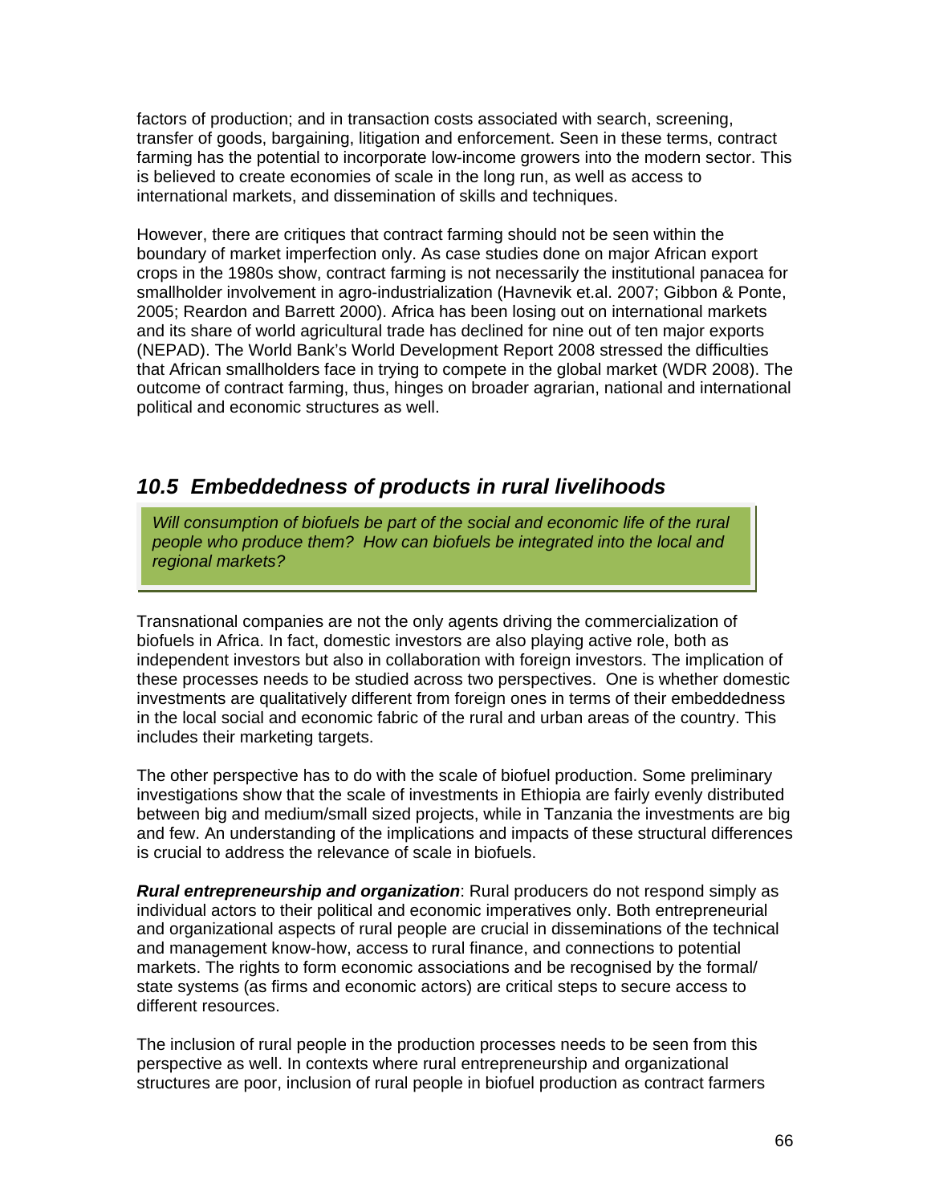factors of production; and in transaction costs associated with search, screening, transfer of goods, bargaining, litigation and enforcement. Seen in these terms, contract farming has the potential to incorporate low-income growers into the modern sector. This is believed to create economies of scale in the long run, as well as access to international markets, and dissemination of skills and techniques.

However, there are critiques that contract farming should not be seen within the boundary of market imperfection only. As case studies done on major African export crops in the 1980s show, contract farming is not necessarily the institutional panacea for smallholder involvement in agro-industrialization (Havnevik et.al. 2007; Gibbon & Ponte, 2005; Reardon and Barrett 2000). Africa has been losing out on international markets and its share of world agricultural trade has declined for nine out of ten major exports (NEPAD). The World Bank's World Development Report 2008 stressed the difficulties that African smallholders face in trying to compete in the global market (WDR 2008). The outcome of contract farming, thus, hinges on broader agrarian, national and international political and economic structures as well.

## *10.5 Embeddedness of products in rural livelihoods*

> *Will consumption of biofuels be part of the social and economic life of the rural people who produce them? How can biofuels be integrated into the local and regional markets?*

Transnational companies are not the only agents driving the commercialization of biofuels in Africa. In fact, domestic investors are also playing active role, both as independent investors but also in collaboration with foreign investors. The implication of these processes needs to be studied across two perspectives. One is whether domestic investments are qualitatively different from foreign ones in terms of their embeddedness in the local social and economic fabric of the rural and urban areas of the country. This includes their marketing targets.

The other perspective has to do with the scale of biofuel production. Some preliminary investigations show that the scale of investments in Ethiopia are fairly evenly distributed between big and medium/small sized projects, while in Tanzania the investments are big and few. An understanding of the implications and impacts of these structural differences is crucial to address the relevance of scale in biofuels.

***Rural entrepreneurship and organization***: Rural producers do not respond simply as individual actors to their political and economic imperatives only. Both entrepreneurial and organizational aspects of rural people are crucial in disseminations of the technical and management know-how, access to rural finance, and connections to potential markets. The rights to form economic associations and be recognised by the formal/ state systems (as firms and economic actors) are critical steps to secure access to different resources.

The inclusion of rural people in the production processes needs to be seen from this perspective as well. In contexts where rural entrepreneurship and organizational structures are poor, inclusion of rural people in biofuel production as contract farmers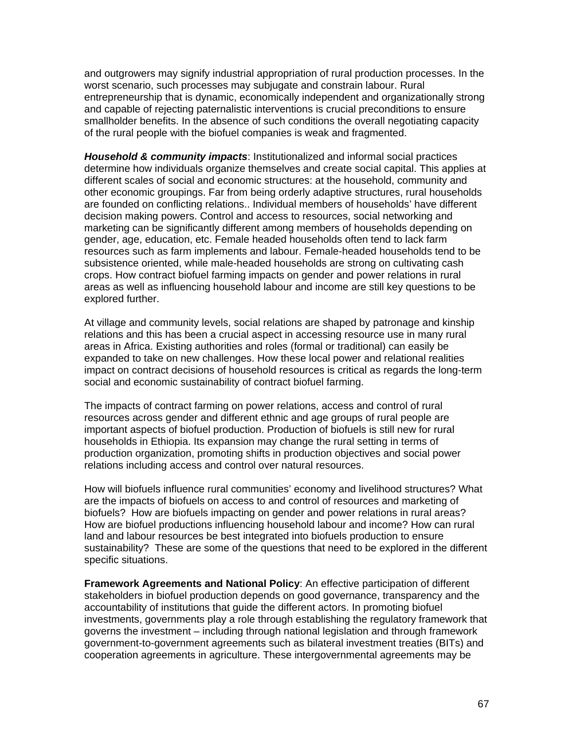and outgrowers may signify industrial appropriation of rural production processes. In the worst scenario, such processes may subjugate and constrain labour. Rural entrepreneurship that is dynamic, economically independent and organizationally strong and capable of rejecting paternalistic interventions is crucial preconditions to ensure smallholder benefits. In the absence of such conditions the overall negotiating capacity of the rural people with the biofuel companies is weak and fragmented.

***Household & community impacts***: Institutionalized and informal social practices determine how individuals organize themselves and create social capital. This applies at different scales of social and economic structures: at the household, community and other economic groupings. Far from being orderly adaptive structures, rural households are founded on conflicting relations.. Individual members of households' have different decision making powers. Control and access to resources, social networking and marketing can be significantly different among members of households depending on gender, age, education, etc. Female headed households often tend to lack farm resources such as farm implements and labour. Female-headed households tend to be subsistence oriented, while male-headed households are strong on cultivating cash crops. How contract biofuel farming impacts on gender and power relations in rural areas as well as influencing household labour and income are still key questions to be explored further.

At village and community levels, social relations are shaped by patronage and kinship relations and this has been a crucial aspect in accessing resource use in many rural areas in Africa. Existing authorities and roles (formal or traditional) can easily be expanded to take on new challenges. How these local power and relational realities impact on contract decisions of household resources is critical as regards the long-term social and economic sustainability of contract biofuel farming.

The impacts of contract farming on power relations, access and control of rural resources across gender and different ethnic and age groups of rural people are important aspects of biofuel production. Production of biofuels is still new for rural households in Ethiopia. Its expansion may change the rural setting in terms of production organization, promoting shifts in production objectives and social power relations including access and control over natural resources.

How will biofuels influence rural communities' economy and livelihood structures? What are the impacts of biofuels on access to and control of resources and marketing of biofuels? How are biofuels impacting on gender and power relations in rural areas? How are biofuel productions influencing household labour and income? How can rural land and labour resources be best integrated into biofuels production to ensure sustainability? These are some of the questions that need to be explored in the different specific situations.

**Framework Agreements and National Policy**: An effective participation of different stakeholders in biofuel production depends on good governance, transparency and the accountability of institutions that guide the different actors. In promoting biofuel investments, governments play a role through establishing the regulatory framework that governs the investment – including through national legislation and through framework government-to-government agreements such as bilateral investment treaties (BITs) and cooperation agreements in agriculture. These intergovernmental agreements may be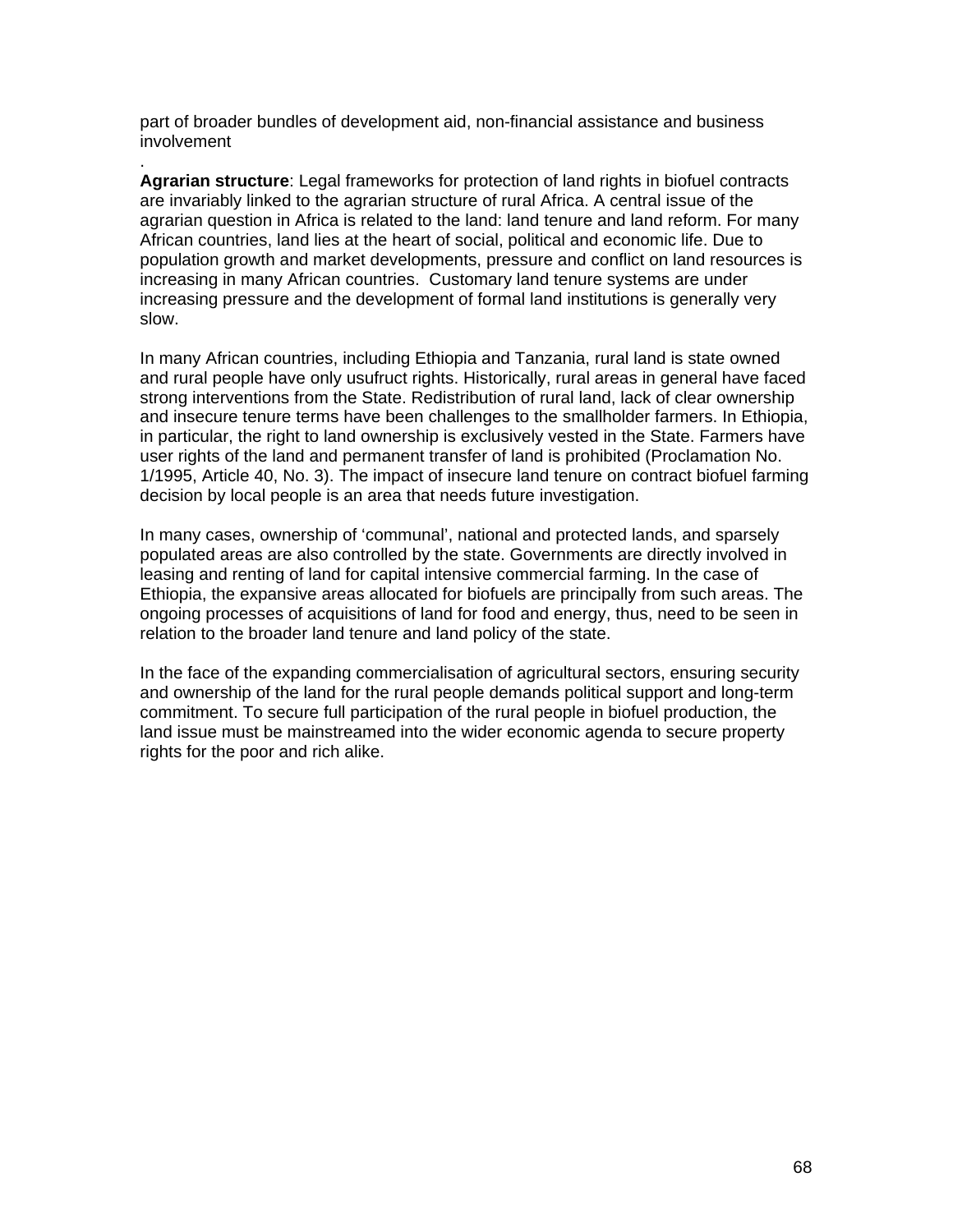part of broader bundles of development aid, non-financial assistance and business involvement

.

**Agrarian structure**: Legal frameworks for protection of land rights in biofuel contracts are invariably linked to the agrarian structure of rural Africa. A central issue of the agrarian question in Africa is related to the land: land tenure and land reform. For many African countries, land lies at the heart of social, political and economic life. Due to population growth and market developments, pressure and conflict on land resources is increasing in many African countries. Customary land tenure systems are under increasing pressure and the development of formal land institutions is generally very slow.

In many African countries, including Ethiopia and Tanzania, rural land is state owned and rural people have only usufruct rights. Historically, rural areas in general have faced strong interventions from the State. Redistribution of rural land, lack of clear ownership and insecure tenure terms have been challenges to the smallholder farmers. In Ethiopia, in particular, the right to land ownership is exclusively vested in the State. Farmers have user rights of the land and permanent transfer of land is prohibited (Proclamation No. 1/1995, Article 40, No. 3). The impact of insecure land tenure on contract biofuel farming decision by local people is an area that needs future investigation.

In many cases, ownership of 'communal', national and protected lands, and sparsely populated areas are also controlled by the state. Governments are directly involved in leasing and renting of land for capital intensive commercial farming. In the case of Ethiopia, the expansive areas allocated for biofuels are principally from such areas. The ongoing processes of acquisitions of land for food and energy, thus, need to be seen in relation to the broader land tenure and land policy of the state.

In the face of the expanding commercialisation of agricultural sectors, ensuring security and ownership of the land for the rural people demands political support and long-term commitment. To secure full participation of the rural people in biofuel production, the land issue must be mainstreamed into the wider economic agenda to secure property rights for the poor and rich alike.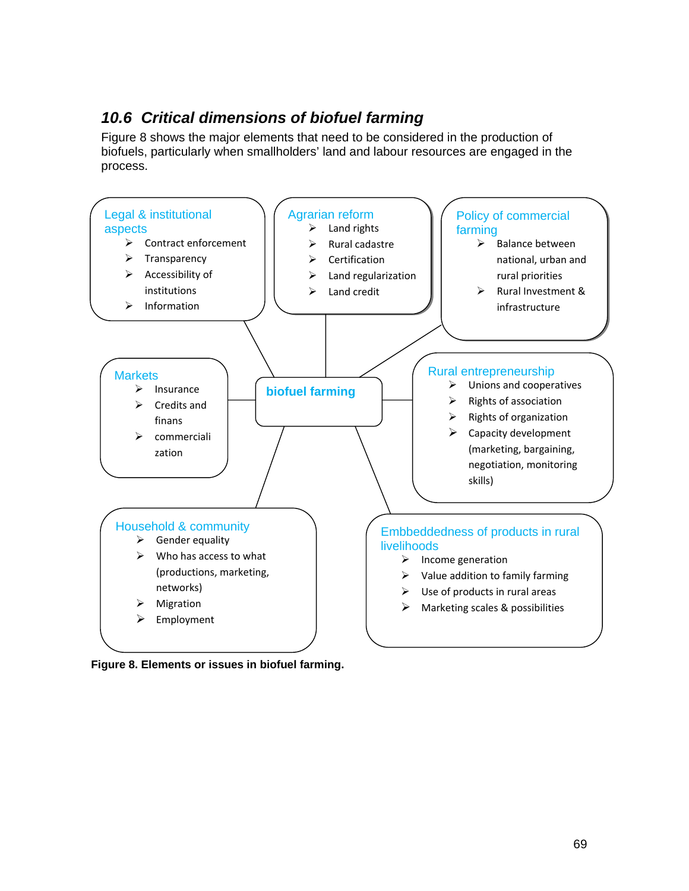## 10.6 Critical dimensions of biofuel farming

Figure 8 shows the major elements that need to be considered in the production of biofuels, particularly when smallholders' land and labour resources are engaged in the process.

**biofuel farming**

**Legal & institutional aspects**
- Contract enforcement
- Transparency
- Accessibility of institutions
- Information

**Agrarian reform**
- Land rights
- Rural cadastre
- Certification
- Land regularization
- Land credit

**Policy of commercial farming**
- Balance between national, urban and rural priorities
- Rural Investment & infrastructure

**Markets**
- Insurance
- Credits and finans
- commercialization

**Rural entrepreneurship**
- Unions and cooperatives
- Rights of association
- Rights of organization
- Capacity development (marketing, bargaining, negotiation, monitoring skills)

**Household & community**
- Gender equality
- Who has access to what (productions, marketing, networks)
- Migration
- Employment

**Embbeddedness of products in rural livelihoods**
- Income generation
- Value addition to family farming
- Use of products in rural areas
- Marketing scales & possibilities

**Figure 8. Elements or issues in biofuel farming.**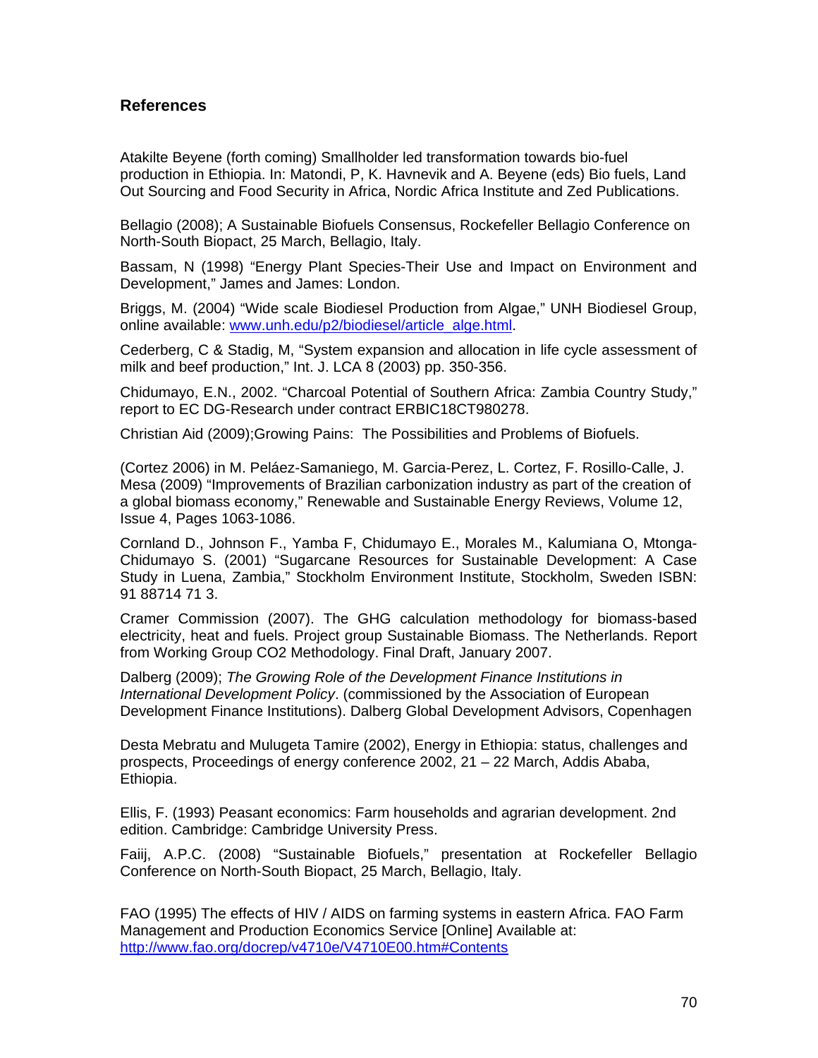## References

Atakilte Beyene (forth coming) Smallholder led transformation towards bio-fuel production in Ethiopia. In: Matondi, P, K. Havnevik and A. Beyene (eds) Bio fuels, Land Out Sourcing and Food Security in Africa, Nordic Africa Institute and Zed Publications.

Bellagio (2008); A Sustainable Biofuels Consensus, Rockefeller Bellagio Conference on North-South Biopact, 25 March, Bellagio, Italy.

Bassam, N (1998) "Energy Plant Species-Their Use and Impact on Environment and Development," James and James: London.

Briggs, M. (2004) "Wide scale Biodiesel Production from Algae," UNH Biodiesel Group, online available: [www.unh.edu/p2/biodiesel/article_alge.html](www.unh.edu/p2/biodiesel/article_alge.html).

Cederberg, C & Stadig, M, "System expansion and allocation in life cycle assessment of milk and beef production," Int. J. LCA 8 (2003) pp. 350-356.

Chidumayo, E.N., 2002. "Charcoal Potential of Southern Africa: Zambia Country Study," report to EC DG-Research under contract ERBIC18CT980278.

Christian Aid (2009);Growing Pains: The Possibilities and Problems of Biofuels.

(Cortez 2006) in M. Peláez-Samaniego, M. Garcia-Perez, L. Cortez, F. Rosillo-Calle, J. Mesa (2009) "Improvements of Brazilian carbonization industry as part of the creation of a global biomass economy," Renewable and Sustainable Energy Reviews, Volume 12, Issue 4, Pages 1063-1086.

Cornland D., Johnson F., Yamba F, Chidumayo E., Morales M., Kalumiana O, Mtonga-Chidumayo S. (2001) "Sugarcane Resources for Sustainable Development: A Case Study in Luena, Zambia," Stockholm Environment Institute, Stockholm, Sweden ISBN: 91 88714 71 3.

Cramer Commission (2007). The GHG calculation methodology for biomass-based electricity, heat and fuels. Project group Sustainable Biomass. The Netherlands. Report from Working Group CO2 Methodology. Final Draft, January 2007.

Dalberg (2009); *The Growing Role of the Development Finance Institutions in International Development Policy*. (commissioned by the Association of European Development Finance Institutions). Dalberg Global Development Advisors, Copenhagen

Desta Mebratu and Mulugeta Tamire (2002), Energy in Ethiopia: status, challenges and prospects, Proceedings of energy conference 2002, 21 – 22 March, Addis Ababa, Ethiopia.

Ellis, F. (1993) Peasant economics: Farm households and agrarian development. 2nd edition. Cambridge: Cambridge University Press.

Faiij, A.P.C. (2008) "Sustainable Biofuels," presentation at Rockefeller Bellagio Conference on North-South Biopact, 25 March, Bellagio, Italy.

FAO (1995) The effects of HIV / AIDS on farming systems in eastern Africa. FAO Farm Management and Production Economics Service [Online] Available at: [http://www.fao.org/docrep/v4710e/V4710E00.htm#Contents](http://www.fao.org/docrep/v4710e/V4710E00.htm#Contents)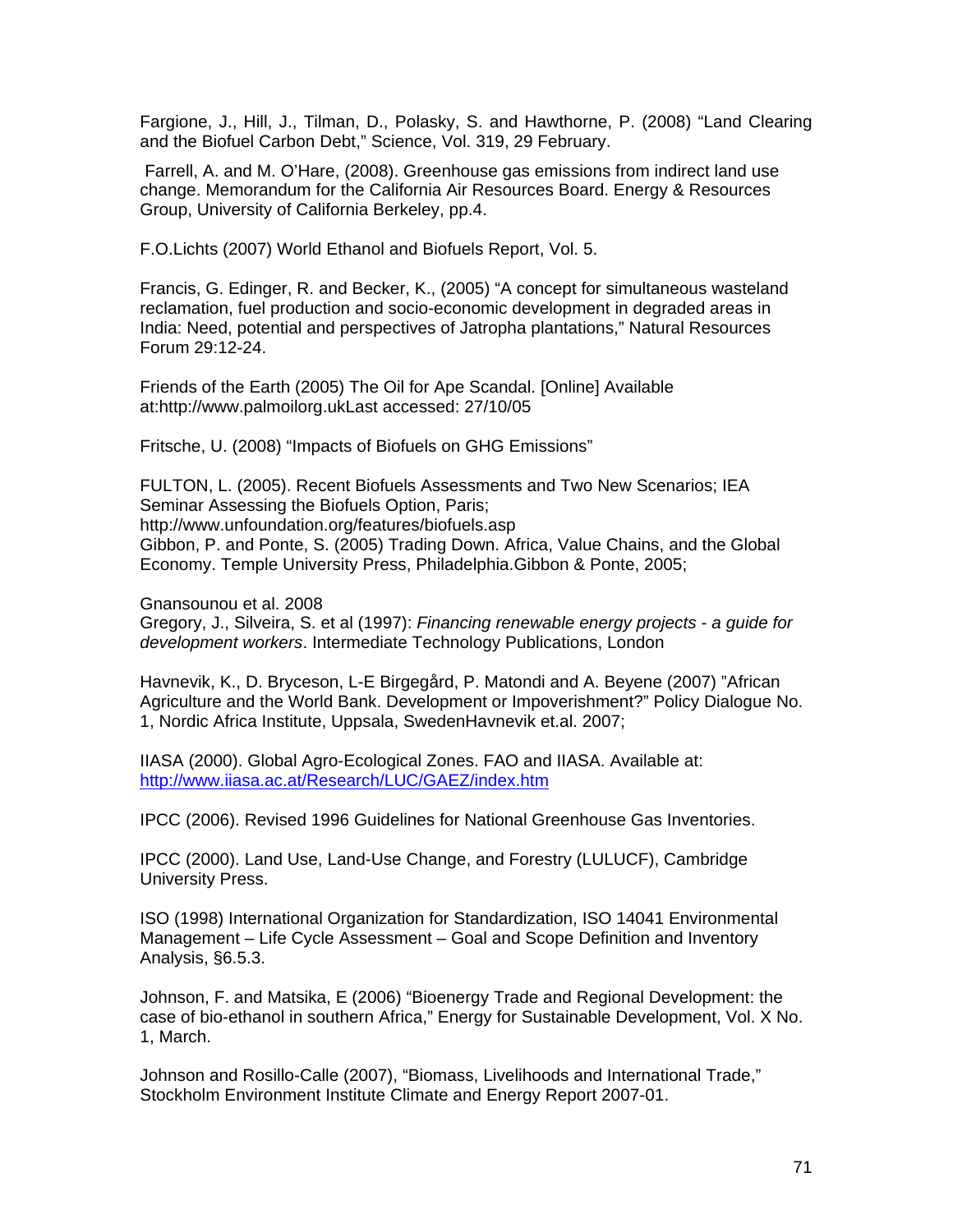Fargione, J., Hill, J., Tilman, D., Polasky, S. and Hawthorne, P. (2008) "Land Clearing and the Biofuel Carbon Debt," Science, Vol. 319, 29 February.

Farrell, A. and M. O'Hare, (2008). Greenhouse gas emissions from indirect land use change. Memorandum for the California Air Resources Board. Energy & Resources Group, University of California Berkeley, pp.4.

F.O.Lichts (2007) World Ethanol and Biofuels Report, Vol. 5.

Francis, G. Edinger, R. and Becker, K., (2005) "A concept for simultaneous wasteland reclamation, fuel production and socio-economic development in degraded areas in India: Need, potential and perspectives of Jatropha plantations," Natural Resources Forum 29:12-24.

Friends of the Earth (2005) The Oil for Ape Scandal. [Online] Available at:http://www.palmoilorg.ukLast accessed: 27/10/05

Fritsche, U. (2008) "Impacts of Biofuels on GHG Emissions"

FULTON, L. (2005). Recent Biofuels Assessments and Two New Scenarios; IEA Seminar Assessing the Biofuels Option, Paris; http://www.unfoundation.org/features/biofuels.asp
Gibbon, P. and Ponte, S. (2005) Trading Down. Africa, Value Chains, and the Global Economy. Temple University Press, Philadelphia.Gibbon & Ponte, 2005;

Gnansounou et al. 2008
Gregory, J., Silveira, S. et al (1997): *Financing renewable energy projects - a guide for development workers*. Intermediate Technology Publications, London

Havnevik, K., D. Bryceson, L-E Birgegård, P. Matondi and A. Beyene (2007) "African Agriculture and the World Bank. Development or Impoverishment?" Policy Dialogue No. 1, Nordic Africa Institute, Uppsala, SwedenHavnevik et.al. 2007;

IIASA (2000). Global Agro-Ecological Zones. FAO and IIASA. Available at: http://www.iiasa.ac.at/Research/LUC/GAEZ/index.htm

IPCC (2006). Revised 1996 Guidelines for National Greenhouse Gas Inventories.

IPCC (2000). Land Use, Land-Use Change, and Forestry (LULUCF), Cambridge University Press.

ISO (1998) International Organization for Standardization, ISO 14041 Environmental Management – Life Cycle Assessment – Goal and Scope Definition and Inventory Analysis, §6.5.3.

Johnson, F. and Matsika, E (2006) "Bioenergy Trade and Regional Development: the case of bio-ethanol in southern Africa," Energy for Sustainable Development, Vol. X No. 1, March.

Johnson and Rosillo-Calle (2007), "Biomass, Livelihoods and International Trade," Stockholm Environment Institute Climate and Energy Report 2007-01.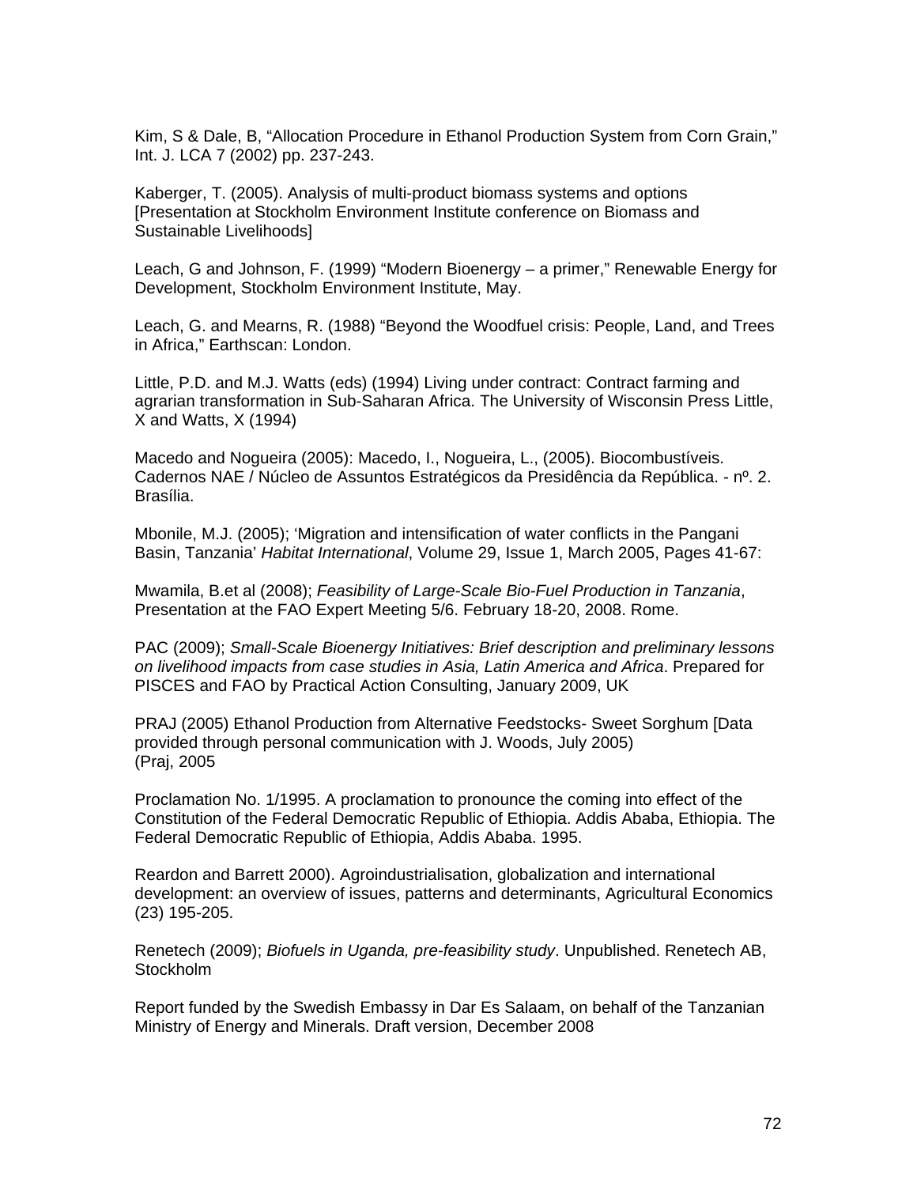Kim, S & Dale, B, “Allocation Procedure in Ethanol Production System from Corn Grain,” Int. J. LCA 7 (2002) pp. 237-243.

Kaberger, T. (2005). Analysis of multi-product biomass systems and options [Presentation at Stockholm Environment Institute conference on Biomass and Sustainable Livelihoods]

Leach, G and Johnson, F. (1999) “Modern Bioenergy – a primer,” Renewable Energy for Development, Stockholm Environment Institute, May.

Leach, G. and Mearns, R. (1988) “Beyond the Woodfuel crisis: People, Land, and Trees in Africa,” Earthscan: London.

Little, P.D. and M.J. Watts (eds) (1994) Living under contract: Contract farming and agrarian transformation in Sub-Saharan Africa. The University of Wisconsin Press Little, X and Watts, X (1994)

Macedo and Nogueira (2005): Macedo, I., Nogueira, L., (2005). Biocombustíveis. Cadernos NAE / Núcleo de Assuntos Estratégicos da Presidência da República. - nº. 2. Brasília.

Mbonile, M.J. (2005); ‘Migration and intensification of water conflicts in the Pangani Basin, Tanzania’ *Habitat International*, Volume 29, Issue 1, March 2005, Pages 41-67:

Mwamila, B.et al (2008); *Feasibility of Large-Scale Bio-Fuel Production in Tanzania*, Presentation at the FAO Expert Meeting 5/6. February 18-20, 2008. Rome.

PAC (2009); *Small-Scale Bioenergy Initiatives: Brief description and preliminary lessons on livelihood impacts from case studies in Asia, Latin America and Africa*. Prepared for PISCES and FAO by Practical Action Consulting, January 2009, UK

PRAJ (2005) Ethanol Production from Alternative Feedstocks- Sweet Sorghum [Data provided through personal communication with J. Woods, July 2005) (Praj, 2005

Proclamation No. 1/1995. A proclamation to pronounce the coming into effect of the Constitution of the Federal Democratic Republic of Ethiopia. Addis Ababa, Ethiopia. The Federal Democratic Republic of Ethiopia, Addis Ababa. 1995.

Reardon and Barrett 2000). Agroindustrialisation, globalization and international development: an overview of issues, patterns and determinants, Agricultural Economics (23) 195-205.

Renetech (2009); *Biofuels in Uganda, pre-feasibility study*. Unpublished. Renetech AB, Stockholm

Report funded by the Swedish Embassy in Dar Es Salaam, on behalf of the Tanzanian Ministry of Energy and Minerals. Draft version, December 2008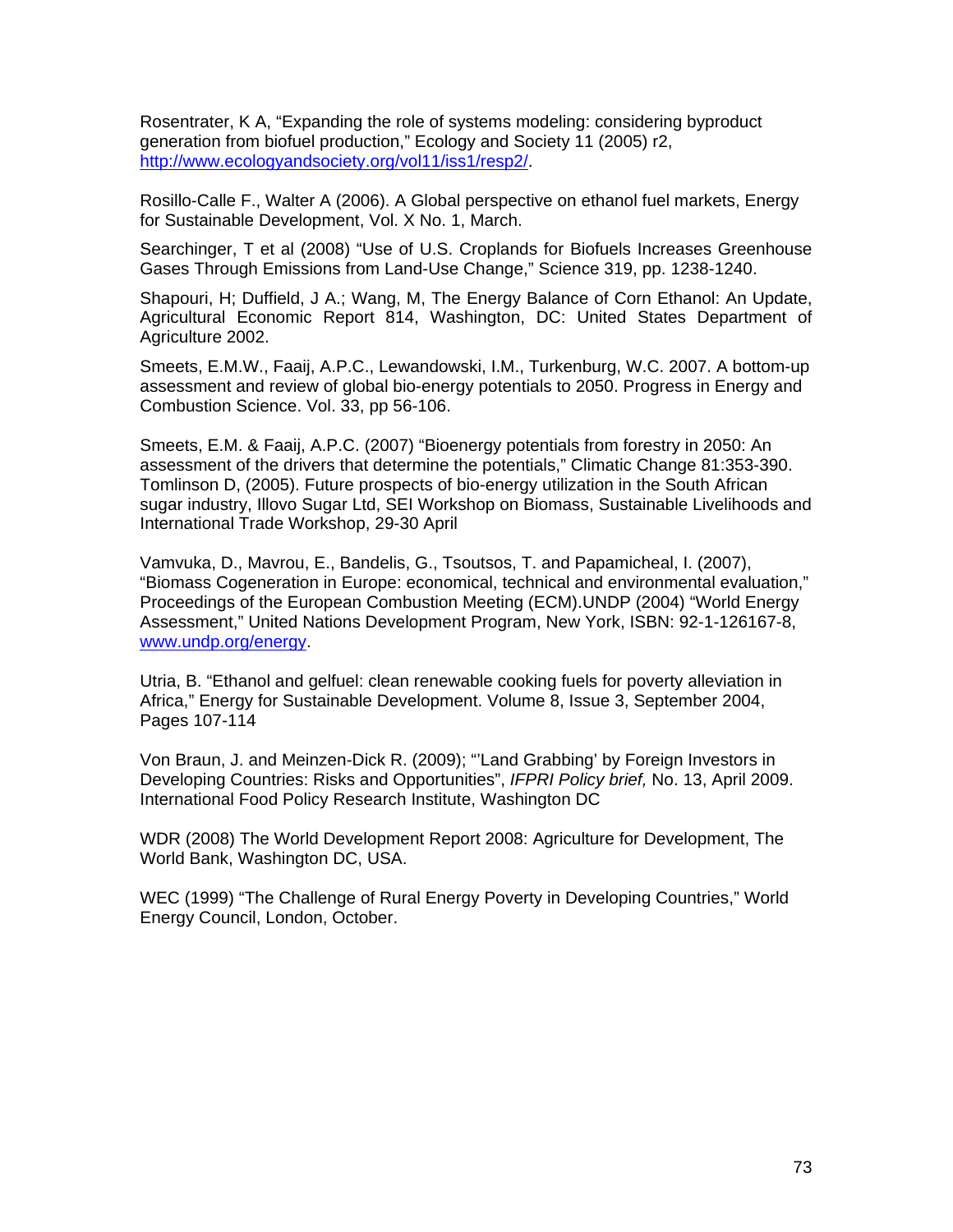Rosentrater, K A, "Expanding the role of systems modeling: considering byproduct generation from biofuel production," Ecology and Society 11 (2005) r2, http://www.ecologyandsociety.org/vol11/iss1/resp2/.

Rosillo-Calle F., Walter A (2006). A Global perspective on ethanol fuel markets, Energy for Sustainable Development, Vol. X No. 1, March.

Searchinger, T et al (2008) "Use of U.S. Croplands for Biofuels Increases Greenhouse Gases Through Emissions from Land-Use Change," Science 319, pp. 1238-1240.

Shapouri, H; Duffield, J A.; Wang, M, The Energy Balance of Corn Ethanol: An Update, Agricultural Economic Report 814, Washington, DC: United States Department of Agriculture 2002.

Smeets, E.M.W., Faaij, A.P.C., Lewandowski, I.M., Turkenburg, W.C. 2007. A bottom-up assessment and review of global bio-energy potentials to 2050. Progress in Energy and Combustion Science. Vol. 33, pp 56-106.

Smeets, E.M. & Faaij, A.P.C. (2007) "Bioenergy potentials from forestry in 2050: An assessment of the drivers that determine the potentials," Climatic Change 81:353-390. Tomlinson D, (2005). Future prospects of bio-energy utilization in the South African sugar industry, Illovo Sugar Ltd, SEI Workshop on Biomass, Sustainable Livelihoods and International Trade Workshop, 29-30 April

Vamvuka, D., Mavrou, E., Bandelis, G., Tsoutsos, T. and Papamicheal, I. (2007), "Biomass Cogeneration in Europe: economical, technical and environmental evaluation," Proceedings of the European Combustion Meeting (ECM).UNDP (2004) "World Energy Assessment," United Nations Development Program, New York, ISBN: 92-1-126167-8, www.undp.org/energy.

Utria, B. "Ethanol and gelfuel: clean renewable cooking fuels for poverty alleviation in Africa," Energy for Sustainable Development. Volume 8, Issue 3, September 2004, Pages 107-114

Von Braun, J. and Meinzen-Dick R. (2009); "'Land Grabbing' by Foreign Investors in Developing Countries: Risks and Opportunities", *IFPRI Policy brief,* No. 13, April 2009. International Food Policy Research Institute, Washington DC

WDR (2008) The World Development Report 2008: Agriculture for Development, The World Bank, Washington DC, USA.

WEC (1999) "The Challenge of Rural Energy Poverty in Developing Countries," World Energy Council, London, October.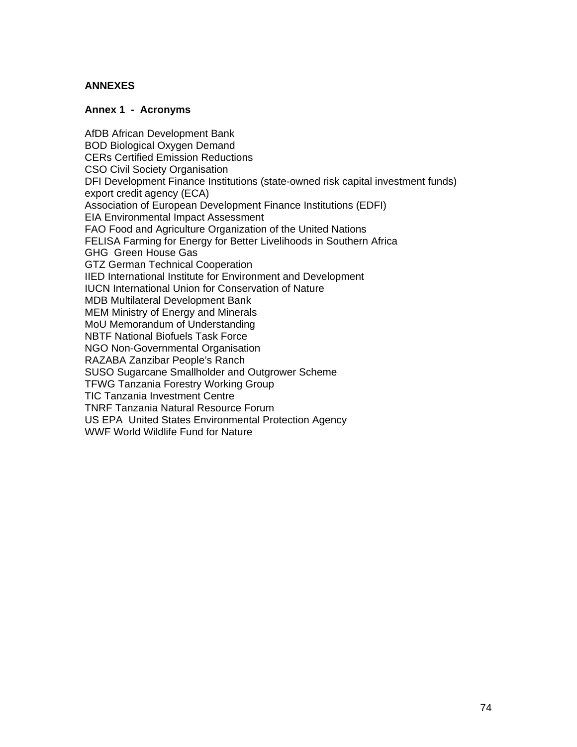## ANNEXES

### Annex 1 - Acronyms

AfDB African Development Bank
BOD Biological Oxygen Demand
CERs Certified Emission Reductions
CSO Civil Society Organisation
DFI Development Finance Institutions (state-owned risk capital investment funds)
export credit agency (ECA)
Association of European Development Finance Institutions (EDFI)
EIA Environmental Impact Assessment
FAO Food and Agriculture Organization of the United Nations
FELISA Farming for Energy for Better Livelihoods in Southern Africa
GHG Green House Gas
GTZ German Technical Cooperation
IIED International Institute for Environment and Development
IUCN International Union for Conservation of Nature
MDB Multilateral Development Bank
MEM Ministry of Energy and Minerals
MoU Memorandum of Understanding
NBTF National Biofuels Task Force
NGO Non-Governmental Organisation
RAZABA Zanzibar People's Ranch
SUSO Sugarcane Smallholder and Outgrower Scheme
TFWG Tanzania Forestry Working Group
TIC Tanzania Investment Centre
TNRF Tanzania Natural Resource Forum
US EPA United States Environmental Protection Agency
WWF World Wildlife Fund for Nature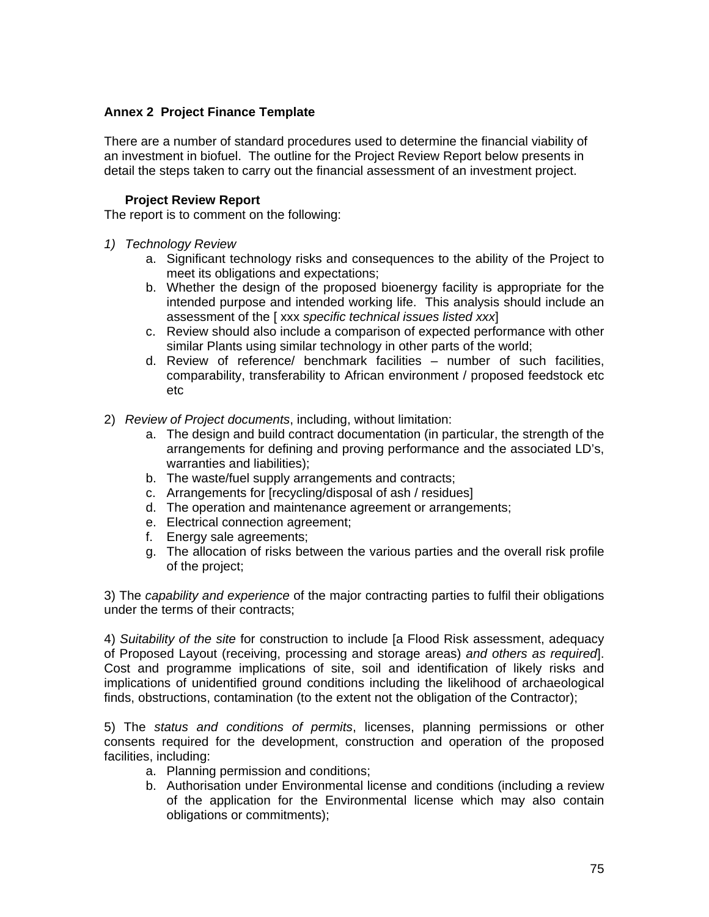**Annex 2 Project Finance Template**

There are a number of standard procedures used to determine the financial viability of an investment in biofuel. The outline for the Project Review Report below presents in detail the steps taken to carry out the financial assessment of an investment project.

**Project Review Report**

The report is to comment on the following:

1) *Technology Review*
   a. Significant technology risks and consequences to the ability of the Project to meet its obligations and expectations;
   b. Whether the design of the proposed bioenergy facility is appropriate for the intended purpose and intended working life. This analysis should include an assessment of the [ xxx *specific technical issues listed xxx*]
   c. Review should also include a comparison of expected performance with other similar Plants using similar technology in other parts of the world;
   d. Review of reference/ benchmark facilities – number of such facilities, comparability, transferability to African environment / proposed feedstock etc etc

2) *Review of Project documents*, including, without limitation:
   a. The design and build contract documentation (in particular, the strength of the arrangements for defining and proving performance and the associated LD's, warranties and liabilities);
   b. The waste/fuel supply arrangements and contracts;
   c. Arrangements for [recycling/disposal of ash / residues]
   d. The operation and maintenance agreement or arrangements;
   e. Electrical connection agreement;
   f. Energy sale agreements;
   g. The allocation of risks between the various parties and the overall risk profile of the project;

3) The *capability and experience* of the major contracting parties to fulfil their obligations under the terms of their contracts;

4) *Suitability of the site* for construction to include [a Flood Risk assessment, adequacy of Proposed Layout (receiving, processing and storage areas) *and others as required*]. Cost and programme implications of site, soil and identification of likely risks and implications of unidentified ground conditions including the likelihood of archaeological finds, obstructions, contamination (to the extent not the obligation of the Contractor);

5) The *status and conditions of permits*, licenses, planning permissions or other consents required for the development, construction and operation of the proposed facilities, including:
   a. Planning permission and conditions;
   b. Authorisation under Environmental license and conditions (including a review of the application for the Environmental license which may also contain obligations or commitments);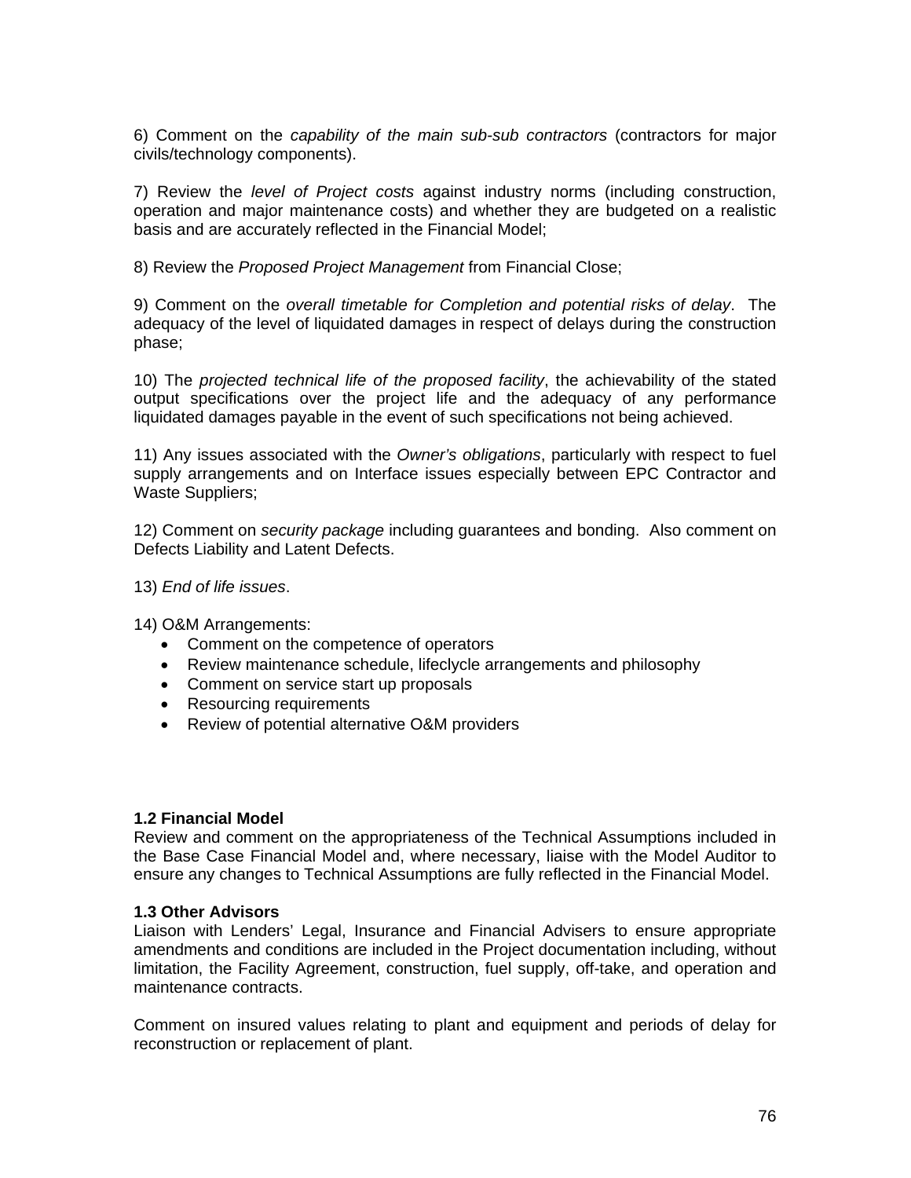6) Comment on the *capability of the main sub-sub contractors* (contractors for major civils/technology components).

7) Review the *level of Project costs* against industry norms (including construction, operation and major maintenance costs) and whether they are budgeted on a realistic basis and are accurately reflected in the Financial Model;

8) Review the *Proposed Project Management* from Financial Close;

9) Comment on the *overall timetable for Completion and potential risks of delay*. The adequacy of the level of liquidated damages in respect of delays during the construction phase;

10) The *projected technical life of the proposed facility*, the achievability of the stated output specifications over the project life and the adequacy of any performance liquidated damages payable in the event of such specifications not being achieved.

11) Any issues associated with the *Owner's obligations*, particularly with respect to fuel supply arrangements and on Interface issues especially between EPC Contractor and Waste Suppliers;

12) Comment on *security package* including guarantees and bonding. Also comment on Defects Liability and Latent Defects.

13) *End of life issues*.

14) O&M Arrangements:

- Comment on the competence of operators
- Review maintenance schedule, lifeclycle arrangements and philosophy
- Comment on service start up proposals
- Resourcing requirements
- Review of potential alternative O&M providers

**1.2 Financial Model**

Review and comment on the appropriateness of the Technical Assumptions included in the Base Case Financial Model and, where necessary, liaise with the Model Auditor to ensure any changes to Technical Assumptions are fully reflected in the Financial Model.

**1.3 Other Advisors**

Liaison with Lenders' Legal, Insurance and Financial Advisers to ensure appropriate amendments and conditions are included in the Project documentation including, without limitation, the Facility Agreement, construction, fuel supply, off-take, and operation and maintenance contracts.

Comment on insured values relating to plant and equipment and periods of delay for reconstruction or replacement of plant.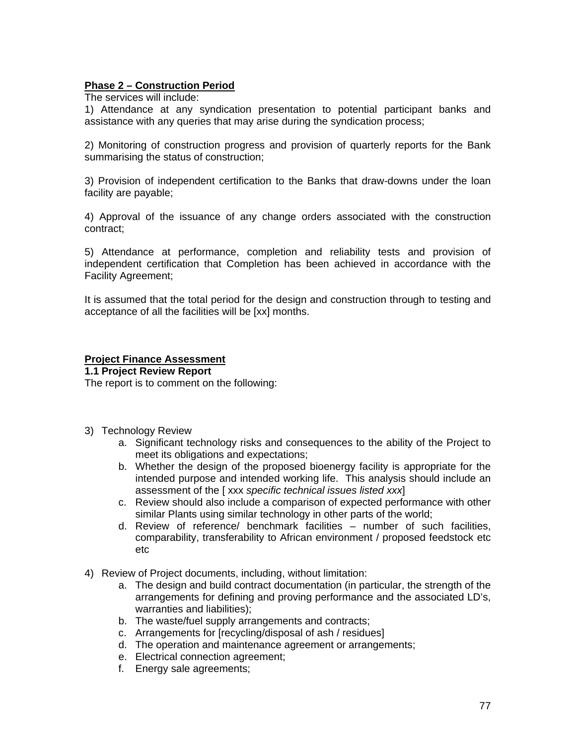**Phase 2 – Construction Period**

The services will include:

1) Attendance at any syndication presentation to potential participant banks and assistance with any queries that may arise during the syndication process;

2) Monitoring of construction progress and provision of quarterly reports for the Bank summarising the status of construction;

3) Provision of independent certification to the Banks that draw-downs under the loan facility are payable;

4) Approval of the issuance of any change orders associated with the construction contract;

5) Attendance at performance, completion and reliability tests and provision of independent certification that Completion has been achieved in accordance with the Facility Agreement;

It is assumed that the total period for the design and construction through to testing and acceptance of all the facilities will be [xx] months.

**Project Finance Assessment**

**1.1 Project Review Report**

The report is to comment on the following:

3) Technology Review
    a. Significant technology risks and consequences to the ability of the Project to meet its obligations and expectations;
    b. Whether the design of the proposed bioenergy facility is appropriate for the intended purpose and intended working life. This analysis should include an assessment of the [ xxx *specific technical issues listed xxx*]
    c. Review should also include a comparison of expected performance with other similar Plants using similar technology in other parts of the world;
    d. Review of reference/ benchmark facilities – number of such facilities, comparability, transferability to African environment / proposed feedstock etc etc

4) Review of Project documents, including, without limitation:
    a. The design and build contract documentation (in particular, the strength of the arrangements for defining and proving performance and the associated LD's, warranties and liabilities);
    b. The waste/fuel supply arrangements and contracts;
    c. Arrangements for [recycling/disposal of ash / residues]
    d. The operation and maintenance agreement or arrangements;
    e. Electrical connection agreement;
    f. Energy sale agreements;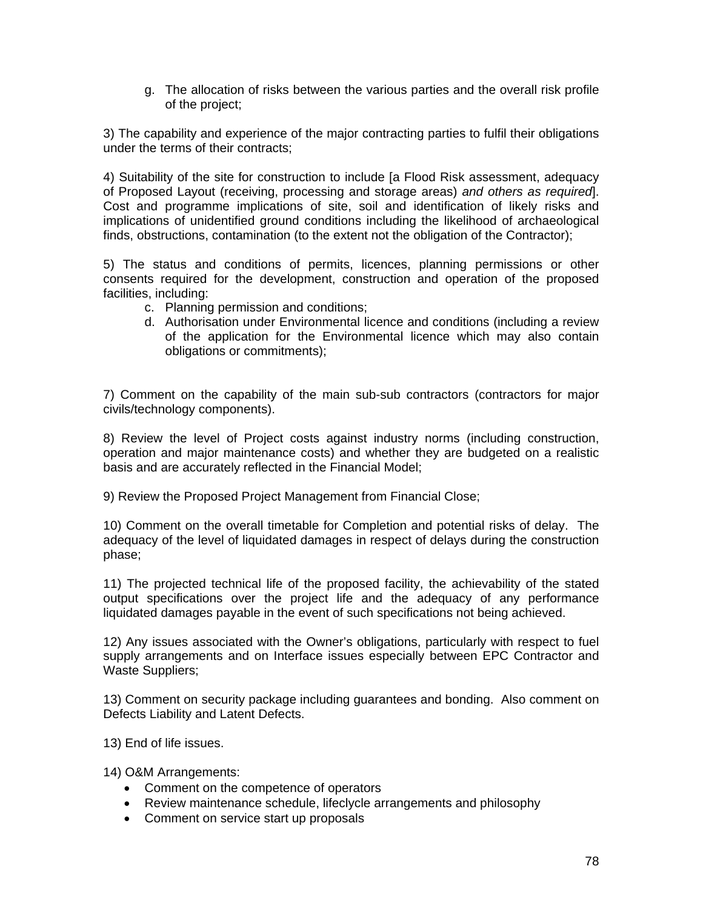g. The allocation of risks between the various parties and the overall risk profile of the project;

3) The capability and experience of the major contracting parties to fulfil their obligations under the terms of their contracts;

4) Suitability of the site for construction to include [a Flood Risk assessment, adequacy of Proposed Layout (receiving, processing and storage areas) *and others as required*]. Cost and programme implications of site, soil and identification of likely risks and implications of unidentified ground conditions including the likelihood of archaeological finds, obstructions, contamination (to the extent not the obligation of the Contractor);

5) The status and conditions of permits, licences, planning permissions or other consents required for the development, construction and operation of the proposed facilities, including:

c. Planning permission and conditions;
d. Authorisation under Environmental licence and conditions (including a review of the application for the Environmental licence which may also contain obligations or commitments);

7) Comment on the capability of the main sub-sub contractors (contractors for major civils/technology components).

8) Review the level of Project costs against industry norms (including construction, operation and major maintenance costs) and whether they are budgeted on a realistic basis and are accurately reflected in the Financial Model;

9) Review the Proposed Project Management from Financial Close;

10) Comment on the overall timetable for Completion and potential risks of delay. The adequacy of the level of liquidated damages in respect of delays during the construction phase;

11) The projected technical life of the proposed facility, the achievability of the stated output specifications over the project life and the adequacy of any performance liquidated damages payable in the event of such specifications not being achieved.

12) Any issues associated with the Owner's obligations, particularly with respect to fuel supply arrangements and on Interface issues especially between EPC Contractor and Waste Suppliers;

13) Comment on security package including guarantees and bonding. Also comment on Defects Liability and Latent Defects.

13) End of life issues.

14) O&M Arrangements:

- Comment on the competence of operators
- Review maintenance schedule, lifeclycle arrangements and philosophy
- Comment on service start up proposals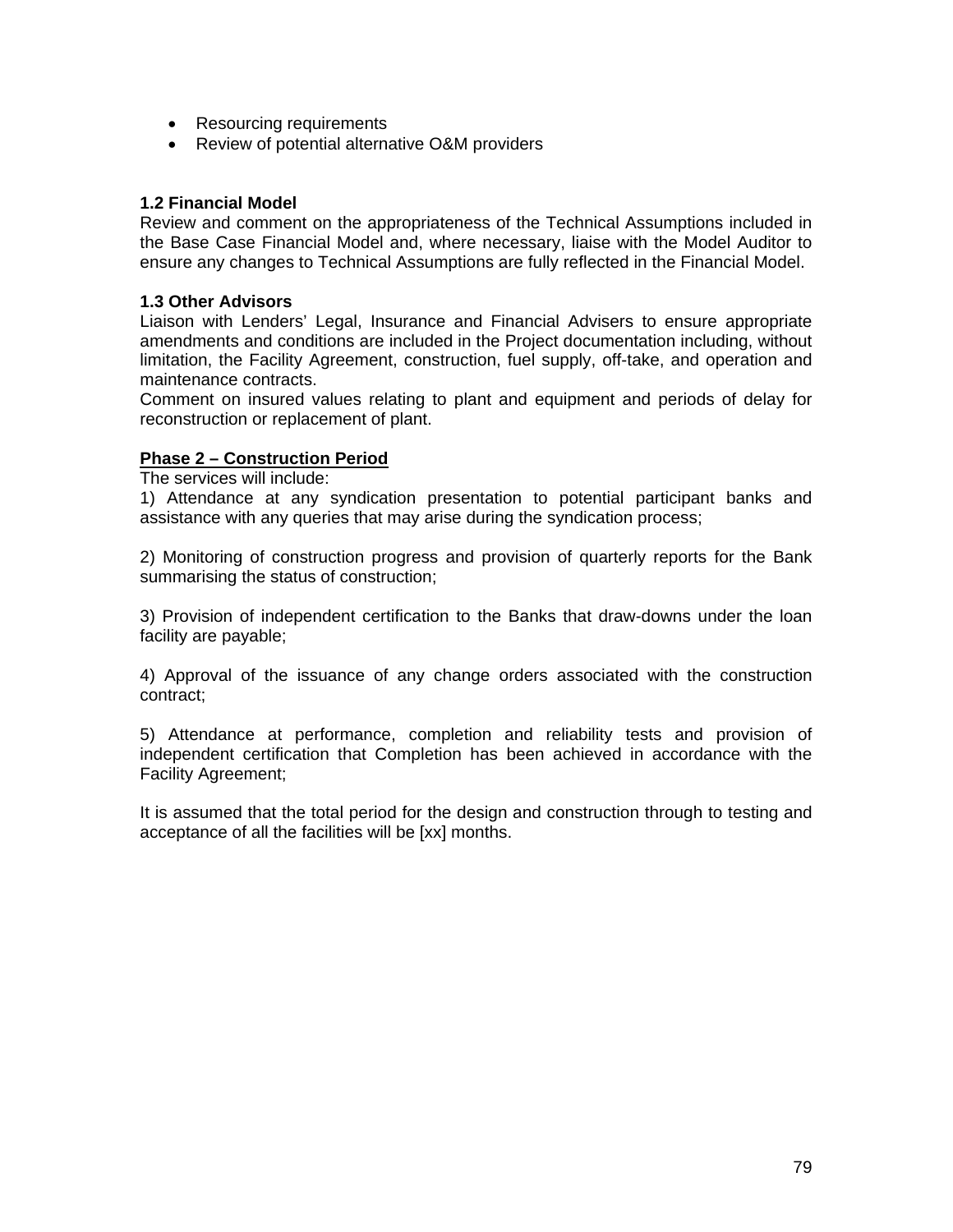- Resourcing requirements
- Review of potential alternative O&M providers

**1.2 Financial Model**
Review and comment on the appropriateness of the Technical Assumptions included in the Base Case Financial Model and, where necessary, liaise with the Model Auditor to ensure any changes to Technical Assumptions are fully reflected in the Financial Model.

**1.3 Other Advisors**
Liaison with Lenders' Legal, Insurance and Financial Advisers to ensure appropriate amendments and conditions are included in the Project documentation including, without limitation, the Facility Agreement, construction, fuel supply, off-take, and operation and maintenance contracts.
Comment on insured values relating to plant and equipment and periods of delay for reconstruction or replacement of plant.

**<u>Phase 2 – Construction Period</u>**
The services will include:
1) Attendance at any syndication presentation to potential participant banks and assistance with any queries that may arise during the syndication process;

2) Monitoring of construction progress and provision of quarterly reports for the Bank summarising the status of construction;

3) Provision of independent certification to the Banks that draw-downs under the loan facility are payable;

4) Approval of the issuance of any change orders associated with the construction contract;

5) Attendance at performance, completion and reliability tests and provision of independent certification that Completion has been achieved in accordance with the Facility Agreement;

It is assumed that the total period for the design and construction through to testing and acceptance of all the facilities will be [xx] months.